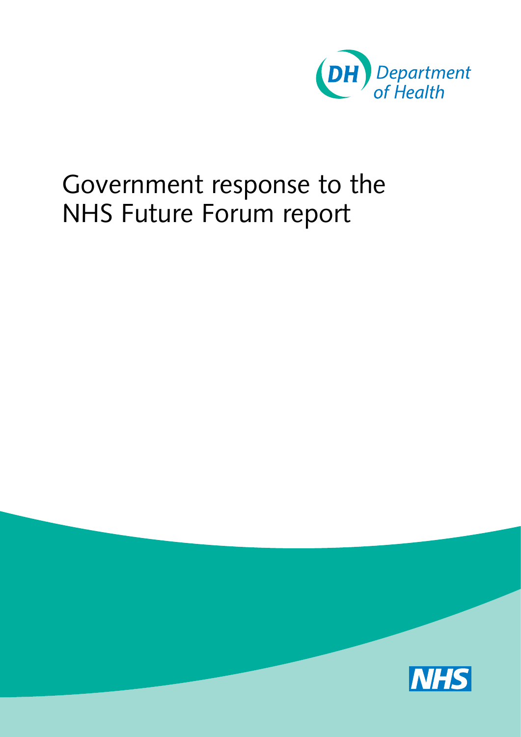Department of Health

# Government response to the NHS Future Forum report

NHS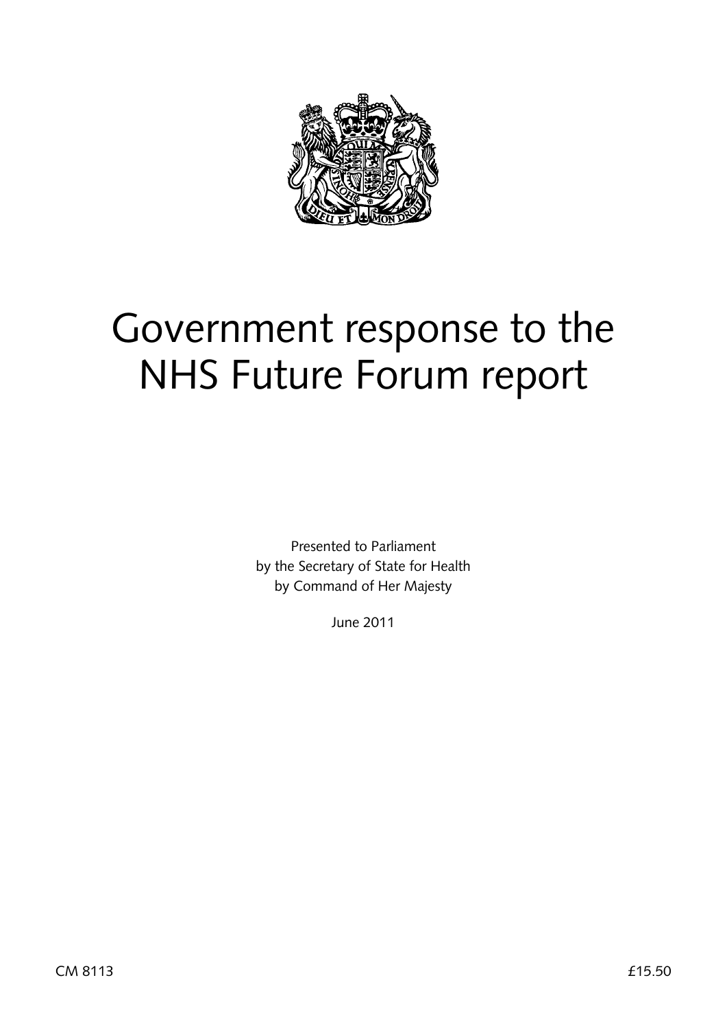# Government response to the NHS Future Forum report

Presented to Parliament
by the Secretary of State for Health
by Command of Her Majesty

June 2011

CM 8113

£15.50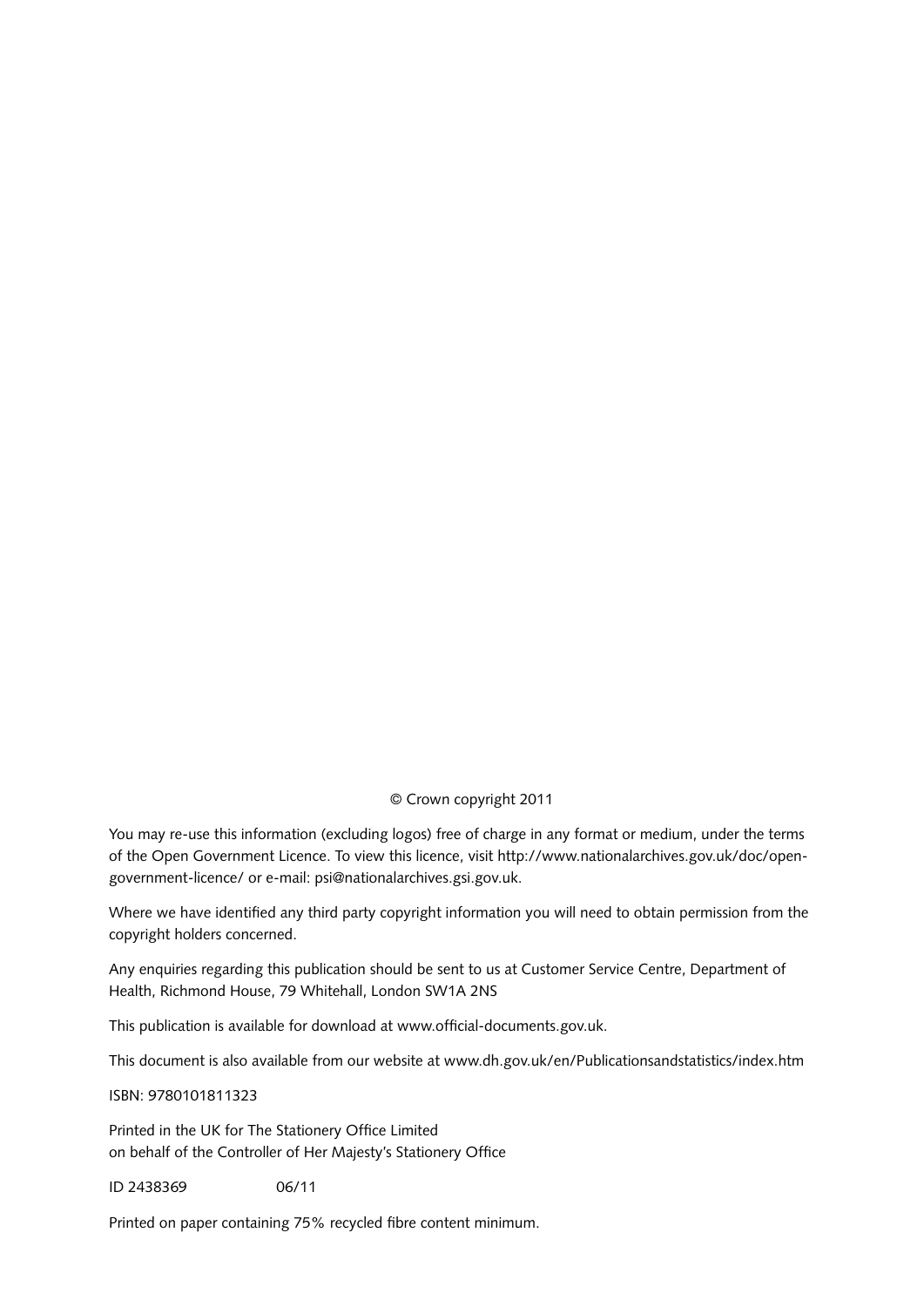© Crown copyright 2011

You may re-use this information (excluding logos) free of charge in any format or medium, under the terms of the Open Government Licence. To view this licence, visit http://www.nationalarchives.gov.uk/doc/open-government-licence/ or e-mail: psi@nationalarchives.gsi.gov.uk.

Where we have identified any third party copyright information you will need to obtain permission from the copyright holders concerned.

Any enquiries regarding this publication should be sent to us at Customer Service Centre, Department of Health, Richmond House, 79 Whitehall, London SW1A 2NS

This publication is available for download at www.official-documents.gov.uk.

This document is also available from our website at www.dh.gov.uk/en/Publicationsandstatistics/index.htm

ISBN: 9780101811323

Printed in the UK for The Stationery Office Limited
on behalf of the Controller of Her Majesty's Stationery Office

ID 2438369 06/11

Printed on paper containing 75% recycled fibre content minimum.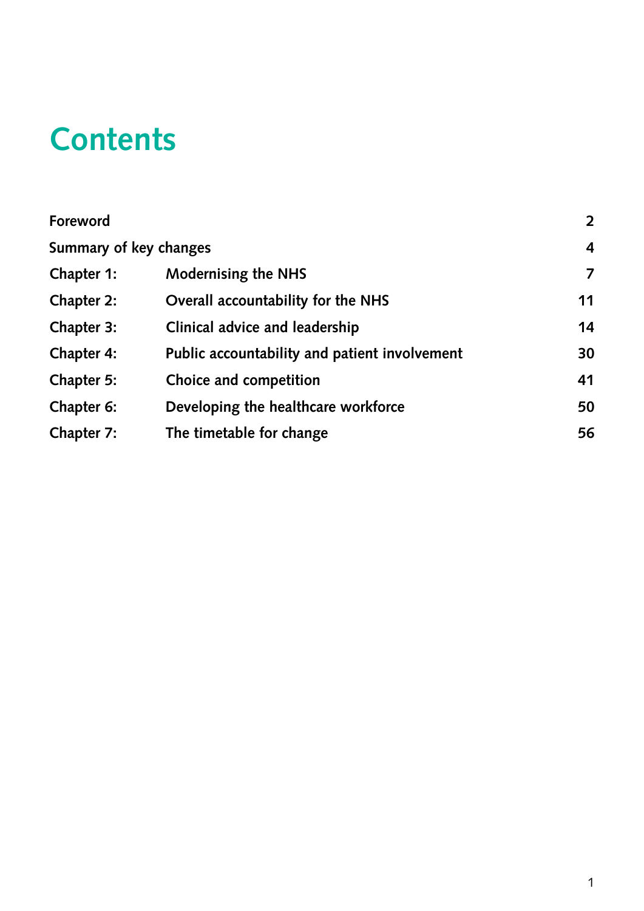# Contents

| | | |
|---|---|---|
| Foreword | | 2 |
| Summary of key changes | | 4 |
| Chapter 1: | Modernising the NHS | 7 |
| Chapter 2: | Overall accountability for the NHS | 11 |
| Chapter 3: | Clinical advice and leadership | 14 |
| Chapter 4: | Public accountability and patient involvement | 30 |
| Chapter 5: | Choice and competition | 41 |
| Chapter 6: | Developing the healthcare workforce | 50 |
| Chapter 7: | The timetable for change | 56 |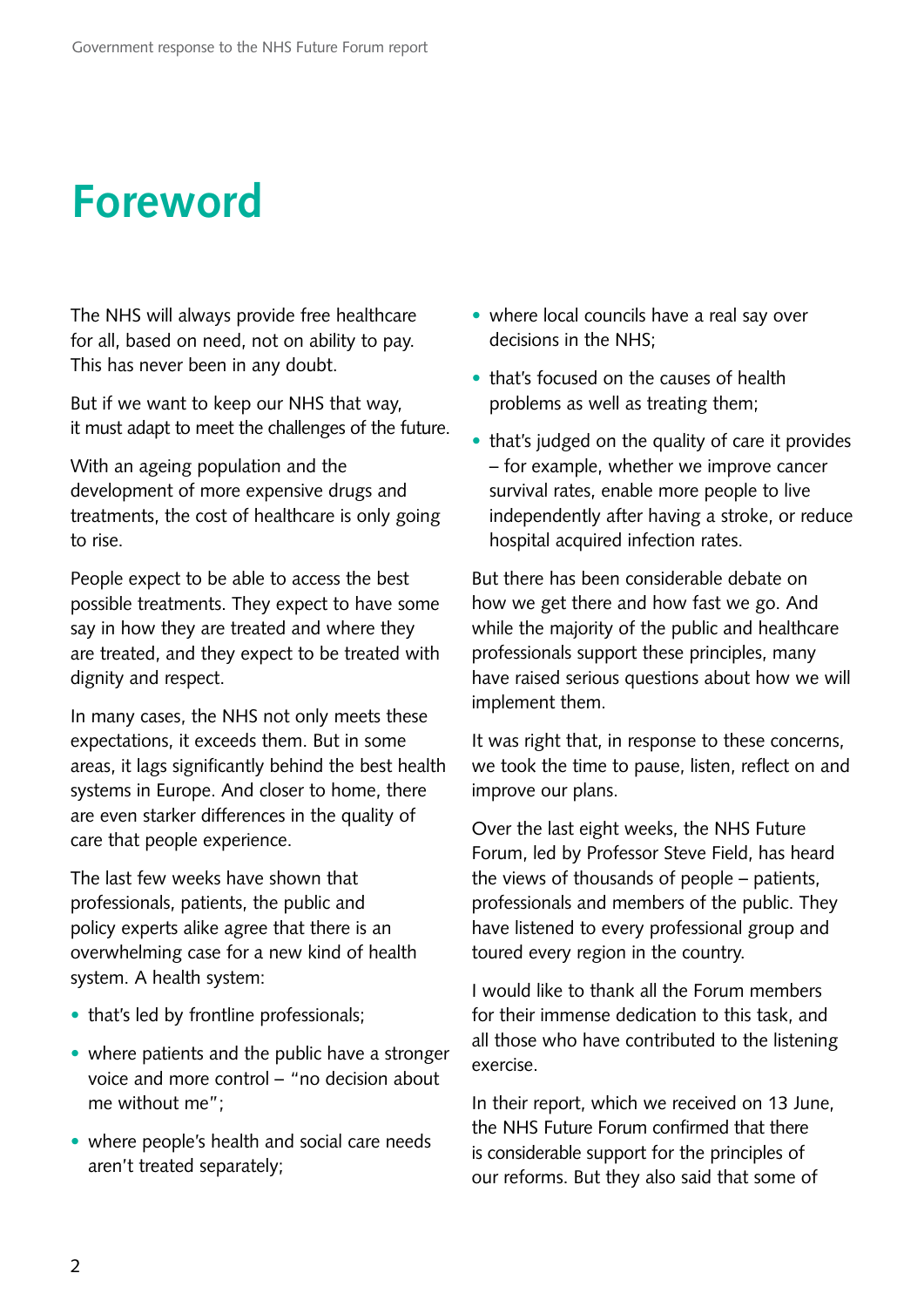# Foreword

The NHS will always provide free healthcare for all, based on need, not on ability to pay. This has never been in any doubt.

But if we want to keep our NHS that way, it must adapt to meet the challenges of the future.

With an ageing population and the development of more expensive drugs and treatments, the cost of healthcare is only going to rise.

People expect to be able to access the best possible treatments. They expect to have some say in how they are treated and where they are treated, and they expect to be treated with dignity and respect.

In many cases, the NHS not only meets these expectations, it exceeds them. But in some areas, it lags significantly behind the best health systems in Europe. And closer to home, there are even starker differences in the quality of care that people experience.

The last few weeks have shown that professionals, patients, the public and policy experts alike agree that there is an overwhelming case for a new kind of health system. A health system:

- that's led by frontline professionals;
- where patients and the public have a stronger voice and more control – "no decision about me without me";
- where people's health and social care needs aren't treated separately;
- where local councils have a real say over decisions in the NHS;
- that's focused on the causes of health problems as well as treating them;
- that's judged on the quality of care it provides – for example, whether we improve cancer survival rates, enable more people to live independently after having a stroke, or reduce hospital acquired infection rates.

But there has been considerable debate on how we get there and how fast we go. And while the majority of the public and healthcare professionals support these principles, many have raised serious questions about how we will implement them.

It was right that, in response to these concerns, we took the time to pause, listen, reflect on and improve our plans.

Over the last eight weeks, the NHS Future Forum, led by Professor Steve Field, has heard the views of thousands of people – patients, professionals and members of the public. They have listened to every professional group and toured every region in the country.

I would like to thank all the Forum members for their immense dedication to this task, and all those who have contributed to the listening exercise.

In their report, which we received on 13 June, the NHS Future Forum confirmed that there is considerable support for the principles of our reforms. But they also said that some of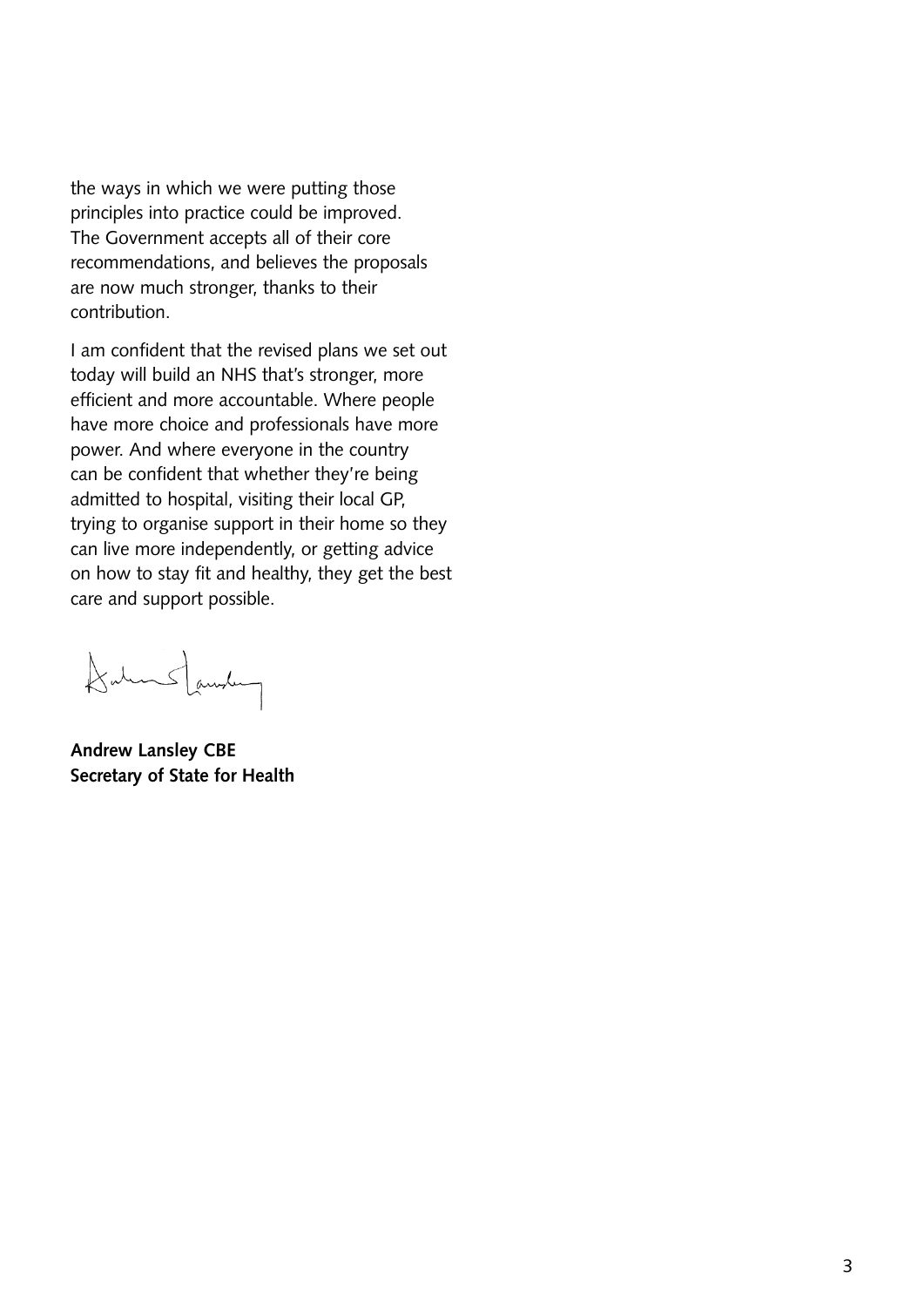the ways in which we were putting those principles into practice could be improved. The Government accepts all of their core recommendations, and believes the proposals are now much stronger, thanks to their contribution.

I am confident that the revised plans we set out today will build an NHS that's stronger, more efficient and more accountable. Where people have more choice and professionals have more power. And where everyone in the country can be confident that whether they're being admitted to hospital, visiting their local GP, trying to organise support in their home so they can live more independently, or getting advice on how to stay fit and healthy, they get the best care and support possible.

**Andrew Lansley CBE**
**Secretary of State for Health**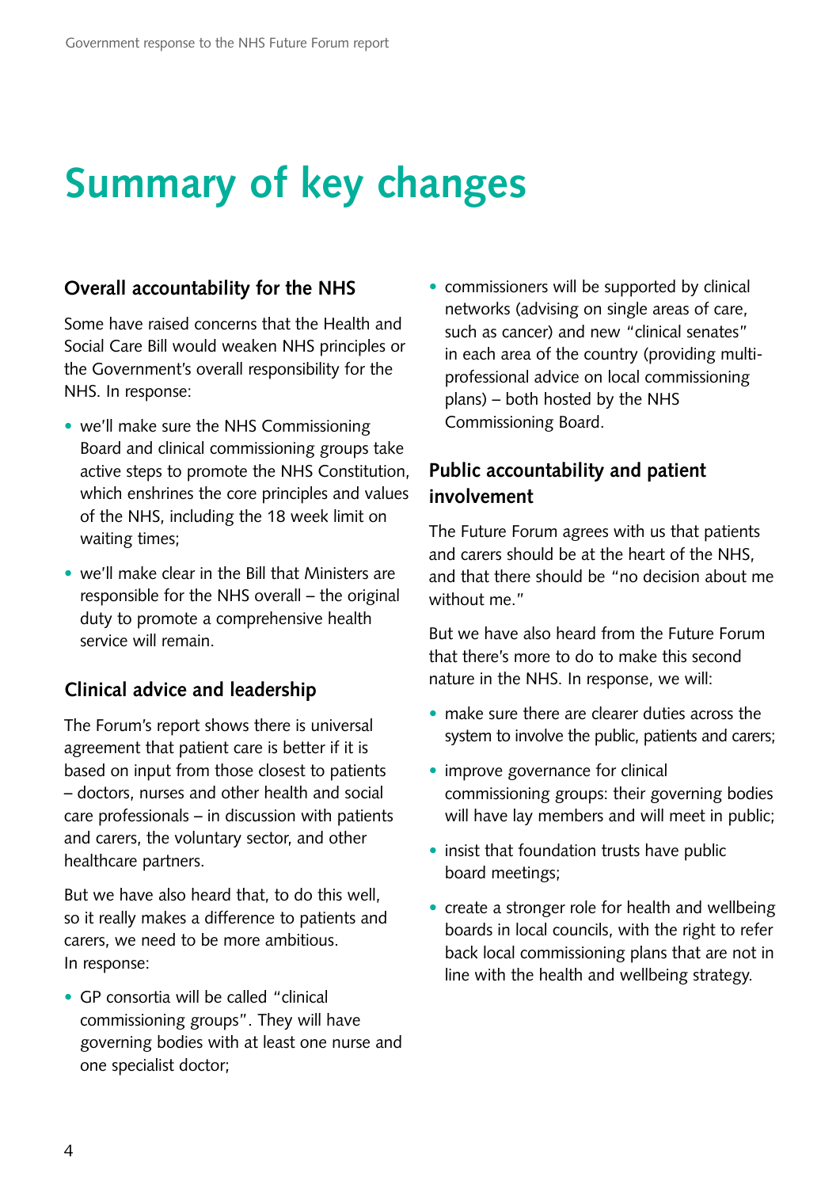# Summary of key changes

### Overall accountability for the NHS

Some have raised concerns that the Health and Social Care Bill would weaken NHS principles or the Government's overall responsibility for the NHS. In response:

- we'll make sure the NHS Commissioning Board and clinical commissioning groups take active steps to promote the NHS Constitution, which enshrines the core principles and values of the NHS, including the 18 week limit on waiting times;
- we'll make clear in the Bill that Ministers are responsible for the NHS overall – the original duty to promote a comprehensive health service will remain.

### Clinical advice and leadership

The Forum's report shows there is universal agreement that patient care is better if it is based on input from those closest to patients – doctors, nurses and other health and social care professionals – in discussion with patients and carers, the voluntary sector, and other healthcare partners.

But we have also heard that, to do this well, so it really makes a difference to patients and carers, we need to be more ambitious. In response:

- GP consortia will be called "clinical commissioning groups". They will have governing bodies with at least one nurse and one specialist doctor;
- commissioners will be supported by clinical networks (advising on single areas of care, such as cancer) and new "clinical senates" in each area of the country (providing multi-professional advice on local commissioning plans) – both hosted by the NHS Commissioning Board.

### Public accountability and patient involvement

The Future Forum agrees with us that patients and carers should be at the heart of the NHS, and that there should be "no decision about me without me."

But we have also heard from the Future Forum that there's more to do to make this second nature in the NHS. In response, we will:

- make sure there are clearer duties across the system to involve the public, patients and carers;
- improve governance for clinical commissioning groups: their governing bodies will have lay members and will meet in public;
- insist that foundation trusts have public board meetings;
- create a stronger role for health and wellbeing boards in local councils, with the right to refer back local commissioning plans that are not in line with the health and wellbeing strategy.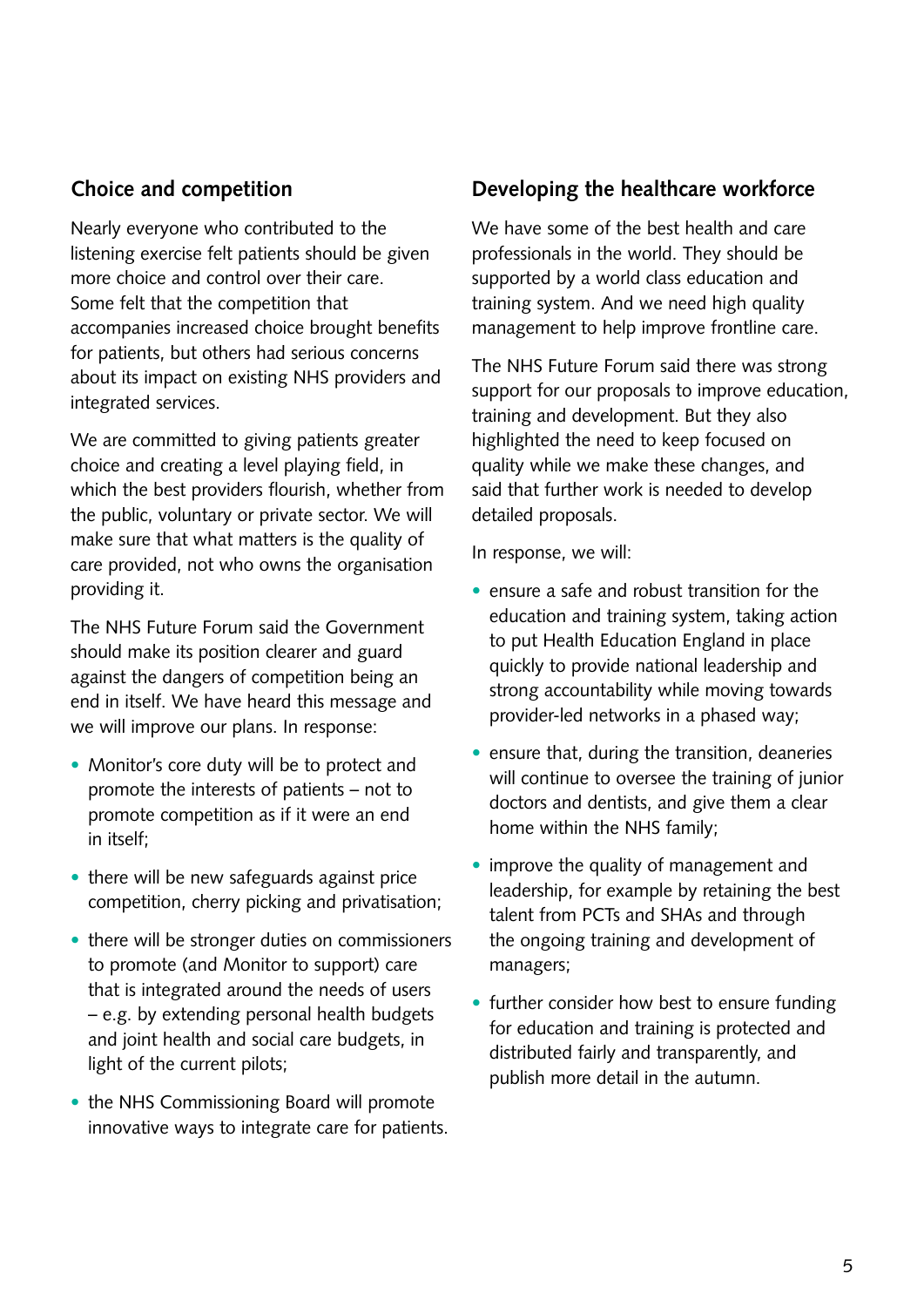## Choice and competition

Nearly everyone who contributed to the listening exercise felt patients should be given more choice and control over their care. Some felt that the competition that accompanies increased choice brought benefits for patients, but others had serious concerns about its impact on existing NHS providers and integrated services.

We are committed to giving patients greater choice and creating a level playing field, in which the best providers flourish, whether from the public, voluntary or private sector. We will make sure that what matters is the quality of care provided, not who owns the organisation providing it.

The NHS Future Forum said the Government should make its position clearer and guard against the dangers of competition being an end in itself. We have heard this message and we will improve our plans. In response:

- Monitor's core duty will be to protect and promote the interests of patients – not to promote competition as if it were an end in itself;
- there will be new safeguards against price competition, cherry picking and privatisation;
- there will be stronger duties on commissioners to promote (and Monitor to support) care that is integrated around the needs of users – e.g. by extending personal health budgets and joint health and social care budgets, in light of the current pilots;
- the NHS Commissioning Board will promote innovative ways to integrate care for patients.

## Developing the healthcare workforce

We have some of the best health and care professionals in the world. They should be supported by a world class education and training system. And we need high quality management to help improve frontline care.

The NHS Future Forum said there was strong support for our proposals to improve education, training and development. But they also highlighted the need to keep focused on quality while we make these changes, and said that further work is needed to develop detailed proposals.

In response, we will:

- ensure a safe and robust transition for the education and training system, taking action to put Health Education England in place quickly to provide national leadership and strong accountability while moving towards provider-led networks in a phased way;
- ensure that, during the transition, deaneries will continue to oversee the training of junior doctors and dentists, and give them a clear home within the NHS family;
- improve the quality of management and leadership, for example by retaining the best talent from PCTs and SHAs and through the ongoing training and development of managers;
- further consider how best to ensure funding for education and training is protected and distributed fairly and transparently, and publish more detail in the autumn.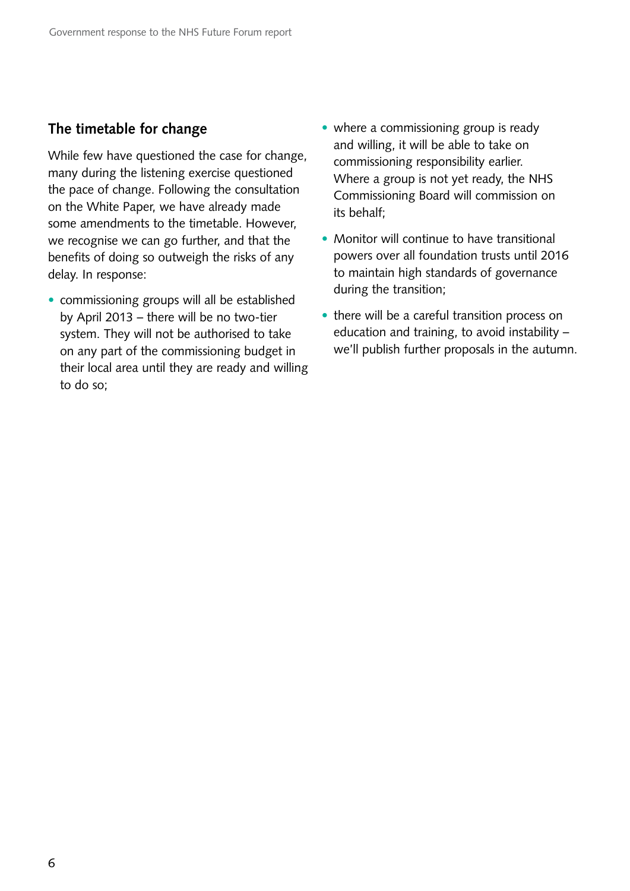## The timetable for change

While few have questioned the case for change, many during the listening exercise questioned the pace of change. Following the consultation on the White Paper, we have already made some amendments to the timetable. However, we recognise we can go further, and that the benefits of doing so outweigh the risks of any delay. In response:

- commissioning groups will all be established by April 2013 – there will be no two-tier system. They will not be authorised to take on any part of the commissioning budget in their local area until they are ready and willing to do so;
- where a commissioning group is ready and willing, it will be able to take on commissioning responsibility earlier. Where a group is not yet ready, the NHS Commissioning Board will commission on its behalf;
- Monitor will continue to have transitional powers over all foundation trusts until 2016 to maintain high standards of governance during the transition;
- there will be a careful transition process on education and training, to avoid instability – we'll publish further proposals in the autumn.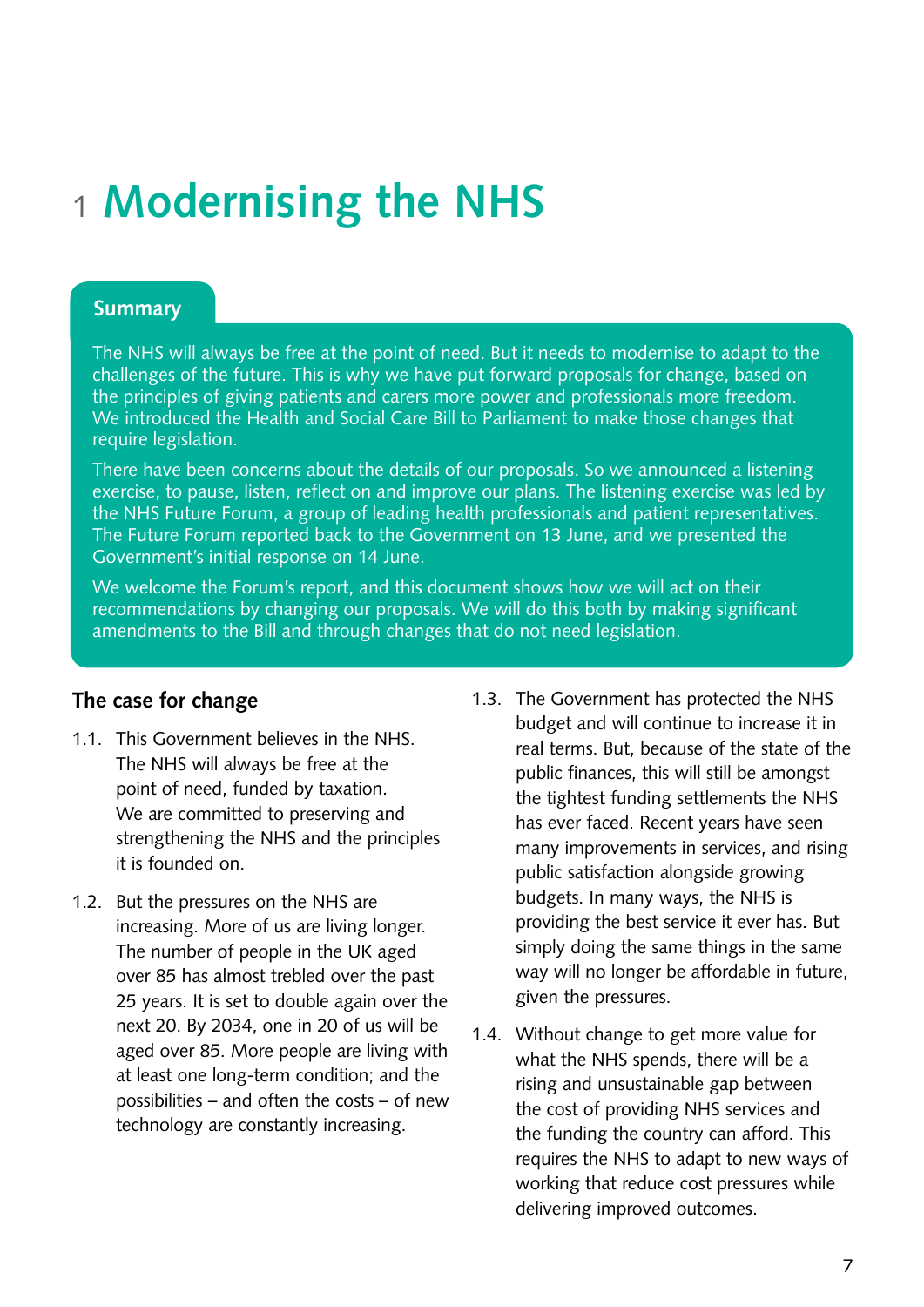# 1 Modernising the NHS

**Summary**

The NHS will always be free at the point of need. But it needs to modernise to adapt to the challenges of the future. This is why we have put forward proposals for change, based on the principles of giving patients and carers more power and professionals more freedom. We introduced the Health and Social Care Bill to Parliament to make those changes that require legislation.

There have been concerns about the details of our proposals. So we announced a listening exercise, to pause, listen, reflect on and improve our plans. The listening exercise was led by the NHS Future Forum, a group of leading health professionals and patient representatives. The Future Forum reported back to the Government on 13 June, and we presented the Government's initial response on 14 June.

We welcome the Forum's report, and this document shows how we will act on their recommendations by changing our proposals. We will do this both by making significant amendments to the Bill and through changes that do not need legislation.

## The case for change

1.1. This Government believes in the NHS. The NHS will always be free at the point of need, funded by taxation. We are committed to preserving and strengthening the NHS and the principles it is founded on.

1.2. But the pressures on the NHS are increasing. More of us are living longer. The number of people in the UK aged over 85 has almost trebled over the past 25 years. It is set to double again over the next 20. By 2034, one in 20 of us will be aged over 85. More people are living with at least one long-term condition; and the possibilities – and often the costs – of new technology are constantly increasing.

1.3. The Government has protected the NHS budget and will continue to increase it in real terms. But, because of the state of the public finances, this will still be amongst the tightest funding settlements the NHS has ever faced. Recent years have seen many improvements in services, and rising public satisfaction alongside growing budgets. In many ways, the NHS is providing the best service it ever has. But simply doing the same things in the same way will no longer be affordable in future, given the pressures.

1.4. Without change to get more value for what the NHS spends, there will be a rising and unsustainable gap between the cost of providing NHS services and the funding the country can afford. This requires the NHS to adapt to new ways of working that reduce cost pressures while delivering improved outcomes.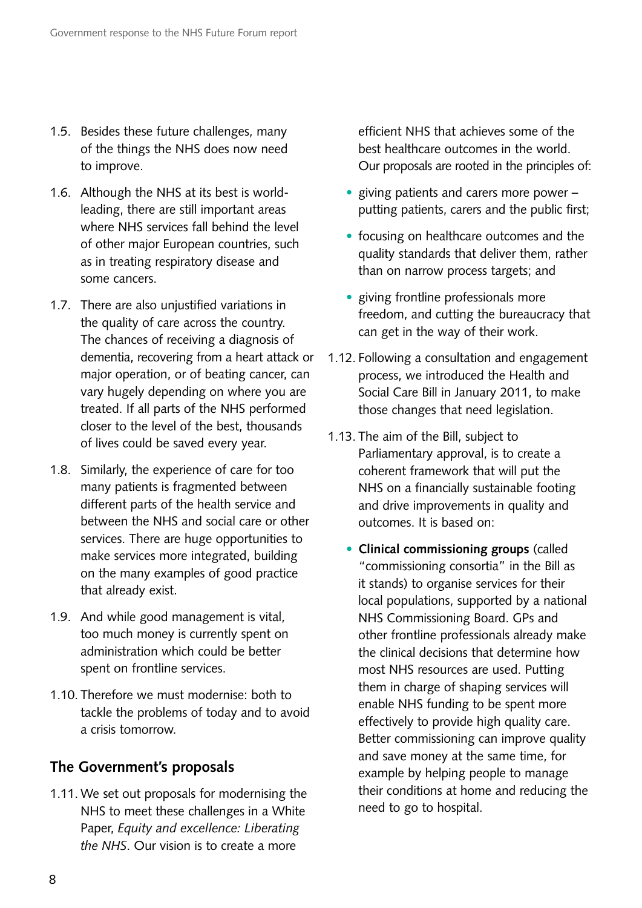1.5. Besides these future challenges, many of the things the NHS does now need to improve.

1.6. Although the NHS at its best is world-leading, there are still important areas where NHS services fall behind the level of other major European countries, such as in treating respiratory disease and some cancers.

1.7. There are also unjustified variations in the quality of care across the country. The chances of receiving a diagnosis of dementia, recovering from a heart attack or major operation, or of beating cancer, can vary hugely depending on where you are treated. If all parts of the NHS performed closer to the level of the best, thousands of lives could be saved every year.

1.8. Similarly, the experience of care for too many patients is fragmented between different parts of the health service and between the NHS and social care or other services. There are huge opportunities to make services more integrated, building on the many examples of good practice that already exist.

1.9. And while good management is vital, too much money is currently spent on administration which could be better spent on frontline services.

1.10. Therefore we must modernise: both to tackle the problems of today and to avoid a crisis tomorrow.

## The Government's proposals

1.11. We set out proposals for modernising the NHS to meet these challenges in a White Paper, *Equity and excellence: Liberating the NHS*. Our vision is to create a more efficient NHS that achieves some of the best healthcare outcomes in the world. Our proposals are rooted in the principles of:

- giving patients and carers more power – putting patients, carers and the public first;
- focusing on healthcare outcomes and the quality standards that deliver them, rather than on narrow process targets; and
- giving frontline professionals more freedom, and cutting the bureaucracy that can get in the way of their work.

1.12. Following a consultation and engagement process, we introduced the Health and Social Care Bill in January 2011, to make those changes that need legislation.

1.13. The aim of the Bill, subject to Parliamentary approval, is to create a coherent framework that will put the NHS on a financially sustainable footing and drive improvements in quality and outcomes. It is based on:

- **Clinical commissioning groups** (called "commissioning consortia" in the Bill as it stands) to organise services for their local populations, supported by a national NHS Commissioning Board. GPs and other frontline professionals already make the clinical decisions that determine how most NHS resources are used. Putting them in charge of shaping services will enable NHS funding to be spent more effectively to provide high quality care. Better commissioning can improve quality and save money at the same time, for example by helping people to manage their conditions at home and reducing the need to go to hospital.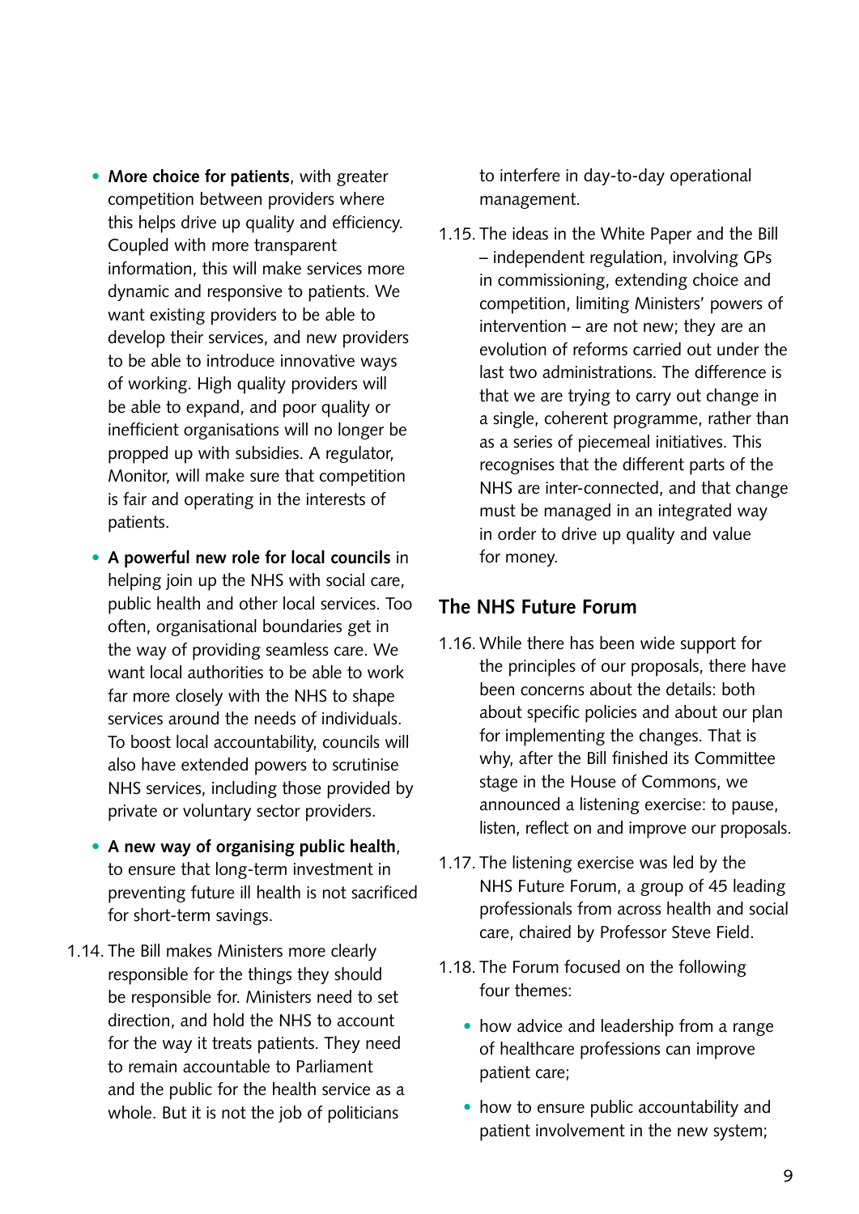- **More choice for patients**, with greater competition between providers where this helps drive up quality and efficiency. Coupled with more transparent information, this will make services more dynamic and responsive to patients. We want existing providers to be able to develop their services, and new providers to be able to introduce innovative ways of working. High quality providers will be able to expand, and poor quality or inefficient organisations will no longer be propped up with subsidies. A regulator, Monitor, will make sure that competition is fair and operating in the interests of patients.
- **A powerful new role for local councils** in helping join up the NHS with social care, public health and other local services. Too often, organisational boundaries get in the way of providing seamless care. We want local authorities to be able to work far more closely with the NHS to shape services around the needs of individuals. To boost local accountability, councils will also have extended powers to scrutinise NHS services, including those provided by private or voluntary sector providers.
- **A new way of organising public health**, to ensure that long-term investment in preventing future ill health is not sacrificed for short-term savings.

1.14. The Bill makes Ministers more clearly responsible for the things they should be responsible for. Ministers need to set direction, and hold the NHS to account for the way it treats patients. They need to remain accountable to Parliament and the public for the health service as a whole. But it is not the job of politicians to interfere in day-to-day operational management.

1.15. The ideas in the White Paper and the Bill – independent regulation, involving GPs in commissioning, extending choice and competition, limiting Ministers' powers of intervention – are not new; they are an evolution of reforms carried out under the last two administrations. The difference is that we are trying to carry out change in a single, coherent programme, rather than as a series of piecemeal initiatives. This recognises that the different parts of the NHS are inter-connected, and that change must be managed in an integrated way in order to drive up quality and value for money.

## The NHS Future Forum

1.16. While there has been wide support for the principles of our proposals, there have been concerns about the details: both about specific policies and about our plan for implementing the changes. That is why, after the Bill finished its Committee stage in the House of Commons, we announced a listening exercise: to pause, listen, reflect on and improve our proposals.

1.17. The listening exercise was led by the NHS Future Forum, a group of 45 leading professionals from across health and social care, chaired by Professor Steve Field.

1.18. The Forum focused on the following four themes:

- how advice and leadership from a range of healthcare professions can improve patient care;
- how to ensure public accountability and patient involvement in the new system;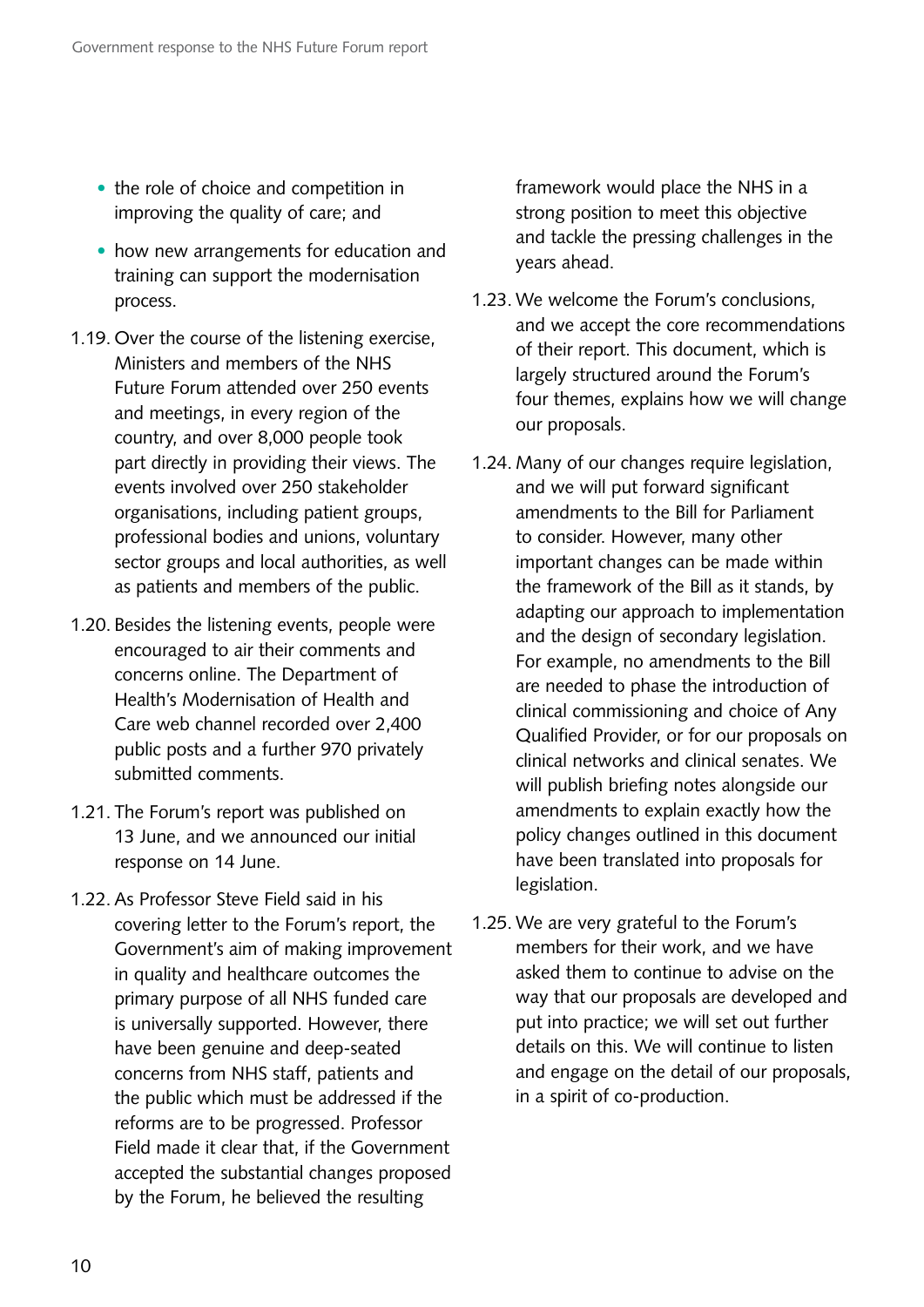- the role of choice and competition in improving the quality of care; and
- how new arrangements for education and training can support the modernisation process.

1.19. Over the course of the listening exercise, Ministers and members of the NHS Future Forum attended over 250 events and meetings, in every region of the country, and over 8,000 people took part directly in providing their views. The events involved over 250 stakeholder organisations, including patient groups, professional bodies and unions, voluntary sector groups and local authorities, as well as patients and members of the public.

1.20. Besides the listening events, people were encouraged to air their comments and concerns online. The Department of Health's Modernisation of Health and Care web channel recorded over 2,400 public posts and a further 970 privately submitted comments.

1.21. The Forum's report was published on 13 June, and we announced our initial response on 14 June.

1.22. As Professor Steve Field said in his covering letter to the Forum's report, the Government's aim of making improvement in quality and healthcare outcomes the primary purpose of all NHS funded care is universally supported. However, there have been genuine and deep-seated concerns from NHS staff, patients and the public which must be addressed if the reforms are to be progressed. Professor Field made it clear that, if the Government accepted the substantial changes proposed by the Forum, he believed the resulting framework would place the NHS in a strong position to meet this objective and tackle the pressing challenges in the years ahead.

1.23. We welcome the Forum's conclusions, and we accept the core recommendations of their report. This document, which is largely structured around the Forum's four themes, explains how we will change our proposals.

1.24. Many of our changes require legislation, and we will put forward significant amendments to the Bill for Parliament to consider. However, many other important changes can be made within the framework of the Bill as it stands, by adapting our approach to implementation and the design of secondary legislation. For example, no amendments to the Bill are needed to phase the introduction of clinical commissioning and choice of Any Qualified Provider, or for our proposals on clinical networks and clinical senates. We will publish briefing notes alongside our amendments to explain exactly how the policy changes outlined in this document have been translated into proposals for legislation.

1.25. We are very grateful to the Forum's members for their work, and we have asked them to continue to advise on the way that our proposals are developed and put into practice; we will set out further details on this. We will continue to listen and engage on the detail of our proposals, in a spirit of co-production.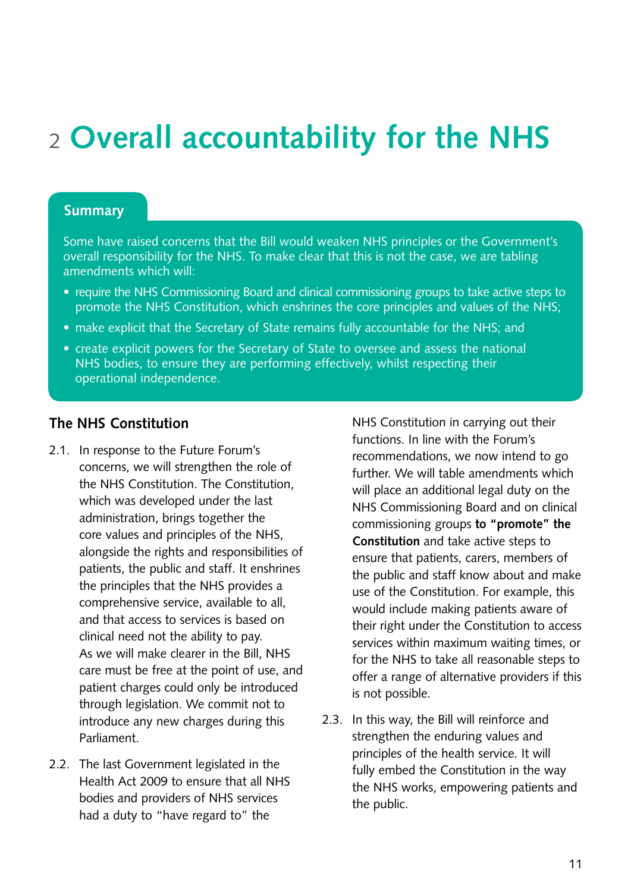# 2 Overall accountability for the NHS

## Summary

Some have raised concerns that the Bill would weaken NHS principles or the Government's overall responsibility for the NHS. To make clear that this is not the case, we are tabling amendments which will:

- require the NHS Commissioning Board and clinical commissioning groups to take active steps to promote the NHS Constitution, which enshrines the core principles and values of the NHS;
- make explicit that the Secretary of State remains fully accountable for the NHS; and
- create explicit powers for the Secretary of State to oversee and assess the national NHS bodies, to ensure they are performing effectively, whilst respecting their operational independence.

### The NHS Constitution

2.1. In response to the Future Forum's concerns, we will strengthen the role of the NHS Constitution. The Constitution, which was developed under the last administration, brings together the core values and principles of the NHS, alongside the rights and responsibilities of patients, the public and staff. It enshrines the principles that the NHS provides a comprehensive service, available to all, and that access to services is based on clinical need not the ability to pay. As we will make clearer in the Bill, NHS care must be free at the point of use, and patient charges could only be introduced through legislation. We commit not to introduce any new charges during this Parliament.

2.2. The last Government legislated in the Health Act 2009 to ensure that all NHS bodies and providers of NHS services had a duty to "have regard to" the NHS Constitution in carrying out their functions. In line with the Forum's recommendations, we now intend to go further. We will table amendments which will place an additional legal duty on the NHS Commissioning Board and on clinical commissioning groups **to "promote" the Constitution** and take active steps to ensure that patients, carers, members of the public and staff know about and make use of the Constitution. For example, this would include making patients aware of their right under the Constitution to access services within maximum waiting times, or for the NHS to take all reasonable steps to offer a range of alternative providers if this is not possible.

2.3. In this way, the Bill will reinforce and strengthen the enduring values and principles of the health service. It will fully embed the Constitution in the way the NHS works, empowering patients and the public.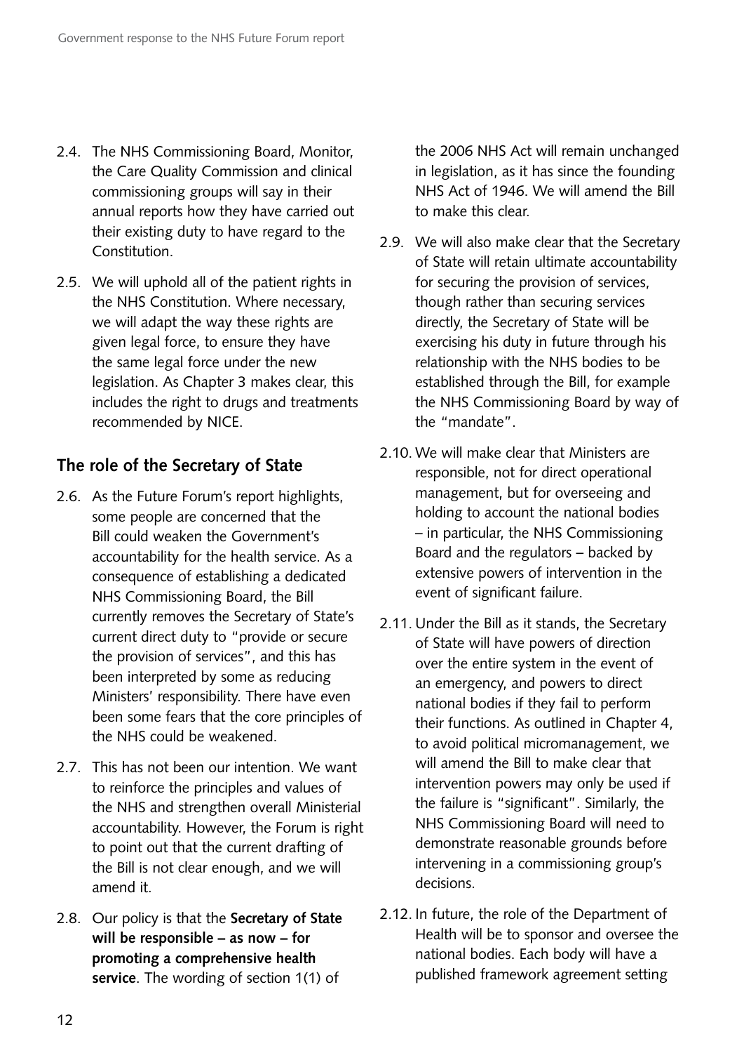2.4. The NHS Commissioning Board, Monitor, the Care Quality Commission and clinical commissioning groups will say in their annual reports how they have carried out their existing duty to have regard to the Constitution.

2.5. We will uphold all of the patient rights in the NHS Constitution. Where necessary, we will adapt the way these rights are given legal force, to ensure they have the same legal force under the new legislation. As Chapter 3 makes clear, this includes the right to drugs and treatments recommended by NICE.

## The role of the Secretary of State

2.6. As the Future Forum's report highlights, some people are concerned that the Bill could weaken the Government's accountability for the health service. As a consequence of establishing a dedicated NHS Commissioning Board, the Bill currently removes the Secretary of State's current direct duty to "provide or secure the provision of services", and this has been interpreted by some as reducing Ministers' responsibility. There have even been some fears that the core principles of the NHS could be weakened.

2.7. This has not been our intention. We want to reinforce the principles and values of the NHS and strengthen overall Ministerial accountability. However, the Forum is right to point out that the current drafting of the Bill is not clear enough, and we will amend it.

2.8. Our policy is that the **Secretary of State will be responsible – as now – for promoting a comprehensive health service**. The wording of section 1(1) of the 2006 NHS Act will remain unchanged in legislation, as it has since the founding NHS Act of 1946. We will amend the Bill to make this clear.

2.9. We will also make clear that the Secretary of State will retain ultimate accountability for securing the provision of services, though rather than securing services directly, the Secretary of State will be exercising his duty in future through his relationship with the NHS bodies to be established through the Bill, for example the NHS Commissioning Board by way of the "mandate".

2.10. We will make clear that Ministers are responsible, not for direct operational management, but for overseeing and holding to account the national bodies – in particular, the NHS Commissioning Board and the regulators – backed by extensive powers of intervention in the event of significant failure.

2.11. Under the Bill as it stands, the Secretary of State will have powers of direction over the entire system in the event of an emergency, and powers to direct national bodies if they fail to perform their functions. As outlined in Chapter 4, to avoid political micromanagement, we will amend the Bill to make clear that intervention powers may only be used if the failure is "significant". Similarly, the NHS Commissioning Board will need to demonstrate reasonable grounds before intervening in a commissioning group's decisions.

2.12. In future, the role of the Department of Health will be to sponsor and oversee the national bodies. Each body will have a published framework agreement setting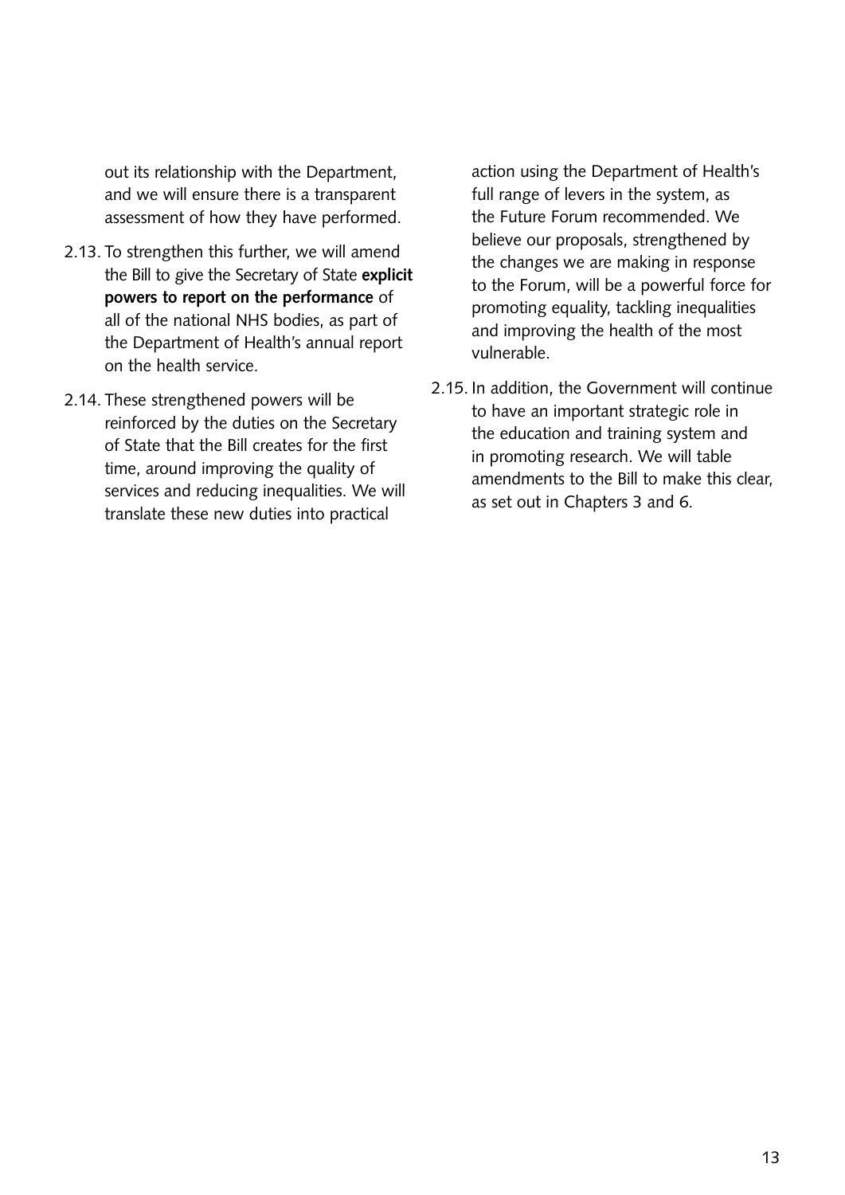out its relationship with the Department, and we will ensure there is a transparent assessment of how they have performed.

2.13. To strengthen this further, we will amend the Bill to give the Secretary of State **explicit powers to report on the performance** of all of the national NHS bodies, as part of the Department of Health's annual report on the health service.

2.14. These strengthened powers will be reinforced by the duties on the Secretary of State that the Bill creates for the first time, around improving the quality of services and reducing inequalities. We will translate these new duties into practical action using the Department of Health's full range of levers in the system, as the Future Forum recommended. We believe our proposals, strengthened by the changes we are making in response to the Forum, will be a powerful force for promoting equality, tackling inequalities and improving the health of the most vulnerable.

2.15. In addition, the Government will continue to have an important strategic role in the education and training system and in promoting research. We will table amendments to the Bill to make this clear, as set out in Chapters 3 and 6.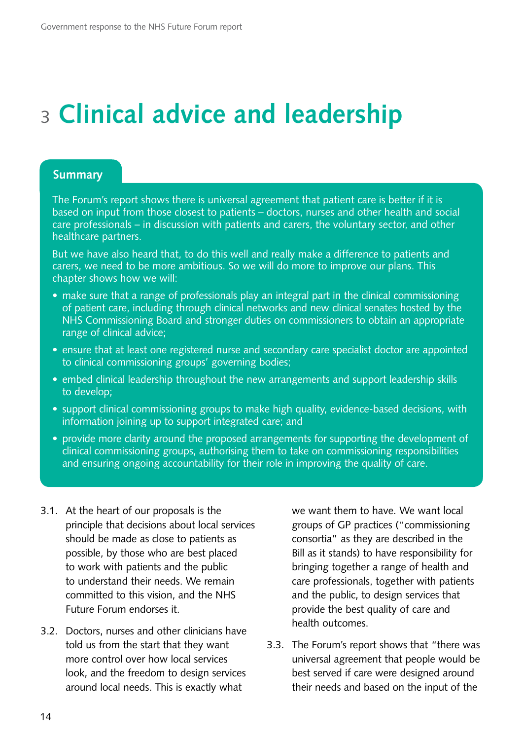# 3 Clinical advice and leadership

## Summary

The Forum's report shows there is universal agreement that patient care is better if it is based on input from those closest to patients – doctors, nurses and other health and social care professionals – in discussion with patients and carers, the voluntary sector, and other healthcare partners.

But we have also heard that, to do this well and really make a difference to patients and carers, we need to be more ambitious. So we will do more to improve our plans. This chapter shows how we will:

- make sure that a range of professionals play an integral part in the clinical commissioning of patient care, including through clinical networks and new clinical senates hosted by the NHS Commissioning Board and stronger duties on commissioners to obtain an appropriate range of clinical advice;
- ensure that at least one registered nurse and secondary care specialist doctor are appointed to clinical commissioning groups' governing bodies;
- embed clinical leadership throughout the new arrangements and support leadership skills to develop;
- support clinical commissioning groups to make high quality, evidence-based decisions, with information joining up to support integrated care; and
- provide more clarity around the proposed arrangements for supporting the development of clinical commissioning groups, authorising them to take on commissioning responsibilities and ensuring ongoing accountability for their role in improving the quality of care.

3.1. At the heart of our proposals is the principle that decisions about local services should be made as close to patients as possible, by those who are best placed to work with patients and the public to understand their needs. We remain committed to this vision, and the NHS Future Forum endorses it.

3.2. Doctors, nurses and other clinicians have told us from the start that they want more control over how local services look, and the freedom to design services around local needs. This is exactly what we want them to have. We want local groups of GP practices ("commissioning consortia" as they are described in the Bill as it stands) to have responsibility for bringing together a range of health and care professionals, together with patients and the public, to design services that provide the best quality of care and health outcomes.

3.3. The Forum's report shows that "there was universal agreement that people would be best served if care were designed around their needs and based on the input of the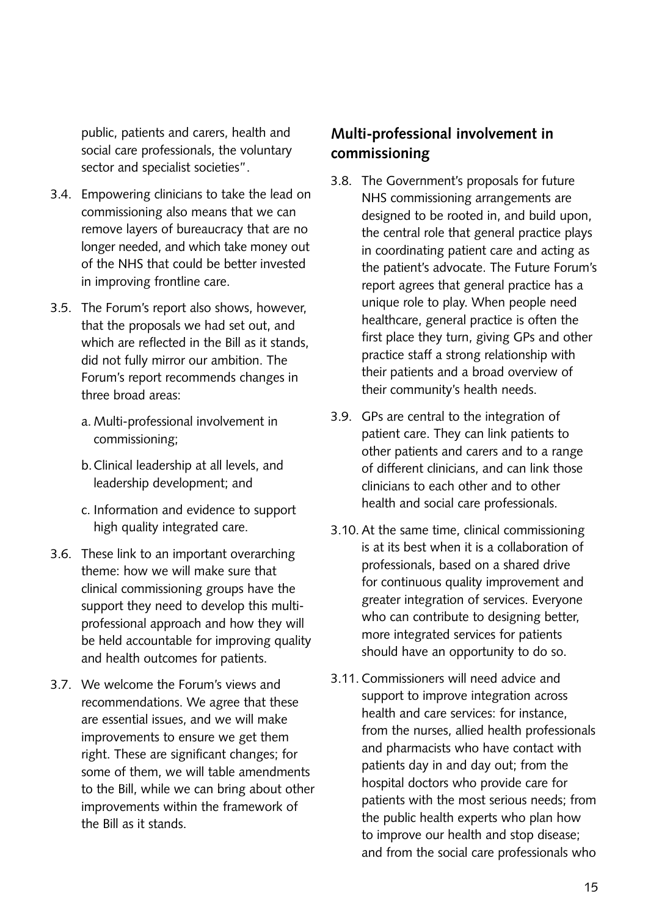public, patients and carers, health and social care professionals, the voluntary sector and specialist societies".

3.4. Empowering clinicians to take the lead on commissioning also means that we can remove layers of bureaucracy that are no longer needed, and which take money out of the NHS that could be better invested in improving frontline care.

3.5. The Forum's report also shows, however, that the proposals we had set out, and which are reflected in the Bill as it stands, did not fully mirror our ambition. The Forum's report recommends changes in three broad areas:

a. Multi-professional involvement in commissioning;

b. Clinical leadership at all levels, and leadership development; and

c. Information and evidence to support high quality integrated care.

3.6. These link to an important overarching theme: how we will make sure that clinical commissioning groups have the support they need to develop this multi-professional approach and how they will be held accountable for improving quality and health outcomes for patients.

3.7. We welcome the Forum's views and recommendations. We agree that these are essential issues, and we will make improvements to ensure we get them right. These are significant changes; for some of them, we will table amendments to the Bill, while we can bring about other improvements within the framework of the Bill as it stands.

## Multi-professional involvement in commissioning

3.8. The Government's proposals for future NHS commissioning arrangements are designed to be rooted in, and build upon, the central role that general practice plays in coordinating patient care and acting as the patient's advocate. The Future Forum's report agrees that general practice has a unique role to play. When people need healthcare, general practice is often the first place they turn, giving GPs and other practice staff a strong relationship with their patients and a broad overview of their community's health needs.

3.9. GPs are central to the integration of patient care. They can link patients to other patients and carers and to a range of different clinicians, and can link those clinicians to each other and to other health and social care professionals.

3.10. At the same time, clinical commissioning is at its best when it is a collaboration of professionals, based on a shared drive for continuous quality improvement and greater integration of services. Everyone who can contribute to designing better, more integrated services for patients should have an opportunity to do so.

3.11. Commissioners will need advice and support to improve integration across health and care services: for instance, from the nurses, allied health professionals and pharmacists who have contact with patients day in and day out; from the hospital doctors who provide care for patients with the most serious needs; from the public health experts who plan how to improve our health and stop disease; and from the social care professionals who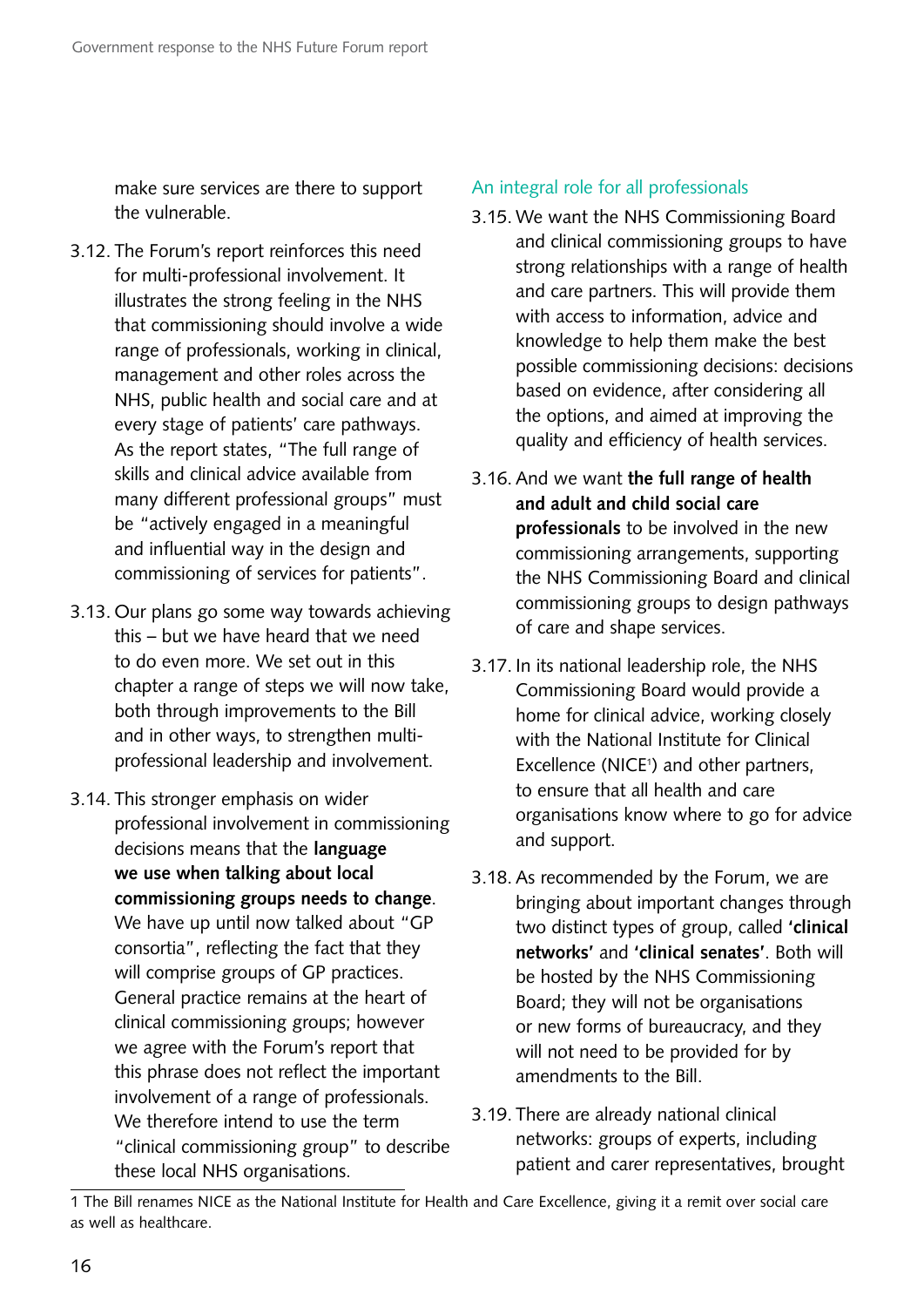make sure services are there to support the vulnerable.

3.12. The Forum's report reinforces this need for multi-professional involvement. It illustrates the strong feeling in the NHS that commissioning should involve a wide range of professionals, working in clinical, management and other roles across the NHS, public health and social care and at every stage of patients' care pathways. As the report states, "The full range of skills and clinical advice available from many different professional groups" must be "actively engaged in a meaningful and influential way in the design and commissioning of services for patients".

3.13. Our plans go some way towards achieving this – but we have heard that we need to do even more. We set out in this chapter a range of steps we will now take, both through improvements to the Bill and in other ways, to strengthen multi-professional leadership and involvement.

3.14. This stronger emphasis on wider professional involvement in commissioning decisions means that the **language we use when talking about local commissioning groups needs to change**. We have up until now talked about "GP consortia", reflecting the fact that they will comprise groups of GP practices. General practice remains at the heart of clinical commissioning groups; however we agree with the Forum's report that this phrase does not reflect the important involvement of a range of professionals. We therefore intend to use the term "clinical commissioning group" to describe these local NHS organisations.

## An integral role for all professionals

3.15. We want the NHS Commissioning Board and clinical commissioning groups to have strong relationships with a range of health and care partners. This will provide them with access to information, advice and knowledge to help them make the best possible commissioning decisions: decisions based on evidence, after considering all the options, and aimed at improving the quality and efficiency of health services.

3.16. And we want **the full range of health and adult and child social care professionals** to be involved in the new commissioning arrangements, supporting the NHS Commissioning Board and clinical commissioning groups to design pathways of care and shape services.

3.17. In its national leadership role, the NHS Commissioning Board would provide a home for clinical advice, working closely with the National Institute for Clinical Excellence (NICE[1]) and other partners, to ensure that all health and care organisations know where to go for advice and support.

3.18. As recommended by the Forum, we are bringing about important changes through two distinct types of group, called **'clinical networks'** and **'clinical senates'**. Both will be hosted by the NHS Commissioning Board; they will not be organisations or new forms of bureaucracy, and they will not need to be provided for by amendments to the Bill.

3.19. There are already national clinical networks: groups of experts, including patient and carer representatives, brought

1 The Bill renames NICE as the National Institute for Health and Care Excellence, giving it a remit over social care as well as healthcare.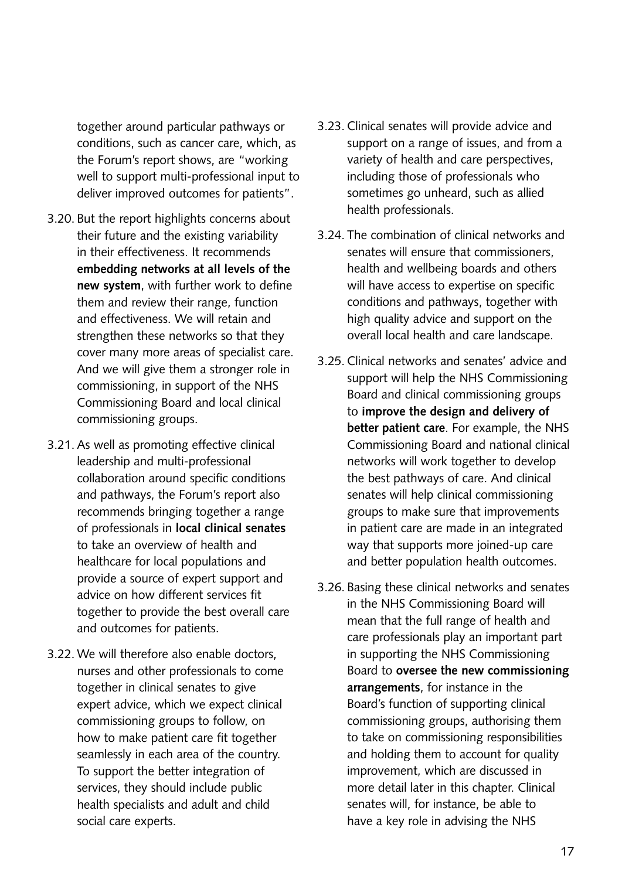together around particular pathways or conditions, such as cancer care, which, as the Forum's report shows, are "working well to support multi-professional input to deliver improved outcomes for patients".

3.20. But the report highlights concerns about their future and the existing variability in their effectiveness. It recommends **embedding networks at all levels of the new system**, with further work to define them and review their range, function and effectiveness. We will retain and strengthen these networks so that they cover many more areas of specialist care. And we will give them a stronger role in commissioning, in support of the NHS Commissioning Board and local clinical commissioning groups.

3.21. As well as promoting effective clinical leadership and multi-professional collaboration around specific conditions and pathways, the Forum's report also recommends bringing together a range of professionals in **local clinical senates** to take an overview of health and healthcare for local populations and provide a source of expert support and advice on how different services fit together to provide the best overall care and outcomes for patients.

3.22. We will therefore also enable doctors, nurses and other professionals to come together in clinical senates to give expert advice, which we expect clinical commissioning groups to follow, on how to make patient care fit together seamlessly in each area of the country. To support the better integration of services, they should include public health specialists and adult and child social care experts.

3.23. Clinical senates will provide advice and support on a range of issues, and from a variety of health and care perspectives, including those of professionals who sometimes go unheard, such as allied health professionals.

3.24. The combination of clinical networks and senates will ensure that commissioners, health and wellbeing boards and others will have access to expertise on specific conditions and pathways, together with high quality advice and support on the overall local health and care landscape.

3.25. Clinical networks and senates' advice and support will help the NHS Commissioning Board and clinical commissioning groups to **improve the design and delivery of better patient care**. For example, the NHS Commissioning Board and national clinical networks will work together to develop the best pathways of care. And clinical senates will help clinical commissioning groups to make sure that improvements in patient care are made in an integrated way that supports more joined-up care and better population health outcomes.

3.26. Basing these clinical networks and senates in the NHS Commissioning Board will mean that the full range of health and care professionals play an important part in supporting the NHS Commissioning Board to **oversee the new commissioning arrangements**, for instance in the Board's function of supporting clinical commissioning groups, authorising them to take on commissioning responsibilities and holding them to account for quality improvement, which are discussed in more detail later in this chapter. Clinical senates will, for instance, be able to have a key role in advising the NHS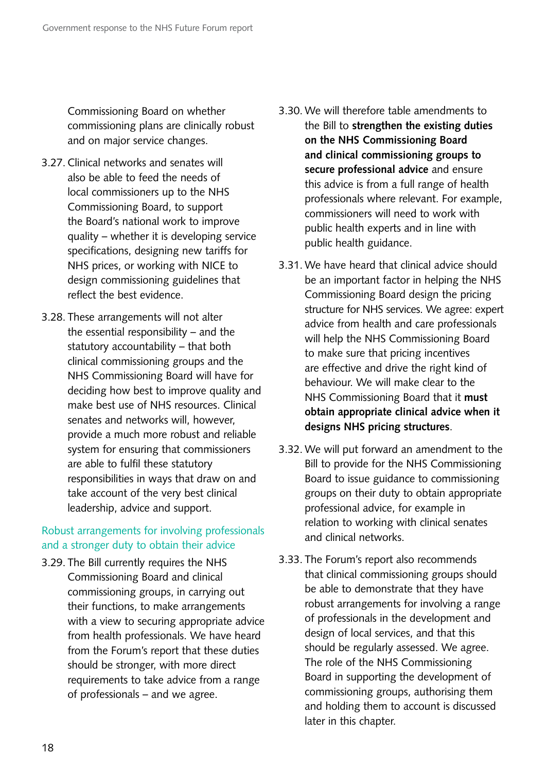Commissioning Board on whether commissioning plans are clinically robust and on major service changes.

3.27. Clinical networks and senates will also be able to feed the needs of local commissioners up to the NHS Commissioning Board, to support the Board's national work to improve quality – whether it is developing service specifications, designing new tariffs for NHS prices, or working with NICE to design commissioning guidelines that reflect the best evidence.

3.28. These arrangements will not alter the essential responsibility – and the statutory accountability – that both clinical commissioning groups and the NHS Commissioning Board will have for deciding how best to improve quality and make best use of NHS resources. Clinical senates and networks will, however, provide a much more robust and reliable system for ensuring that commissioners are able to fulfil these statutory responsibilities in ways that draw on and take account of the very best clinical leadership, advice and support.

### Robust arrangements for involving professionals and a stronger duty to obtain their advice

3.29. The Bill currently requires the NHS Commissioning Board and clinical commissioning groups, in carrying out their functions, to make arrangements with a view to securing appropriate advice from health professionals. We have heard from the Forum's report that these duties should be stronger, with more direct requirements to take advice from a range of professionals – and we agree.

3.30. We will therefore table amendments to the Bill to **strengthen the existing duties on the NHS Commissioning Board and clinical commissioning groups to secure professional advice** and ensure this advice is from a full range of health professionals where relevant. For example, commissioners will need to work with public health experts and in line with public health guidance.

3.31. We have heard that clinical advice should be an important factor in helping the NHS Commissioning Board design the pricing structure for NHS services. We agree: expert advice from health and care professionals will help the NHS Commissioning Board to make sure that pricing incentives are effective and drive the right kind of behaviour. We will make clear to the NHS Commissioning Board that it **must obtain appropriate clinical advice when it designs NHS pricing structures**.

3.32. We will put forward an amendment to the Bill to provide for the NHS Commissioning Board to issue guidance to commissioning groups on their duty to obtain appropriate professional advice, for example in relation to working with clinical senates and clinical networks.

3.33. The Forum's report also recommends that clinical commissioning groups should be able to demonstrate that they have robust arrangements for involving a range of professionals in the development and design of local services, and that this should be regularly assessed. We agree. The role of the NHS Commissioning Board in supporting the development of commissioning groups, authorising them and holding them to account is discussed later in this chapter.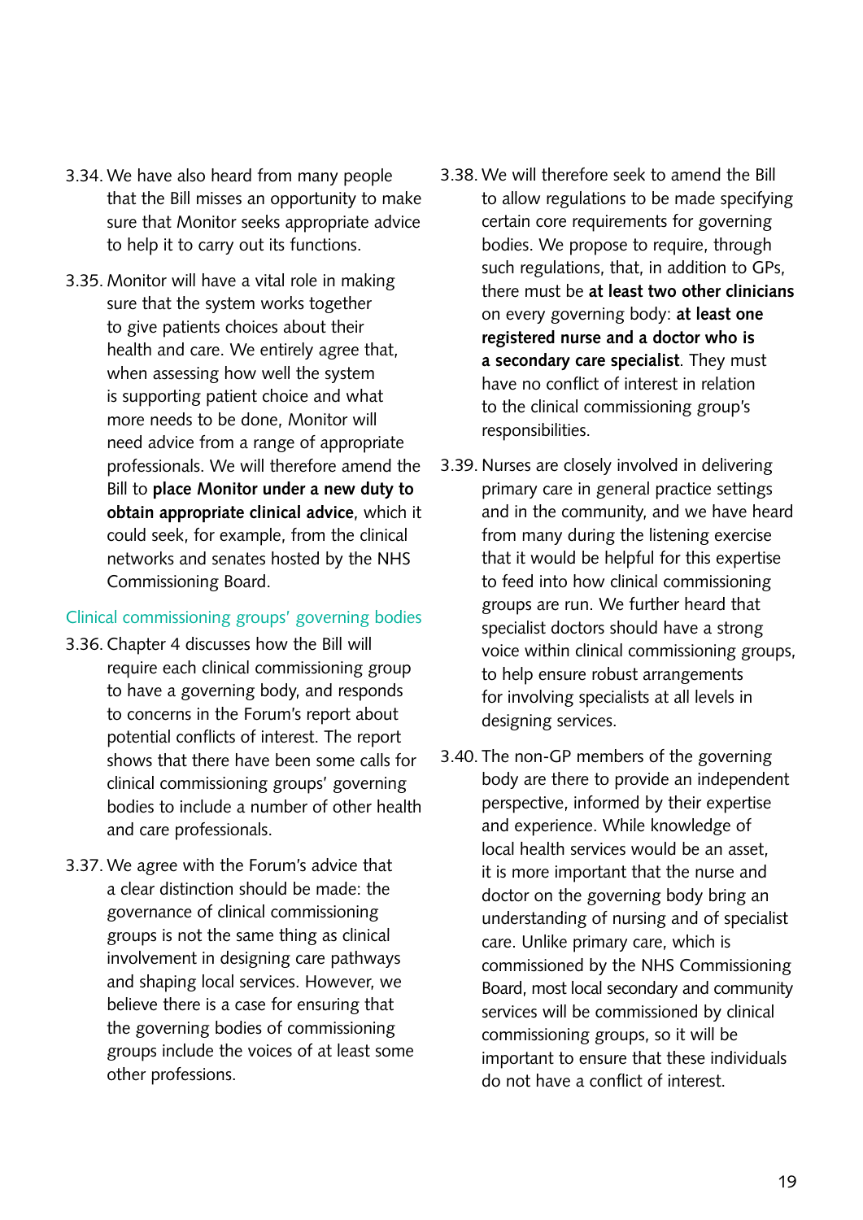3.34. We have also heard from many people that the Bill misses an opportunity to make sure that Monitor seeks appropriate advice to help it to carry out its functions.

3.35. Monitor will have a vital role in making sure that the system works together to give patients choices about their health and care. We entirely agree that, when assessing how well the system is supporting patient choice and what more needs to be done, Monitor will need advice from a range of appropriate professionals. We will therefore amend the Bill to **place Monitor under a new duty to obtain appropriate clinical advice**, which it could seek, for example, from the clinical networks and senates hosted by the NHS Commissioning Board.

### Clinical commissioning groups' governing bodies

3.36. Chapter 4 discusses how the Bill will require each clinical commissioning group to have a governing body, and responds to concerns in the Forum's report about potential conflicts of interest. The report shows that there have been some calls for clinical commissioning groups' governing bodies to include a number of other health and care professionals.

3.37. We agree with the Forum's advice that a clear distinction should be made: the governance of clinical commissioning groups is not the same thing as clinical involvement in designing care pathways and shaping local services. However, we believe there is a case for ensuring that the governing bodies of commissioning groups include the voices of at least some other professions.

3.38. We will therefore seek to amend the Bill to allow regulations to be made specifying certain core requirements for governing bodies. We propose to require, through such regulations, that, in addition to GPs, there must be **at least two other clinicians** on every governing body: **at least one registered nurse and a doctor who is a secondary care specialist**. They must have no conflict of interest in relation to the clinical commissioning group's responsibilities.

3.39. Nurses are closely involved in delivering primary care in general practice settings and in the community, and we have heard from many during the listening exercise that it would be helpful for this expertise to feed into how clinical commissioning groups are run. We further heard that specialist doctors should have a strong voice within clinical commissioning groups, to help ensure robust arrangements for involving specialists at all levels in designing services.

3.40. The non-GP members of the governing body are there to provide an independent perspective, informed by their expertise and experience. While knowledge of local health services would be an asset, it is more important that the nurse and doctor on the governing body bring an understanding of nursing and of specialist care. Unlike primary care, which is commissioned by the NHS Commissioning Board, most local secondary and community services will be commissioned by clinical commissioning groups, so it will be important to ensure that these individuals do not have a conflict of interest.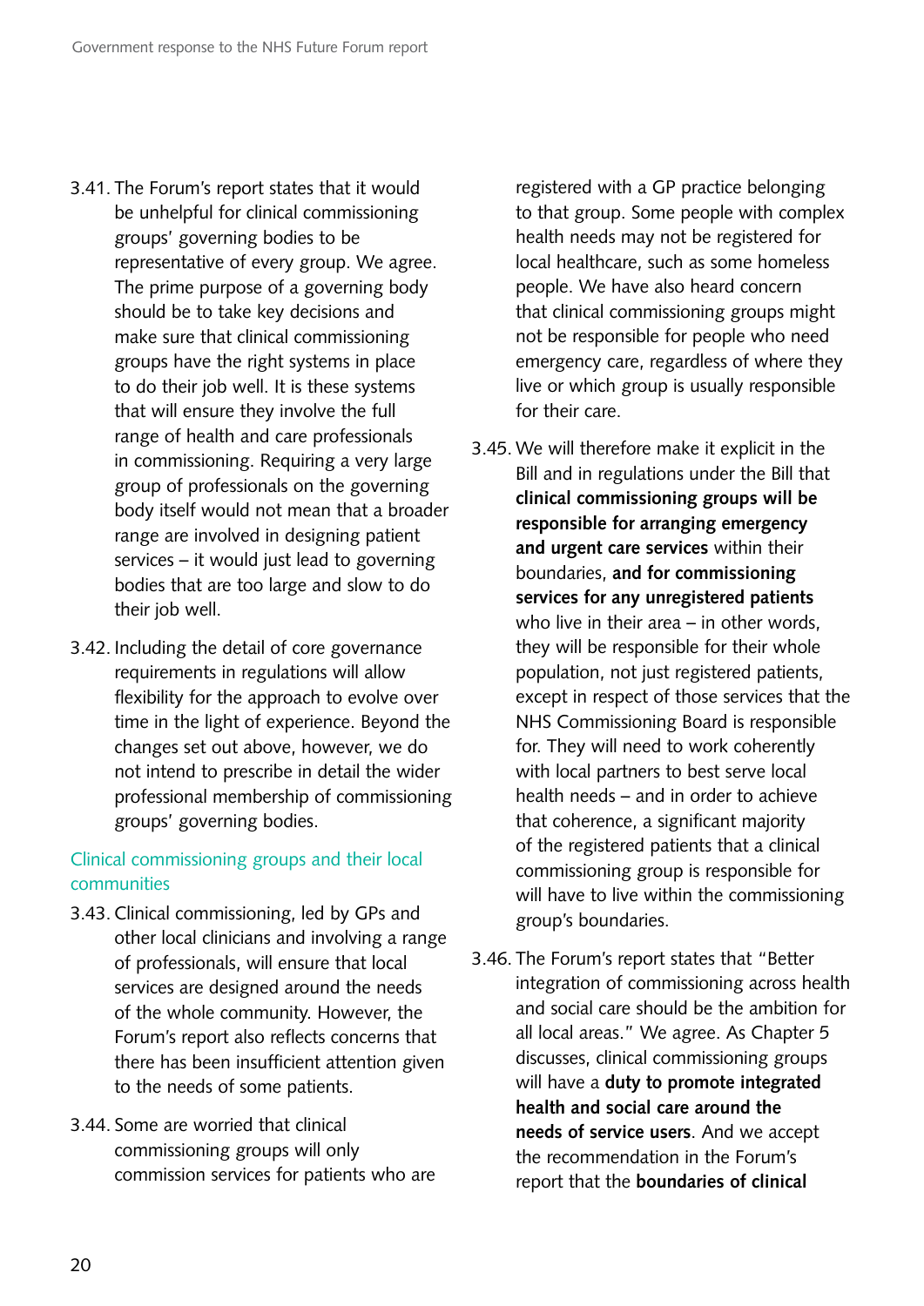3.41. The Forum's report states that it would be unhelpful for clinical commissioning groups' governing bodies to be representative of every group. We agree. The prime purpose of a governing body should be to take key decisions and make sure that clinical commissioning groups have the right systems in place to do their job well. It is these systems that will ensure they involve the full range of health and care professionals in commissioning. Requiring a very large group of professionals on the governing body itself would not mean that a broader range are involved in designing patient services – it would just lead to governing bodies that are too large and slow to do their job well.

3.42. Including the detail of core governance requirements in regulations will allow flexibility for the approach to evolve over time in the light of experience. Beyond the changes set out above, however, we do not intend to prescribe in detail the wider professional membership of commissioning groups' governing bodies.

### Clinical commissioning groups and their local communities

3.43. Clinical commissioning, led by GPs and other local clinicians and involving a range of professionals, will ensure that local services are designed around the needs of the whole community. However, the Forum's report also reflects concerns that there has been insufficient attention given to the needs of some patients.

3.44. Some are worried that clinical commissioning groups will only commission services for patients who are registered with a GP practice belonging to that group. Some people with complex health needs may not be registered for local healthcare, such as some homeless people. We have also heard concern that clinical commissioning groups might not be responsible for people who need emergency care, regardless of where they live or which group is usually responsible for their care.

3.45. We will therefore make it explicit in the Bill and in regulations under the Bill that **clinical commissioning groups will be responsible for arranging emergency and urgent care services** within their boundaries, **and for commissioning services for any unregistered patients** who live in their area – in other words, they will be responsible for their whole population, not just registered patients, except in respect of those services that the NHS Commissioning Board is responsible for. They will need to work coherently with local partners to best serve local health needs – and in order to achieve that coherence, a significant majority of the registered patients that a clinical commissioning group is responsible for will have to live within the commissioning group's boundaries.

3.46. The Forum's report states that "Better integration of commissioning across health and social care should be the ambition for all local areas." We agree. As Chapter 5 discusses, clinical commissioning groups will have a **duty to promote integrated health and social care around the needs of service users**. And we accept the recommendation in the Forum's report that the **boundaries of clinical**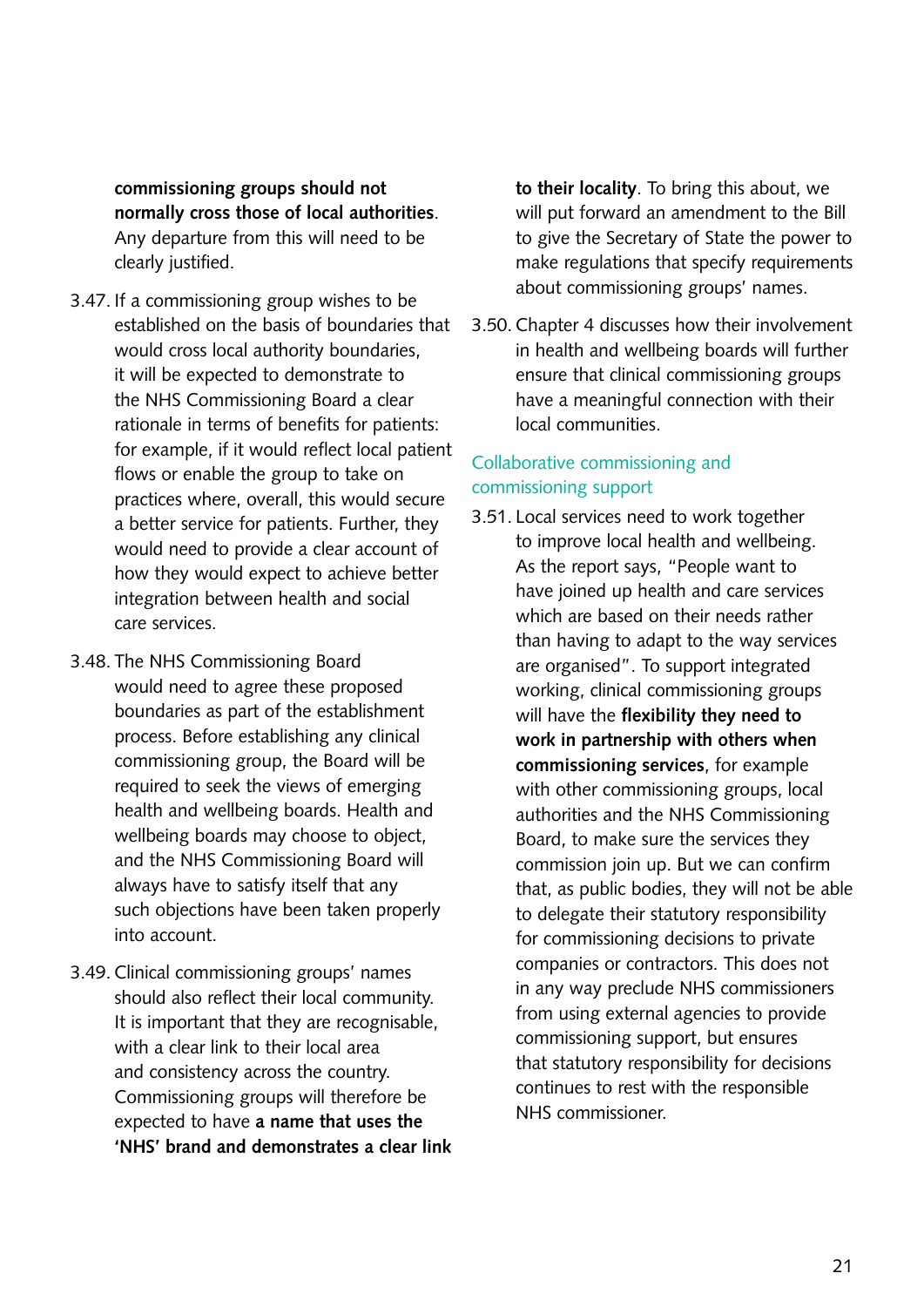**commissioning groups should not normally cross those of local authorities**. Any departure from this will need to be clearly justified.

3.47. If a commissioning group wishes to be established on the basis of boundaries that would cross local authority boundaries, it will be expected to demonstrate to the NHS Commissioning Board a clear rationale in terms of benefits for patients: for example, if it would reflect local patient flows or enable the group to take on practices where, overall, this would secure a better service for patients. Further, they would need to provide a clear account of how they would expect to achieve better integration between health and social care services.

3.48. The NHS Commissioning Board would need to agree these proposed boundaries as part of the establishment process. Before establishing any clinical commissioning group, the Board will be required to seek the views of emerging health and wellbeing boards. Health and wellbeing boards may choose to object, and the NHS Commissioning Board will always have to satisfy itself that any such objections have been taken properly into account.

3.49. Clinical commissioning groups' names should also reflect their local community. It is important that they are recognisable, with a clear link to their local area and consistency across the country. Commissioning groups will therefore be expected to have **a name that uses the 'NHS' brand and demonstrates a clear link to their locality**. To bring this about, we will put forward an amendment to the Bill to give the Secretary of State the power to make regulations that specify requirements about commissioning groups' names.

3.50. Chapter 4 discusses how their involvement in health and wellbeing boards will further ensure that clinical commissioning groups have a meaningful connection with their local communities.

## Collaborative commissioning and commissioning support

3.51. Local services need to work together to improve local health and wellbeing. As the report says, "People want to have joined up health and care services which are based on their needs rather than having to adapt to the way services are organised". To support integrated working, clinical commissioning groups will have the **flexibility they need to work in partnership with others when commissioning services**, for example with other commissioning groups, local authorities and the NHS Commissioning Board, to make sure the services they commission join up. But we can confirm that, as public bodies, they will not be able to delegate their statutory responsibility for commissioning decisions to private companies or contractors. This does not in any way preclude NHS commissioners from using external agencies to provide commissioning support, but ensures that statutory responsibility for decisions continues to rest with the responsible NHS commissioner.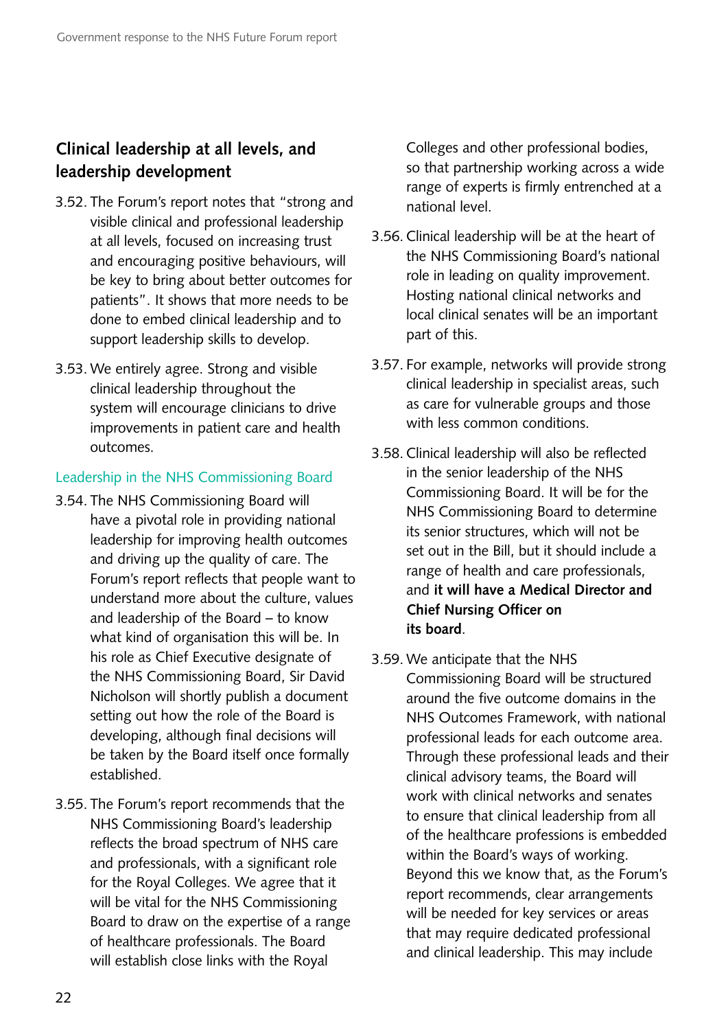## Clinical leadership at all levels, and leadership development

3.52. The Forum's report notes that "strong and visible clinical and professional leadership at all levels, focused on increasing trust and encouraging positive behaviours, will be key to bring about better outcomes for patients". It shows that more needs to be done to embed clinical leadership and to support leadership skills to develop.

3.53. We entirely agree. Strong and visible clinical leadership throughout the system will encourage clinicians to drive improvements in patient care and health outcomes.

### Leadership in the NHS Commissioning Board

3.54. The NHS Commissioning Board will have a pivotal role in providing national leadership for improving health outcomes and driving up the quality of care. The Forum's report reflects that people want to understand more about the culture, values and leadership of the Board – to know what kind of organisation this will be. In his role as Chief Executive designate of the NHS Commissioning Board, Sir David Nicholson will shortly publish a document setting out how the role of the Board is developing, although final decisions will be taken by the Board itself once formally established.

3.55. The Forum's report recommends that the NHS Commissioning Board's leadership reflects the broad spectrum of NHS care and professionals, with a significant role for the Royal Colleges. We agree that it will be vital for the NHS Commissioning Board to draw on the expertise of a range of healthcare professionals. The Board will establish close links with the Royal Colleges and other professional bodies, so that partnership working across a wide range of experts is firmly entrenched at a national level.

3.56. Clinical leadership will be at the heart of the NHS Commissioning Board's national role in leading on quality improvement. Hosting national clinical networks and local clinical senates will be an important part of this.

3.57. For example, networks will provide strong clinical leadership in specialist areas, such as care for vulnerable groups and those with less common conditions.

3.58. Clinical leadership will also be reflected in the senior leadership of the NHS Commissioning Board. It will be for the NHS Commissioning Board to determine its senior structures, which will not be set out in the Bill, but it should include a range of health and care professionals, and **it will have a Medical Director and Chief Nursing Officer on its board**.

3.59. We anticipate that the NHS Commissioning Board will be structured around the five outcome domains in the NHS Outcomes Framework, with national professional leads for each outcome area. Through these professional leads and their clinical advisory teams, the Board will work with clinical networks and senates to ensure that clinical leadership from all of the healthcare professions is embedded within the Board's ways of working. Beyond this we know that, as the Forum's report recommends, clear arrangements will be needed for key services or areas that may require dedicated professional and clinical leadership. This may include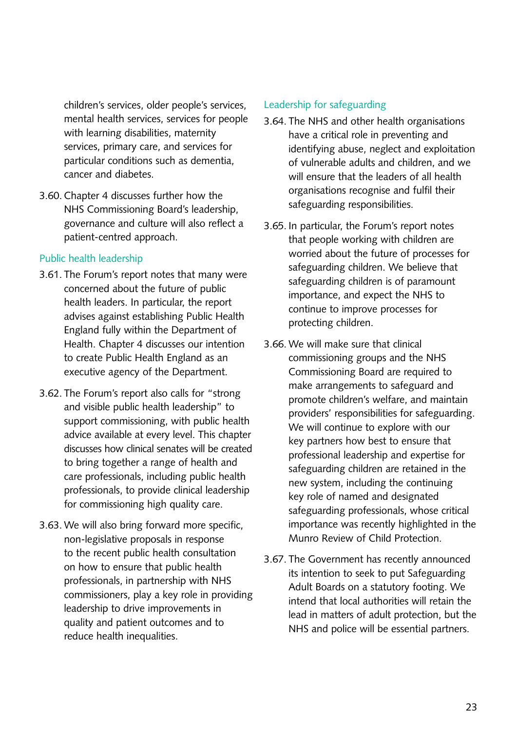children's services, older people's services, mental health services, services for people with learning disabilities, maternity services, primary care, and services for particular conditions such as dementia, cancer and diabetes.

3.60. Chapter 4 discusses further how the NHS Commissioning Board's leadership, governance and culture will also reflect a patient-centred approach.

### Public health leadership

3.61. The Forum's report notes that many were concerned about the future of public health leaders. In particular, the report advises against establishing Public Health England fully within the Department of Health. Chapter 4 discusses our intention to create Public Health England as an executive agency of the Department.

3.62. The Forum's report also calls for "strong and visible public health leadership" to support commissioning, with public health advice available at every level. This chapter discusses how clinical senates will be created to bring together a range of health and care professionals, including public health professionals, to provide clinical leadership for commissioning high quality care.

3.63. We will also bring forward more specific, non-legislative proposals in response to the recent public health consultation on how to ensure that public health professionals, in partnership with NHS commissioners, play a key role in providing leadership to drive improvements in quality and patient outcomes and to reduce health inequalities.

### Leadership for safeguarding

3.64. The NHS and other health organisations have a critical role in preventing and identifying abuse, neglect and exploitation of vulnerable adults and children, and we will ensure that the leaders of all health organisations recognise and fulfil their safeguarding responsibilities.

3.65. In particular, the Forum's report notes that people working with children are worried about the future of processes for safeguarding children. We believe that safeguarding children is of paramount importance, and expect the NHS to continue to improve processes for protecting children.

3.66. We will make sure that clinical commissioning groups and the NHS Commissioning Board are required to make arrangements to safeguard and promote children's welfare, and maintain providers' responsibilities for safeguarding. We will continue to explore with our key partners how best to ensure that professional leadership and expertise for safeguarding children are retained in the new system, including the continuing key role of named and designated safeguarding professionals, whose critical importance was recently highlighted in the Munro Review of Child Protection.

3.67. The Government has recently announced its intention to seek to put Safeguarding Adult Boards on a statutory footing. We intend that local authorities will retain the lead in matters of adult protection, but the NHS and police will be essential partners.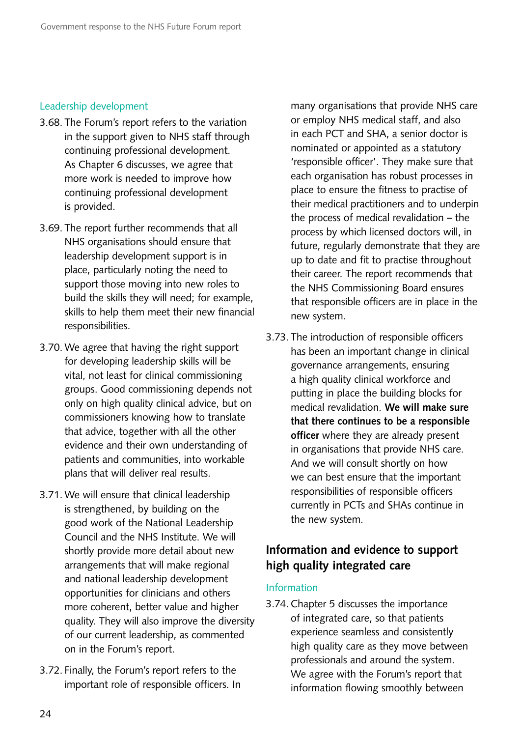### Leadership development

3.68. The Forum's report refers to the variation in the support given to NHS staff through continuing professional development. As Chapter 6 discusses, we agree that more work is needed to improve how continuing professional development is provided.

3.69. The report further recommends that all NHS organisations should ensure that leadership development support is in place, particularly noting the need to support those moving into new roles to build the skills they will need; for example, skills to help them meet their new financial responsibilities.

3.70. We agree that having the right support for developing leadership skills will be vital, not least for clinical commissioning groups. Good commissioning depends not only on high quality clinical advice, but on commissioners knowing how to translate that advice, together with all the other evidence and their own understanding of patients and communities, into workable plans that will deliver real results.

3.71. We will ensure that clinical leadership is strengthened, by building on the good work of the National Leadership Council and the NHS Institute. We will shortly provide more detail about new arrangements that will make regional and national leadership development opportunities for clinicians and others more coherent, better value and higher quality. They will also improve the diversity of our current leadership, as commented on in the Forum's report.

3.72. Finally, the Forum's report refers to the important role of responsible officers. In many organisations that provide NHS care or employ NHS medical staff, and also in each PCT and SHA, a senior doctor is nominated or appointed as a statutory 'responsible officer'. They make sure that each organisation has robust processes in place to ensure the fitness to practise of their medical practitioners and to underpin the process of medical revalidation – the process by which licensed doctors will, in future, regularly demonstrate that they are up to date and fit to practise throughout their career. The report recommends that the NHS Commissioning Board ensures that responsible officers are in place in the new system.

3.73. The introduction of responsible officers has been an important change in clinical governance arrangements, ensuring a high quality clinical workforce and putting in place the building blocks for medical revalidation. **We will make sure that there continues to be a responsible officer** where they are already present in organisations that provide NHS care. And we will consult shortly on how we can best ensure that the important responsibilities of responsible officers currently in PCTs and SHAs continue in the new system.

## Information and evidence to support high quality integrated care

### Information

3.74. Chapter 5 discusses the importance of integrated care, so that patients experience seamless and consistently high quality care as they move between professionals and around the system. We agree with the Forum's report that information flowing smoothly between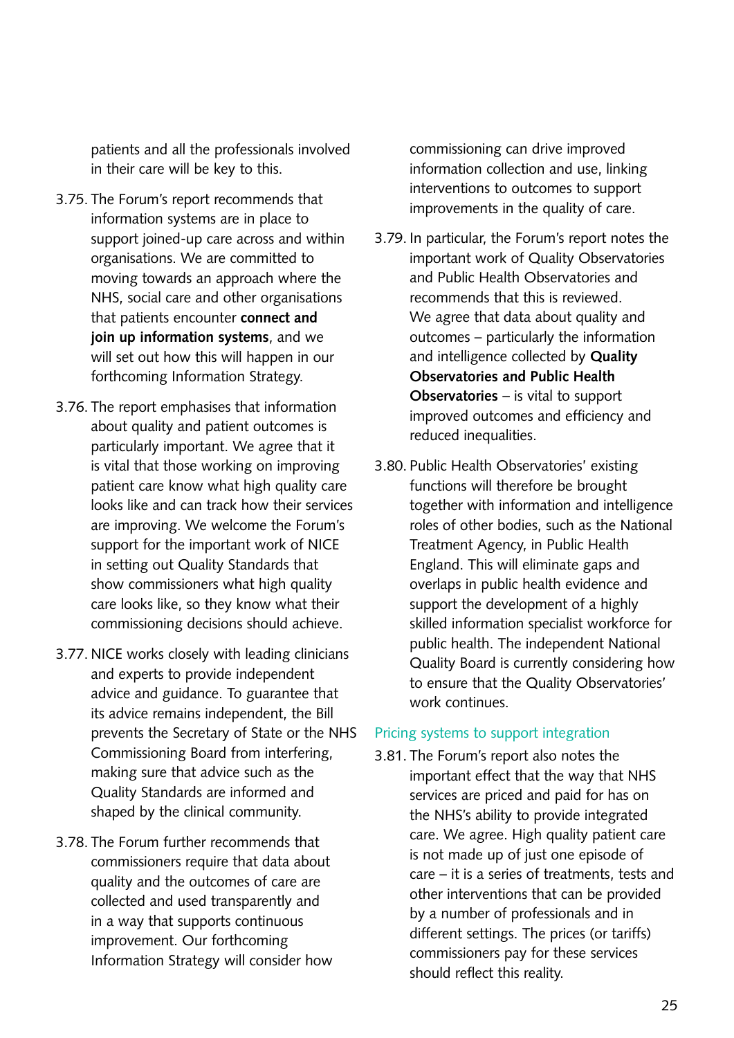patients and all the professionals involved in their care will be key to this.

3.75. The Forum's report recommends that information systems are in place to support joined-up care across and within organisations. We are committed to moving towards an approach where the NHS, social care and other organisations that patients encounter **connect and join up information systems**, and we will set out how this will happen in our forthcoming Information Strategy.

3.76. The report emphasises that information about quality and patient outcomes is particularly important. We agree that it is vital that those working on improving patient care know what high quality care looks like and can track how their services are improving. We welcome the Forum's support for the important work of NICE in setting out Quality Standards that show commissioners what high quality care looks like, so they know what their commissioning decisions should achieve.

3.77. NICE works closely with leading clinicians and experts to provide independent advice and guidance. To guarantee that its advice remains independent, the Bill prevents the Secretary of State or the NHS Commissioning Board from interfering, making sure that advice such as the Quality Standards are informed and shaped by the clinical community.

3.78. The Forum further recommends that commissioners require that data about quality and the outcomes of care are collected and used transparently and in a way that supports continuous improvement. Our forthcoming Information Strategy will consider how commissioning can drive improved information collection and use, linking interventions to outcomes to support improvements in the quality of care.

3.79. In particular, the Forum's report notes the important work of Quality Observatories and Public Health Observatories and recommends that this is reviewed. We agree that data about quality and outcomes – particularly the information and intelligence collected by **Quality Observatories and Public Health Observatories** – is vital to support improved outcomes and efficiency and reduced inequalities.

3.80. Public Health Observatories' existing functions will therefore be brought together with information and intelligence roles of other bodies, such as the National Treatment Agency, in Public Health England. This will eliminate gaps and overlaps in public health evidence and support the development of a highly skilled information specialist workforce for public health. The independent National Quality Board is currently considering how to ensure that the Quality Observatories' work continues.

### Pricing systems to support integration

3.81. The Forum's report also notes the important effect that the way that NHS services are priced and paid for has on the NHS's ability to provide integrated care. We agree. High quality patient care is not made up of just one episode of care – it is a series of treatments, tests and other interventions that can be provided by a number of professionals and in different settings. The prices (or tariffs) commissioners pay for these services should reflect this reality.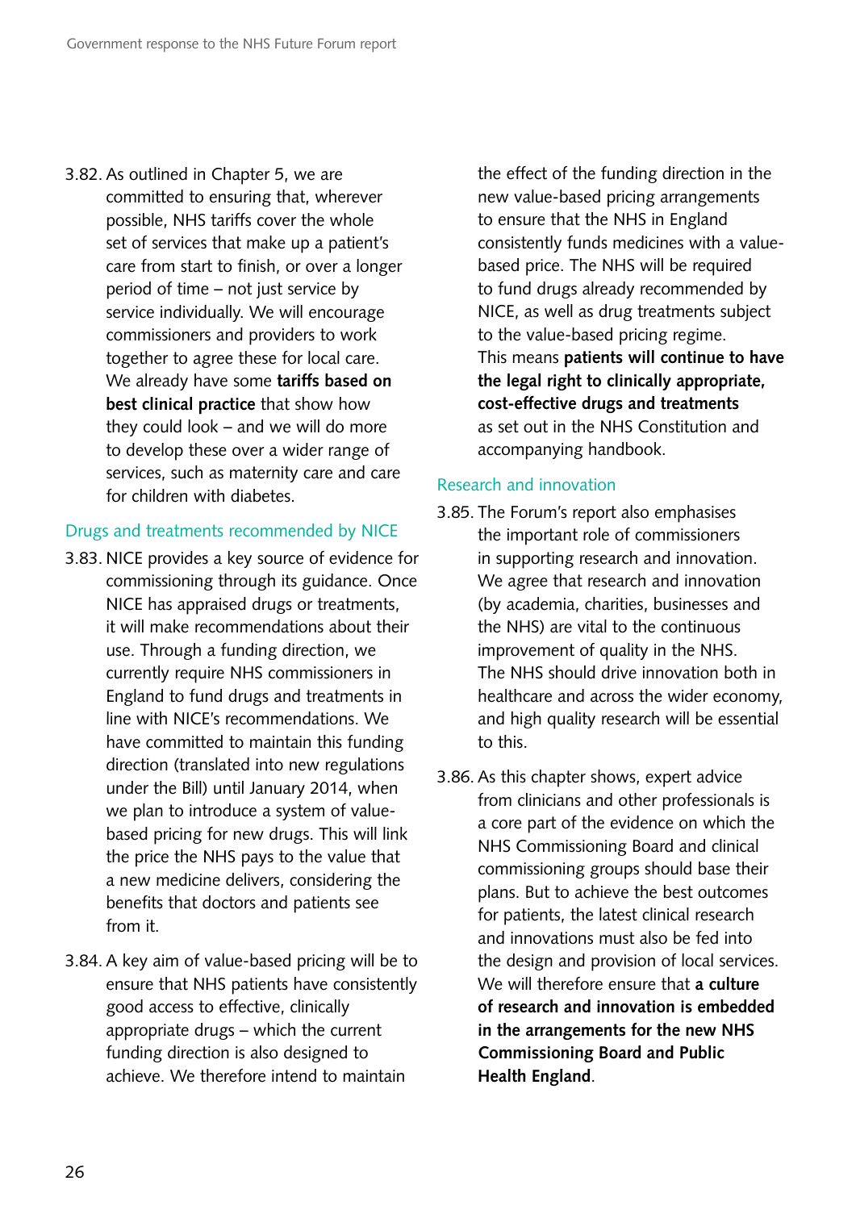3.82. As outlined in Chapter 5, we are committed to ensuring that, wherever possible, NHS tariffs cover the whole set of services that make up a patient's care from start to finish, or over a longer period of time – not just service by service individually. We will encourage commissioners and providers to work together to agree these for local care. We already have some **tariffs based on best clinical practice** that show how they could look – and we will do more to develop these over a wider range of services, such as maternity care and care for children with diabetes.

## Drugs and treatments recommended by NICE

3.83. NICE provides a key source of evidence for commissioning through its guidance. Once NICE has appraised drugs or treatments, it will make recommendations about their use. Through a funding direction, we currently require NHS commissioners in England to fund drugs and treatments in line with NICE's recommendations. We have committed to maintain this funding direction (translated into new regulations under the Bill) until January 2014, when we plan to introduce a system of value-based pricing for new drugs. This will link the price the NHS pays to the value that a new medicine delivers, considering the benefits that doctors and patients see from it.

3.84. A key aim of value-based pricing will be to ensure that NHS patients have consistently good access to effective, clinically appropriate drugs – which the current funding direction is also designed to achieve. We therefore intend to maintain the effect of the funding direction in the new value-based pricing arrangements to ensure that the NHS in England consistently funds medicines with a value-based price. The NHS will be required to fund drugs already recommended by NICE, as well as drug treatments subject to the value-based pricing regime. This means **patients will continue to have the legal right to clinically appropriate, cost-effective drugs and treatments** as set out in the NHS Constitution and accompanying handbook.

## Research and innovation

3.85. The Forum's report also emphasises the important role of commissioners in supporting research and innovation. We agree that research and innovation (by academia, charities, businesses and the NHS) are vital to the continuous improvement of quality in the NHS. The NHS should drive innovation both in healthcare and across the wider economy, and high quality research will be essential to this.

3.86. As this chapter shows, expert advice from clinicians and other professionals is a core part of the evidence on which the NHS Commissioning Board and clinical commissioning groups should base their plans. But to achieve the best outcomes for patients, the latest clinical research and innovations must also be fed into the design and provision of local services. We will therefore ensure that **a culture of research and innovation is embedded in the arrangements for the new NHS Commissioning Board and Public Health England**.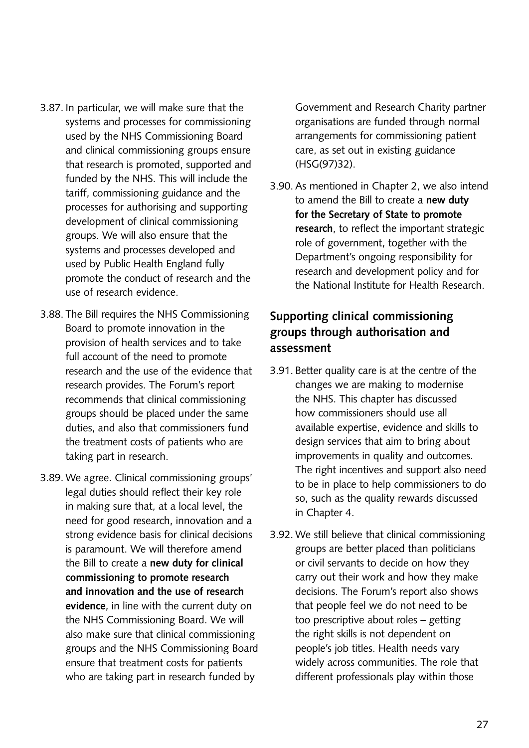3.87. In particular, we will make sure that the systems and processes for commissioning used by the NHS Commissioning Board and clinical commissioning groups ensure that research is promoted, supported and funded by the NHS. This will include the tariff, commissioning guidance and the processes for authorising and supporting development of clinical commissioning groups. We will also ensure that the systems and processes developed and used by Public Health England fully promote the conduct of research and the use of research evidence.

3.88. The Bill requires the NHS Commissioning Board to promote innovation in the provision of health services and to take full account of the need to promote research and the use of the evidence that research provides. The Forum's report recommends that clinical commissioning groups should be placed under the same duties, and also that commissioners fund the treatment costs of patients who are taking part in research.

3.89. We agree. Clinical commissioning groups' legal duties should reflect their key role in making sure that, at a local level, the need for good research, innovation and a strong evidence basis for clinical decisions is paramount. We will therefore amend the Bill to create a **new duty for clinical commissioning to promote research and innovation and the use of research evidence**, in line with the current duty on the NHS Commissioning Board. We will also make sure that clinical commissioning groups and the NHS Commissioning Board ensure that treatment costs for patients who are taking part in research funded by Government and Research Charity partner organisations are funded through normal arrangements for commissioning patient care, as set out in existing guidance (HSG(97)32).

3.90. As mentioned in Chapter 2, we also intend to amend the Bill to create a **new duty for the Secretary of State to promote research**, to reflect the important strategic role of government, together with the Department's ongoing responsibility for research and development policy and for the National Institute for Health Research.

## Supporting clinical commissioning groups through authorisation and assessment

3.91. Better quality care is at the centre of the changes we are making to modernise the NHS. This chapter has discussed how commissioners should use all available expertise, evidence and skills to design services that aim to bring about improvements in quality and outcomes. The right incentives and support also need to be in place to help commissioners to do so, such as the quality rewards discussed in Chapter 4.

3.92. We still believe that clinical commissioning groups are better placed than politicians or civil servants to decide on how they carry out their work and how they make decisions. The Forum's report also shows that people feel we do not need to be too prescriptive about roles – getting the right skills is not dependent on people's job titles. Health needs vary widely across communities. The role that different professionals play within those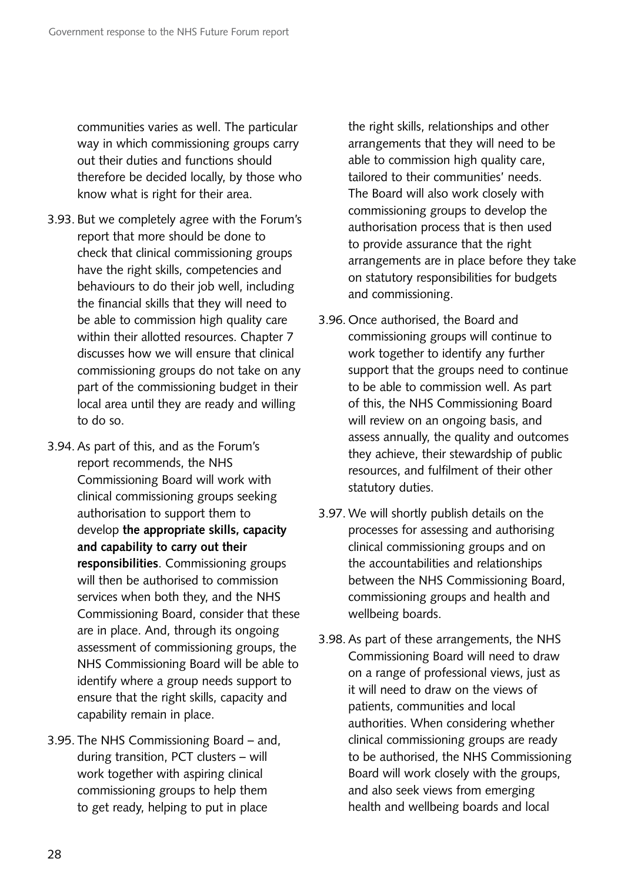communities varies as well. The particular way in which commissioning groups carry out their duties and functions should therefore be decided locally, by those who know what is right for their area.

3.93. But we completely agree with the Forum's report that more should be done to check that clinical commissioning groups have the right skills, competencies and behaviours to do their job well, including the financial skills that they will need to be able to commission high quality care within their allotted resources. Chapter 7 discusses how we will ensure that clinical commissioning groups do not take on any part of the commissioning budget in their local area until they are ready and willing to do so.

3.94. As part of this, and as the Forum's report recommends, the NHS Commissioning Board will work with clinical commissioning groups seeking authorisation to support them to develop **the appropriate skills, capacity and capability to carry out their responsibilities**. Commissioning groups will then be authorised to commission services when both they, and the NHS Commissioning Board, consider that these are in place. And, through its ongoing assessment of commissioning groups, the NHS Commissioning Board will be able to identify where a group needs support to ensure that the right skills, capacity and capability remain in place.

3.95. The NHS Commissioning Board – and, during transition, PCT clusters – will work together with aspiring clinical commissioning groups to help them to get ready, helping to put in place the right skills, relationships and other arrangements that they will need to be able to commission high quality care, tailored to their communities' needs. The Board will also work closely with commissioning groups to develop the authorisation process that is then used to provide assurance that the right arrangements are in place before they take on statutory responsibilities for budgets and commissioning.

3.96. Once authorised, the Board and commissioning groups will continue to work together to identify any further support that the groups need to continue to be able to commission well. As part of this, the NHS Commissioning Board will review on an ongoing basis, and assess annually, the quality and outcomes they achieve, their stewardship of public resources, and fulfilment of their other statutory duties.

3.97. We will shortly publish details on the processes for assessing and authorising clinical commissioning groups and on the accountabilities and relationships between the NHS Commissioning Board, commissioning groups and health and wellbeing boards.

3.98. As part of these arrangements, the NHS Commissioning Board will need to draw on a range of professional views, just as it will need to draw on the views of patients, communities and local authorities. When considering whether clinical commissioning groups are ready to be authorised, the NHS Commissioning Board will work closely with the groups, and also seek views from emerging health and wellbeing boards and local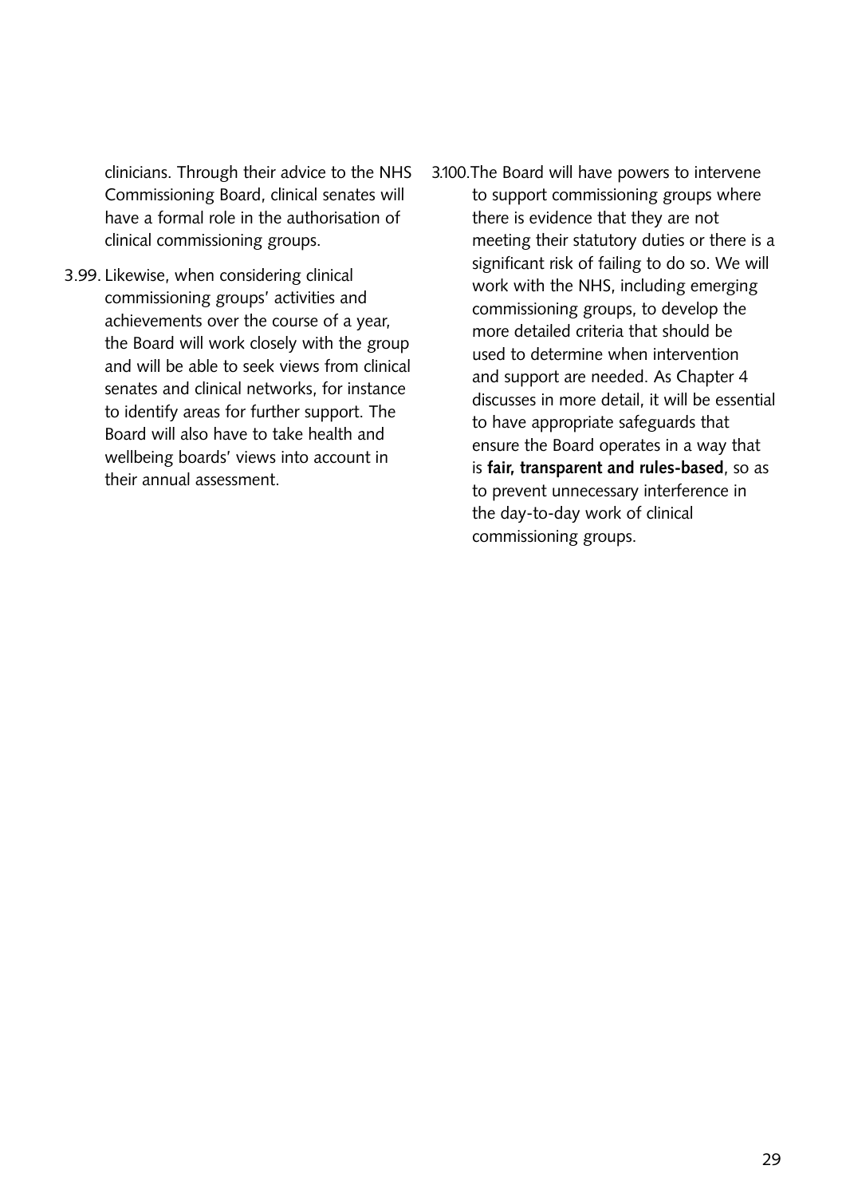clinicians. Through their advice to the NHS Commissioning Board, clinical senates will have a formal role in the authorisation of clinical commissioning groups.

3.99. Likewise, when considering clinical commissioning groups' activities and achievements over the course of a year, the Board will work closely with the group and will be able to seek views from clinical senates and clinical networks, for instance to identify areas for further support. The Board will also have to take health and wellbeing boards' views into account in their annual assessment.

3.100. The Board will have powers to intervene to support commissioning groups where there is evidence that they are not meeting their statutory duties or there is a significant risk of failing to do so. We will work with the NHS, including emerging commissioning groups, to develop the more detailed criteria that should be used to determine when intervention and support are needed. As Chapter 4 discusses in more detail, it will be essential to have appropriate safeguards that ensure the Board operates in a way that is **fair, transparent and rules-based**, so as to prevent unnecessary interference in the day-to-day work of clinical commissioning groups.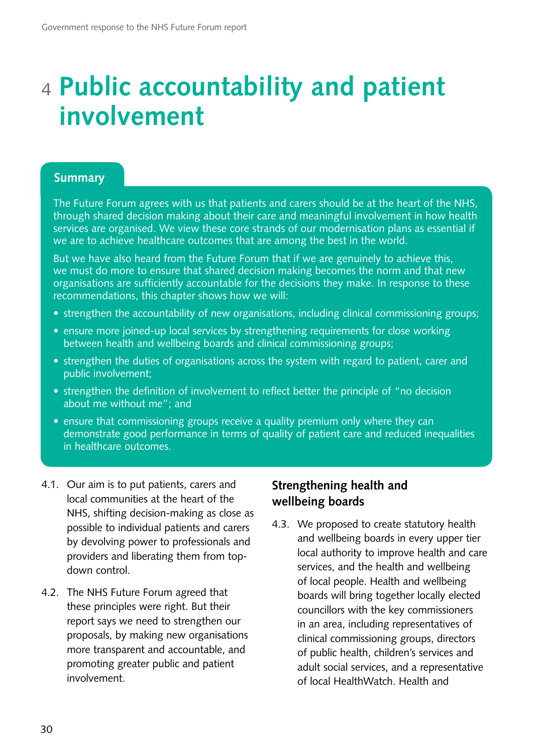# 4 Public accountability and patient involvement

## Summary

The Future Forum agrees with us that patients and carers should be at the heart of the NHS, through shared decision making about their care and meaningful involvement in how health services are organised. We view these core strands of our modernisation plans as essential if we are to achieve healthcare outcomes that are among the best in the world.

But we have also heard from the Future Forum that if we are genuinely to achieve this, we must do more to ensure that shared decision making becomes the norm and that new organisations are sufficiently accountable for the decisions they make. In response to these recommendations, this chapter shows how we will:

- strengthen the accountability of new organisations, including clinical commissioning groups;
- ensure more joined-up local services by strengthening requirements for close working between health and wellbeing boards and clinical commissioning groups;
- strengthen the duties of organisations across the system with regard to patient, carer and public involvement;
- strengthen the definition of involvement to reflect better the principle of "no decision about me without me"; and
- ensure that commissioning groups receive a quality premium only where they can demonstrate good performance in terms of quality of patient care and reduced inequalities in healthcare outcomes.

4.1. Our aim is to put patients, carers and local communities at the heart of the NHS, shifting decision-making as close as possible to individual patients and carers by devolving power to professionals and providers and liberating them from top-down control.

4.2. The NHS Future Forum agreed that these principles were right. But their report says we need to strengthen our proposals, by making new organisations more transparent and accountable, and promoting greater public and patient involvement.

### Strengthening health and wellbeing boards

4.3. We proposed to create statutory health and wellbeing boards in every upper tier local authority to improve health and care services, and the health and wellbeing of local people. Health and wellbeing boards will bring together locally elected councillors with the key commissioners in an area, including representatives of clinical commissioning groups, directors of public health, children's services and adult social services, and a representative of local HealthWatch. Health and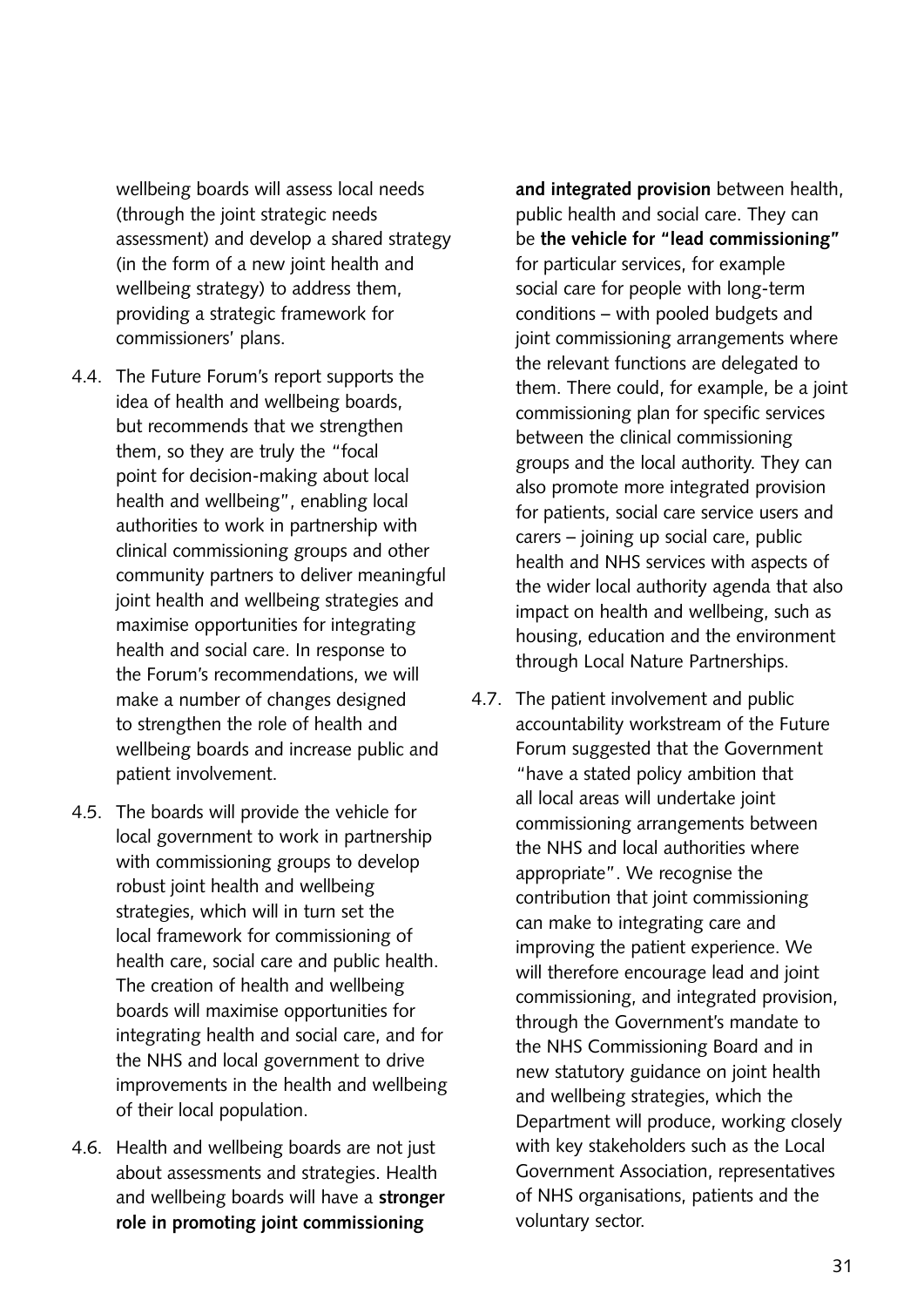wellbeing boards will assess local needs (through the joint strategic needs assessment) and develop a shared strategy (in the form of a new joint health and wellbeing strategy) to address them, providing a strategic framework for commissioners' plans.

4.4. The Future Forum's report supports the idea of health and wellbeing boards, but recommends that we strengthen them, so they are truly the "focal point for decision-making about local health and wellbeing", enabling local authorities to work in partnership with clinical commissioning groups and other community partners to deliver meaningful joint health and wellbeing strategies and maximise opportunities for integrating health and social care. In response to the Forum's recommendations, we will make a number of changes designed to strengthen the role of health and wellbeing boards and increase public and patient involvement.

4.5. The boards will provide the vehicle for local government to work in partnership with commissioning groups to develop robust joint health and wellbeing strategies, which will in turn set the local framework for commissioning of health care, social care and public health. The creation of health and wellbeing boards will maximise opportunities for integrating health and social care, and for the NHS and local government to drive improvements in the health and wellbeing of their local population.

4.6. Health and wellbeing boards are not just about assessments and strategies. Health and wellbeing boards will have a **stronger role in promoting joint commissioning and integrated provision** between health, public health and social care. They can be **the vehicle for "lead commissioning"** for particular services, for example social care for people with long-term conditions – with pooled budgets and joint commissioning arrangements where the relevant functions are delegated to them. There could, for example, be a joint commissioning plan for specific services between the clinical commissioning groups and the local authority. They can also promote more integrated provision for patients, social care service users and carers – joining up social care, public health and NHS services with aspects of the wider local authority agenda that also impact on health and wellbeing, such as housing, education and the environment through Local Nature Partnerships.

4.7. The patient involvement and public accountability workstream of the Future Forum suggested that the Government "have a stated policy ambition that all local areas will undertake joint commissioning arrangements between the NHS and local authorities where appropriate". We recognise the contribution that joint commissioning can make to integrating care and improving the patient experience. We will therefore encourage lead and joint commissioning, and integrated provision, through the Government's mandate to the NHS Commissioning Board and in new statutory guidance on joint health and wellbeing strategies, which the Department will produce, working closely with key stakeholders such as the Local Government Association, representatives of NHS organisations, patients and the voluntary sector.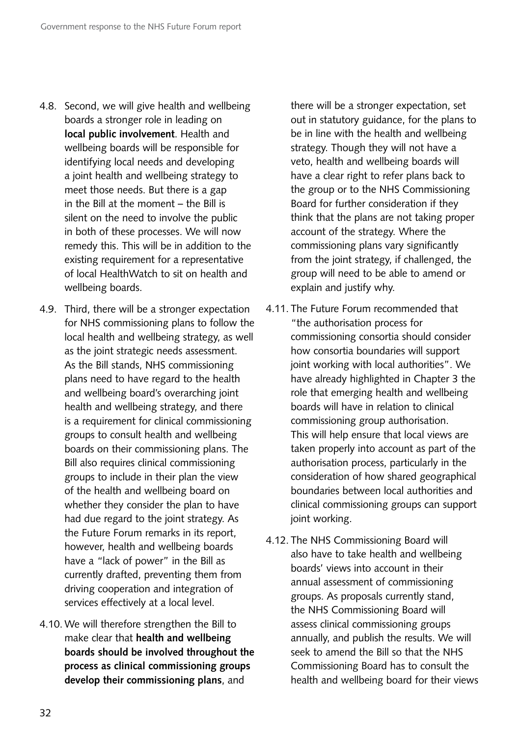4.8. Second, we will give health and wellbeing boards a stronger role in leading on **local public involvement**. Health and wellbeing boards will be responsible for identifying local needs and developing a joint health and wellbeing strategy to meet those needs. But there is a gap in the Bill at the moment – the Bill is silent on the need to involve the public in both of these processes. We will now remedy this. This will be in addition to the existing requirement for a representative of local HealthWatch to sit on health and wellbeing boards.

4.9. Third, there will be a stronger expectation for NHS commissioning plans to follow the local health and wellbeing strategy, as well as the joint strategic needs assessment. As the Bill stands, NHS commissioning plans need to have regard to the health and wellbeing board's overarching joint health and wellbeing strategy, and there is a requirement for clinical commissioning groups to consult health and wellbeing boards on their commissioning plans. The Bill also requires clinical commissioning groups to include in their plan the view of the health and wellbeing board on whether they consider the plan to have had due regard to the joint strategy. As the Future Forum remarks in its report, however, health and wellbeing boards have a "lack of power" in the Bill as currently drafted, preventing them from driving cooperation and integration of services effectively at a local level.

4.10. We will therefore strengthen the Bill to make clear that **health and wellbeing boards should be involved throughout the process as clinical commissioning groups develop their commissioning plans**, and there will be a stronger expectation, set out in statutory guidance, for the plans to be in line with the health and wellbeing strategy. Though they will not have a veto, health and wellbeing boards will have a clear right to refer plans back to the group or to the NHS Commissioning Board for further consideration if they think that the plans are not taking proper account of the strategy. Where the commissioning plans vary significantly from the joint strategy, if challenged, the group will need to be able to amend or explain and justify why.

4.11. The Future Forum recommended that "the authorisation process for commissioning consortia should consider how consortia boundaries will support joint working with local authorities". We have already highlighted in Chapter 3 the role that emerging health and wellbeing boards will have in relation to clinical commissioning group authorisation. This will help ensure that local views are taken properly into account as part of the authorisation process, particularly in the consideration of how shared geographical boundaries between local authorities and clinical commissioning groups can support joint working.

4.12. The NHS Commissioning Board will also have to take health and wellbeing boards' views into account in their annual assessment of commissioning groups. As proposals currently stand, the NHS Commissioning Board will assess clinical commissioning groups annually, and publish the results. We will seek to amend the Bill so that the NHS Commissioning Board has to consult the health and wellbeing board for their views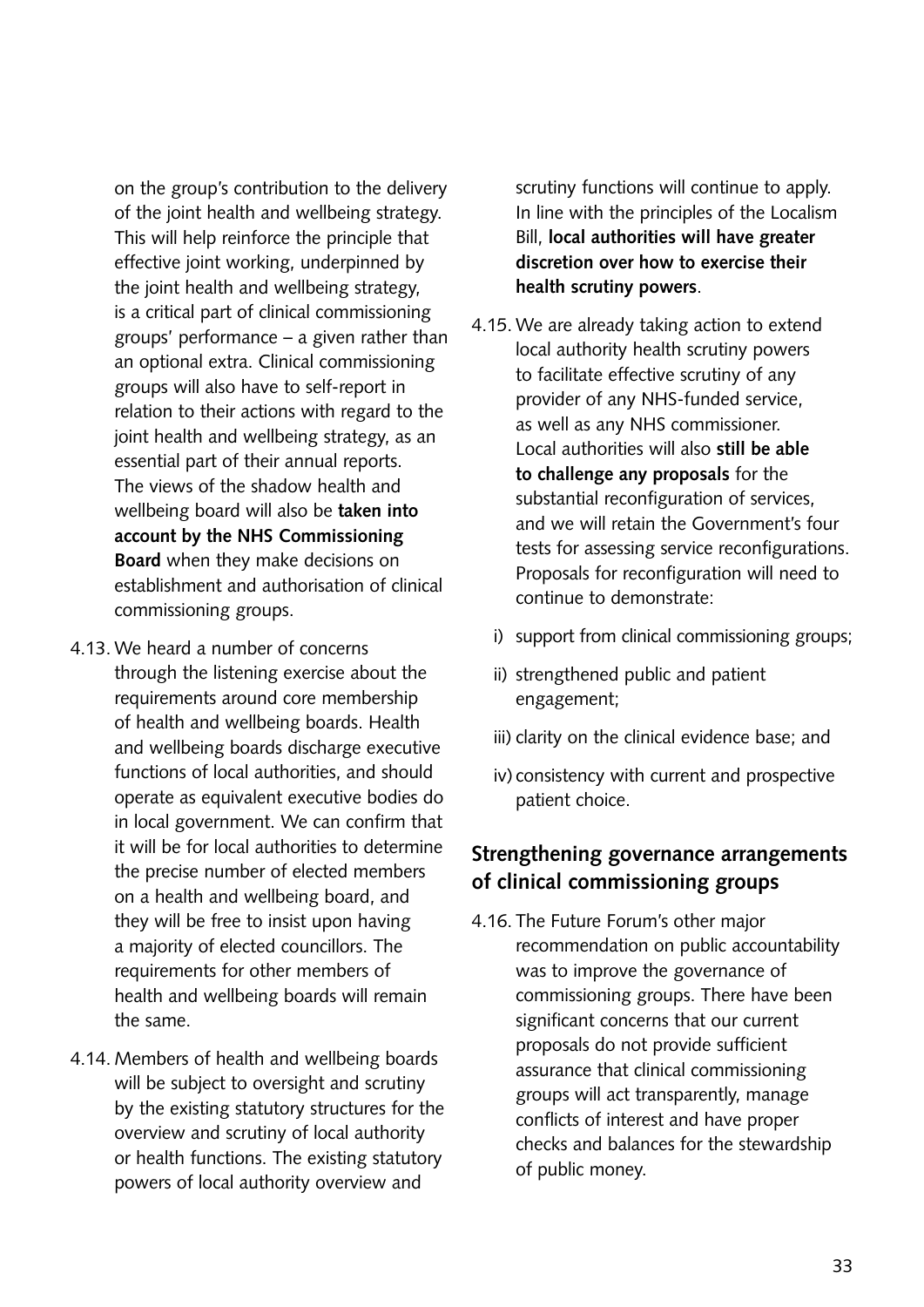on the group's contribution to the delivery of the joint health and wellbeing strategy. This will help reinforce the principle that effective joint working, underpinned by the joint health and wellbeing strategy, is a critical part of clinical commissioning groups' performance – a given rather than an optional extra. Clinical commissioning groups will also have to self-report in relation to their actions with regard to the joint health and wellbeing strategy, as an essential part of their annual reports. The views of the shadow health and wellbeing board will also be **taken into account by the NHS Commissioning Board** when they make decisions on establishment and authorisation of clinical commissioning groups.

4.13. We heard a number of concerns through the listening exercise about the requirements around core membership of health and wellbeing boards. Health and wellbeing boards discharge executive functions of local authorities, and should operate as equivalent executive bodies do in local government. We can confirm that it will be for local authorities to determine the precise number of elected members on a health and wellbeing board, and they will be free to insist upon having a majority of elected councillors. The requirements for other members of health and wellbeing boards will remain the same.

4.14. Members of health and wellbeing boards will be subject to oversight and scrutiny by the existing statutory structures for the overview and scrutiny of local authority or health functions. The existing statutory powers of local authority overview and scrutiny functions will continue to apply. In line with the principles of the Localism Bill, **local authorities will have greater discretion over how to exercise their health scrutiny powers**.

4.15. We are already taking action to extend local authority health scrutiny powers to facilitate effective scrutiny of any provider of any NHS-funded service, as well as any NHS commissioner. Local authorities will also **still be able to challenge any proposals** for the substantial reconfiguration of services, and we will retain the Government's four tests for assessing service reconfigurations. Proposals for reconfiguration will need to continue to demonstrate:

i) support from clinical commissioning groups;

ii) strengthened public and patient engagement;

iii) clarity on the clinical evidence base; and

iv) consistency with current and prospective patient choice.

## Strengthening governance arrangements of clinical commissioning groups

4.16. The Future Forum's other major recommendation on public accountability was to improve the governance of commissioning groups. There have been significant concerns that our current proposals do not provide sufficient assurance that clinical commissioning groups will act transparently, manage conflicts of interest and have proper checks and balances for the stewardship of public money.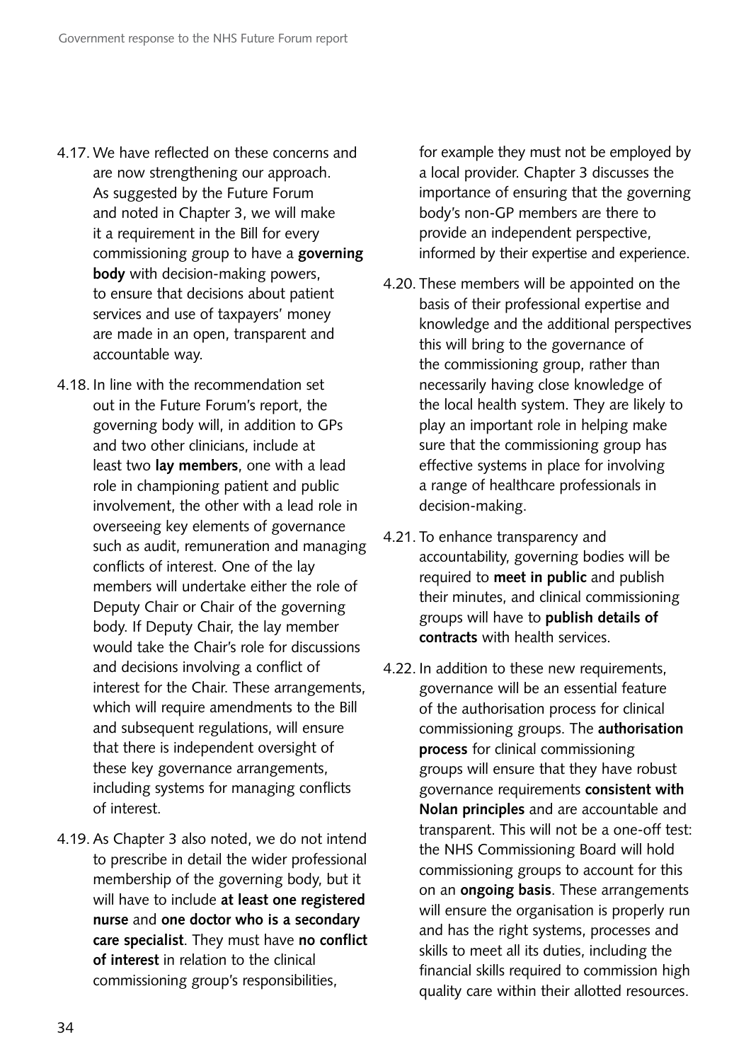4.17. We have reflected on these concerns and are now strengthening our approach. As suggested by the Future Forum and noted in Chapter 3, we will make it a requirement in the Bill for every commissioning group to have a **governing body** with decision-making powers, to ensure that decisions about patient services and use of taxpayers' money are made in an open, transparent and accountable way.

4.18. In line with the recommendation set out in the Future Forum's report, the governing body will, in addition to GPs and two other clinicians, include at least two **lay members**, one with a lead role in championing patient and public involvement, the other with a lead role in overseeing key elements of governance such as audit, remuneration and managing conflicts of interest. One of the lay members will undertake either the role of Deputy Chair or Chair of the governing body. If Deputy Chair, the lay member would take the Chair's role for discussions and decisions involving a conflict of interest for the Chair. These arrangements, which will require amendments to the Bill and subsequent regulations, will ensure that there is independent oversight of these key governance arrangements, including systems for managing conflicts of interest.

4.19. As Chapter 3 also noted, we do not intend to prescribe in detail the wider professional membership of the governing body, but it will have to include **at least one registered nurse** and **one doctor who is a secondary care specialist**. They must have **no conflict of interest** in relation to the clinical commissioning group's responsibilities, for example they must not be employed by a local provider. Chapter 3 discusses the importance of ensuring that the governing body's non-GP members are there to provide an independent perspective, informed by their expertise and experience.

4.20. These members will be appointed on the basis of their professional expertise and knowledge and the additional perspectives this will bring to the governance of the commissioning group, rather than necessarily having close knowledge of the local health system. They are likely to play an important role in helping make sure that the commissioning group has effective systems in place for involving a range of healthcare professionals in decision-making.

4.21. To enhance transparency and accountability, governing bodies will be required to **meet in public** and publish their minutes, and clinical commissioning groups will have to **publish details of contracts** with health services.

4.22. In addition to these new requirements, governance will be an essential feature of the authorisation process for clinical commissioning groups. The **authorisation process** for clinical commissioning groups will ensure that they have robust governance requirements **consistent with Nolan principles** and are accountable and transparent. This will not be a one-off test: the NHS Commissioning Board will hold commissioning groups to account for this on an **ongoing basis**. These arrangements will ensure the organisation is properly run and has the right systems, processes and skills to meet all its duties, including the financial skills required to commission high quality care within their allotted resources.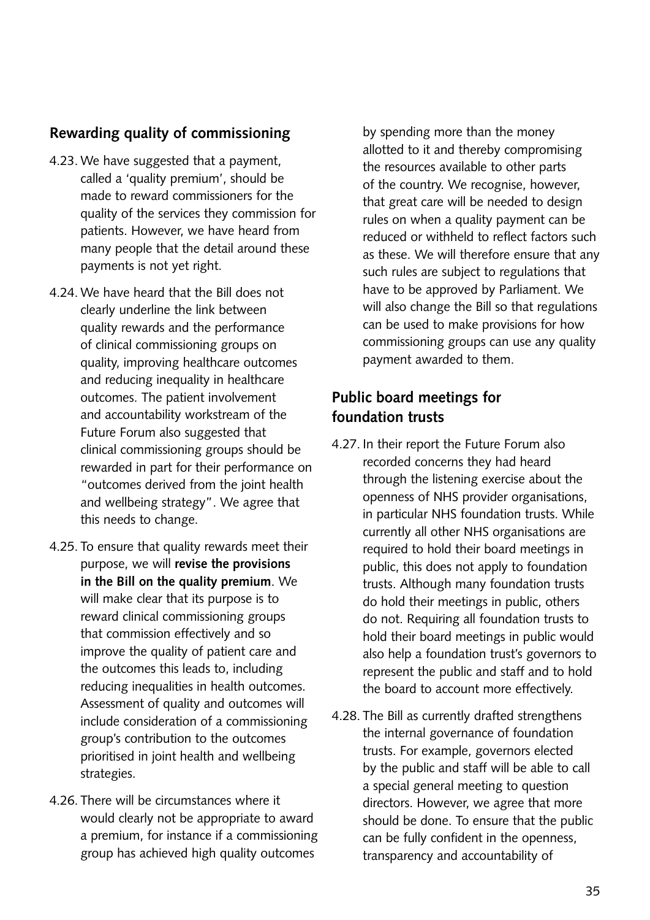## Rewarding quality of commissioning

4.23. We have suggested that a payment, called a 'quality premium', should be made to reward commissioners for the quality of the services they commission for patients. However, we have heard from many people that the detail around these payments is not yet right.

4.24. We have heard that the Bill does not clearly underline the link between quality rewards and the performance of clinical commissioning groups on quality, improving healthcare outcomes and reducing inequality in healthcare outcomes. The patient involvement and accountability workstream of the Future Forum also suggested that clinical commissioning groups should be rewarded in part for their performance on "outcomes derived from the joint health and wellbeing strategy". We agree that this needs to change.

4.25. To ensure that quality rewards meet their purpose, we will **revise the provisions in the Bill on the quality premium**. We will make clear that its purpose is to reward clinical commissioning groups that commission effectively and so improve the quality of patient care and the outcomes this leads to, including reducing inequalities in health outcomes. Assessment of quality and outcomes will include consideration of a commissioning group's contribution to the outcomes prioritised in joint health and wellbeing strategies.

4.26. There will be circumstances where it would clearly not be appropriate to award a premium, for instance if a commissioning group has achieved high quality outcomes by spending more than the money allotted to it and thereby compromising the resources available to other parts of the country. We recognise, however, that great care will be needed to design rules on when a quality payment can be reduced or withheld to reflect factors such as these. We will therefore ensure that any such rules are subject to regulations that have to be approved by Parliament. We will also change the Bill so that regulations can be used to make provisions for how commissioning groups can use any quality payment awarded to them.

## Public board meetings for foundation trusts

4.27. In their report the Future Forum also recorded concerns they had heard through the listening exercise about the openness of NHS provider organisations, in particular NHS foundation trusts. While currently all other NHS organisations are required to hold their board meetings in public, this does not apply to foundation trusts. Although many foundation trusts do hold their meetings in public, others do not. Requiring all foundation trusts to hold their board meetings in public would also help a foundation trust's governors to represent the public and staff and to hold the board to account more effectively.

4.28. The Bill as currently drafted strengthens the internal governance of foundation trusts. For example, governors elected by the public and staff will be able to call a special general meeting to question directors. However, we agree that more should be done. To ensure that the public can be fully confident in the openness, transparency and accountability of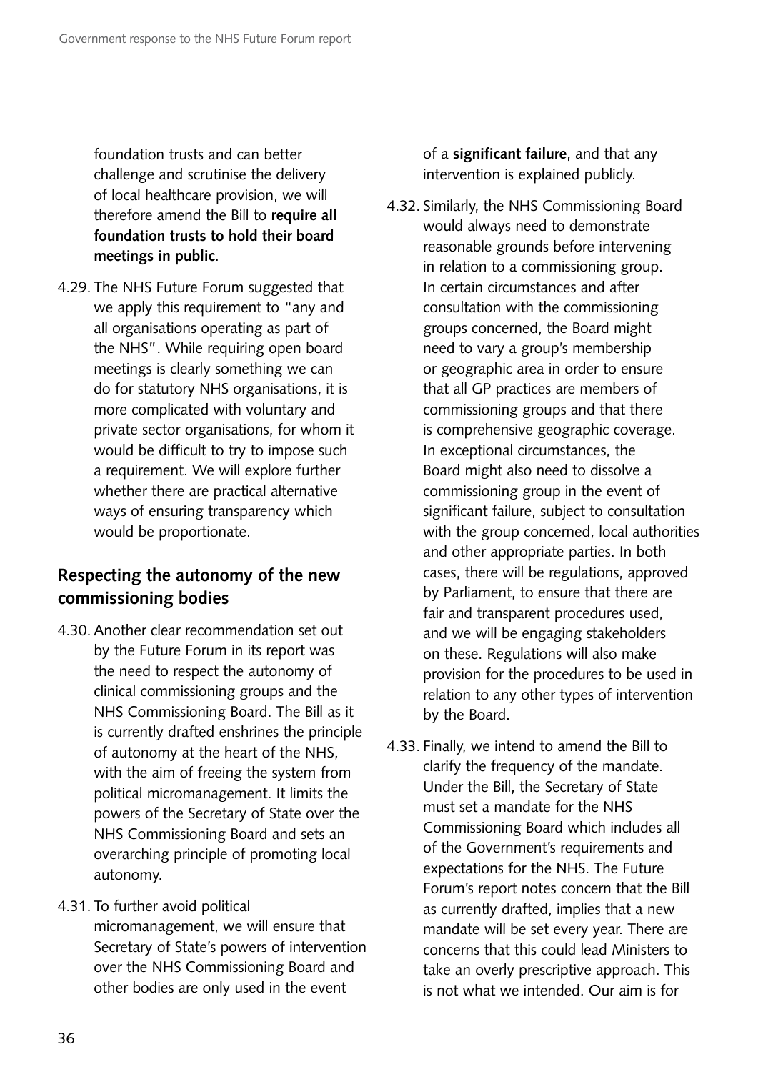foundation trusts and can better challenge and scrutinise the delivery of local healthcare provision, we will therefore amend the Bill to **require all foundation trusts to hold their board meetings in public**.

4.29. The NHS Future Forum suggested that we apply this requirement to "any and all organisations operating as part of the NHS". While requiring open board meetings is clearly something we can do for statutory NHS organisations, it is more complicated with voluntary and private sector organisations, for whom it would be difficult to try to impose such a requirement. We will explore further whether there are practical alternative ways of ensuring transparency which would be proportionate.

## Respecting the autonomy of the new commissioning bodies

4.30. Another clear recommendation set out by the Future Forum in its report was the need to respect the autonomy of clinical commissioning groups and the NHS Commissioning Board. The Bill as it is currently drafted enshrines the principle of autonomy at the heart of the NHS, with the aim of freeing the system from political micromanagement. It limits the powers of the Secretary of State over the NHS Commissioning Board and sets an overarching principle of promoting local autonomy.

4.31. To further avoid political micromanagement, we will ensure that Secretary of State's powers of intervention over the NHS Commissioning Board and other bodies are only used in the event of a **significant failure**, and that any intervention is explained publicly.

4.32. Similarly, the NHS Commissioning Board would always need to demonstrate reasonable grounds before intervening in relation to a commissioning group. In certain circumstances and after consultation with the commissioning groups concerned, the Board might need to vary a group's membership or geographic area in order to ensure that all GP practices are members of commissioning groups and that there is comprehensive geographic coverage. In exceptional circumstances, the Board might also need to dissolve a commissioning group in the event of significant failure, subject to consultation with the group concerned, local authorities and other appropriate parties. In both cases, there will be regulations, approved by Parliament, to ensure that there are fair and transparent procedures used, and we will be engaging stakeholders on these. Regulations will also make provision for the procedures to be used in relation to any other types of intervention by the Board.

4.33. Finally, we intend to amend the Bill to clarify the frequency of the mandate. Under the Bill, the Secretary of State must set a mandate for the NHS Commissioning Board which includes all of the Government's requirements and expectations for the NHS. The Future Forum's report notes concern that the Bill as currently drafted, implies that a new mandate will be set every year. There are concerns that this could lead Ministers to take an overly prescriptive approach. This is not what we intended. Our aim is for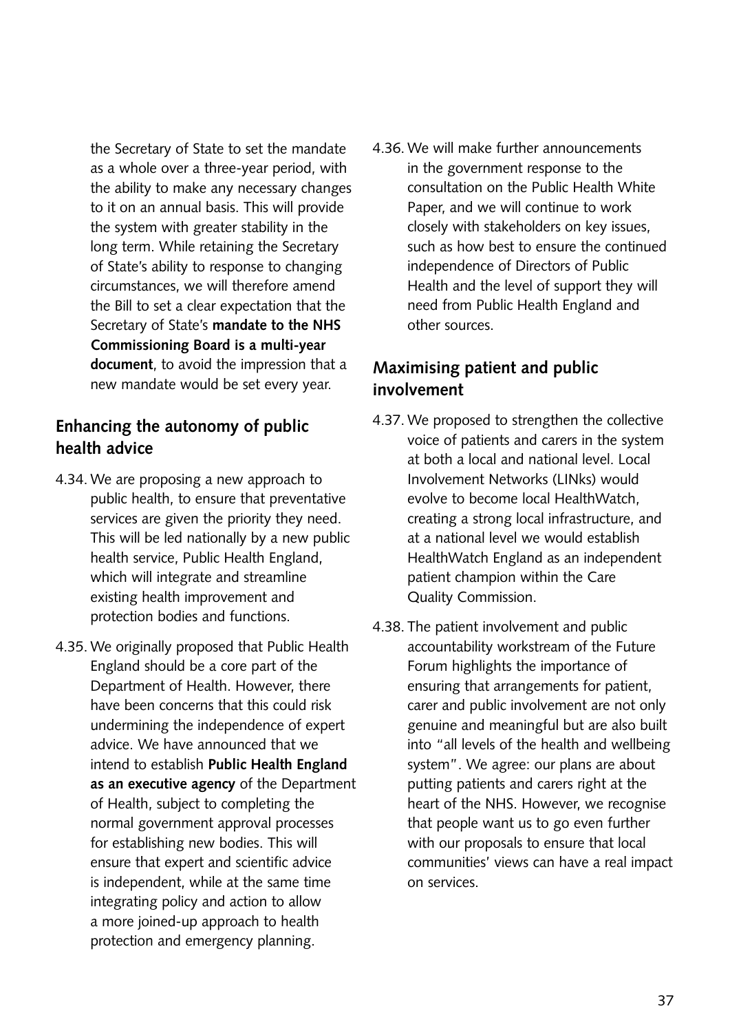the Secretary of State to set the mandate as a whole over a three-year period, with the ability to make any necessary changes to it on an annual basis. This will provide the system with greater stability in the long term. While retaining the Secretary of State's ability to response to changing circumstances, we will therefore amend the Bill to set a clear expectation that the Secretary of State's **mandate to the NHS Commissioning Board is a multi-year document**, to avoid the impression that a new mandate would be set every year.

## Enhancing the autonomy of public health advice

4.34. We are proposing a new approach to public health, to ensure that preventative services are given the priority they need. This will be led nationally by a new public health service, Public Health England, which will integrate and streamline existing health improvement and protection bodies and functions.

4.35. We originally proposed that Public Health England should be a core part of the Department of Health. However, there have been concerns that this could risk undermining the independence of expert advice. We have announced that we intend to establish **Public Health England as an executive agency** of the Department of Health, subject to completing the normal government approval processes for establishing new bodies. This will ensure that expert and scientific advice is independent, while at the same time integrating policy and action to allow a more joined-up approach to health protection and emergency planning.

4.36. We will make further announcements in the government response to the consultation on the Public Health White Paper, and we will continue to work closely with stakeholders on key issues, such as how best to ensure the continued independence of Directors of Public Health and the level of support they will need from Public Health England and other sources.

## Maximising patient and public involvement

4.37. We proposed to strengthen the collective voice of patients and carers in the system at both a local and national level. Local Involvement Networks (LINks) would evolve to become local HealthWatch, creating a strong local infrastructure, and at a national level we would establish HealthWatch England as an independent patient champion within the Care Quality Commission.

4.38. The patient involvement and public accountability workstream of the Future Forum highlights the importance of ensuring that arrangements for patient, carer and public involvement are not only genuine and meaningful but are also built into "all levels of the health and wellbeing system". We agree: our plans are about putting patients and carers right at the heart of the NHS. However, we recognise that people want us to go even further with our proposals to ensure that local communities' views can have a real impact on services.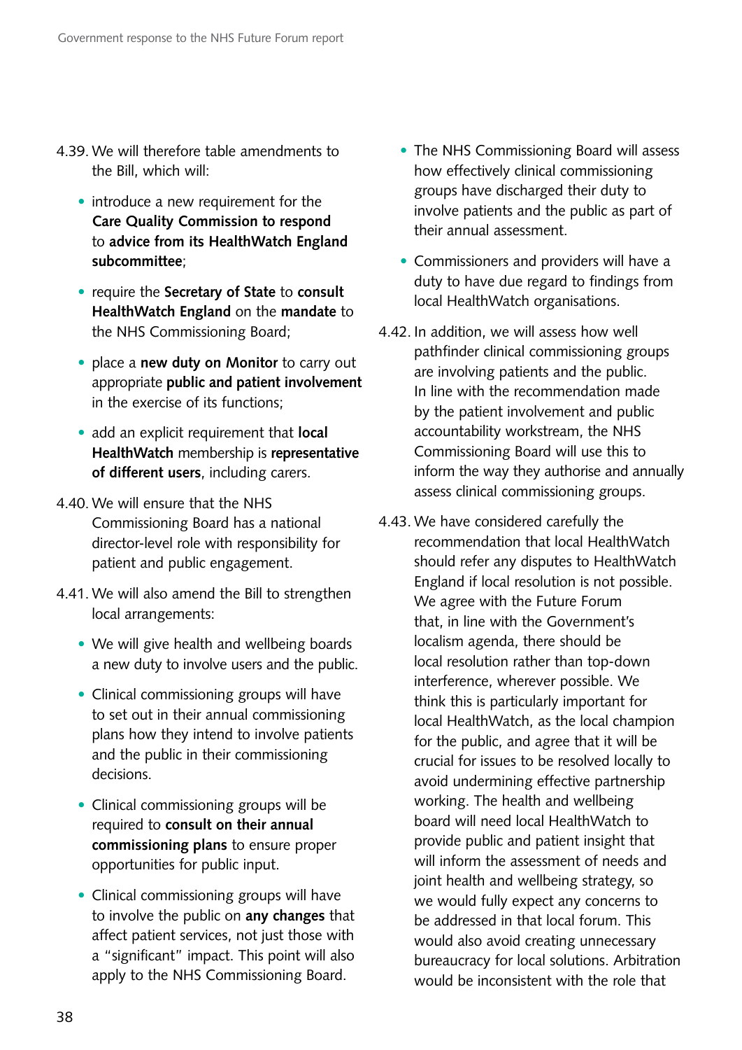4.39. We will therefore table amendments to the Bill, which will:

- introduce a new requirement for the **Care Quality Commission to respond** to **advice from its HealthWatch England subcommittee**;
- require the **Secretary of State** to **consult HealthWatch England** on the **mandate** to the NHS Commissioning Board;
- place a **new duty on Monitor** to carry out appropriate **public and patient involvement** in the exercise of its functions;
- add an explicit requirement that **local HealthWatch** membership is **representative of different users**, including carers.

4.40. We will ensure that the NHS Commissioning Board has a national director-level role with responsibility for patient and public engagement.

4.41. We will also amend the Bill to strengthen local arrangements:

- We will give health and wellbeing boards a new duty to involve users and the public.
- Clinical commissioning groups will have to set out in their annual commissioning plans how they intend to involve patients and the public in their commissioning decisions.
- Clinical commissioning groups will be required to **consult on their annual commissioning plans** to ensure proper opportunities for public input.
- Clinical commissioning groups will have to involve the public on **any changes** that affect patient services, not just those with a "significant" impact. This point will also apply to the NHS Commissioning Board.
- The NHS Commissioning Board will assess how effectively clinical commissioning groups have discharged their duty to involve patients and the public as part of their annual assessment.
- Commissioners and providers will have a duty to have due regard to findings from local HealthWatch organisations.

4.42. In addition, we will assess how well pathfinder clinical commissioning groups are involving patients and the public. In line with the recommendation made by the patient involvement and public accountability workstream, the NHS Commissioning Board will use this to inform the way they authorise and annually assess clinical commissioning groups.

4.43. We have considered carefully the recommendation that local HealthWatch should refer any disputes to HealthWatch England if local resolution is not possible. We agree with the Future Forum that, in line with the Government's localism agenda, there should be local resolution rather than top-down interference, wherever possible. We think this is particularly important for local HealthWatch, as the local champion for the public, and agree that it will be crucial for issues to be resolved locally to avoid undermining effective partnership working. The health and wellbeing board will need local HealthWatch to provide public and patient insight that will inform the assessment of needs and joint health and wellbeing strategy, so we would fully expect any concerns to be addressed in that local forum. This would also avoid creating unnecessary bureaucracy for local solutions. Arbitration would be inconsistent with the role that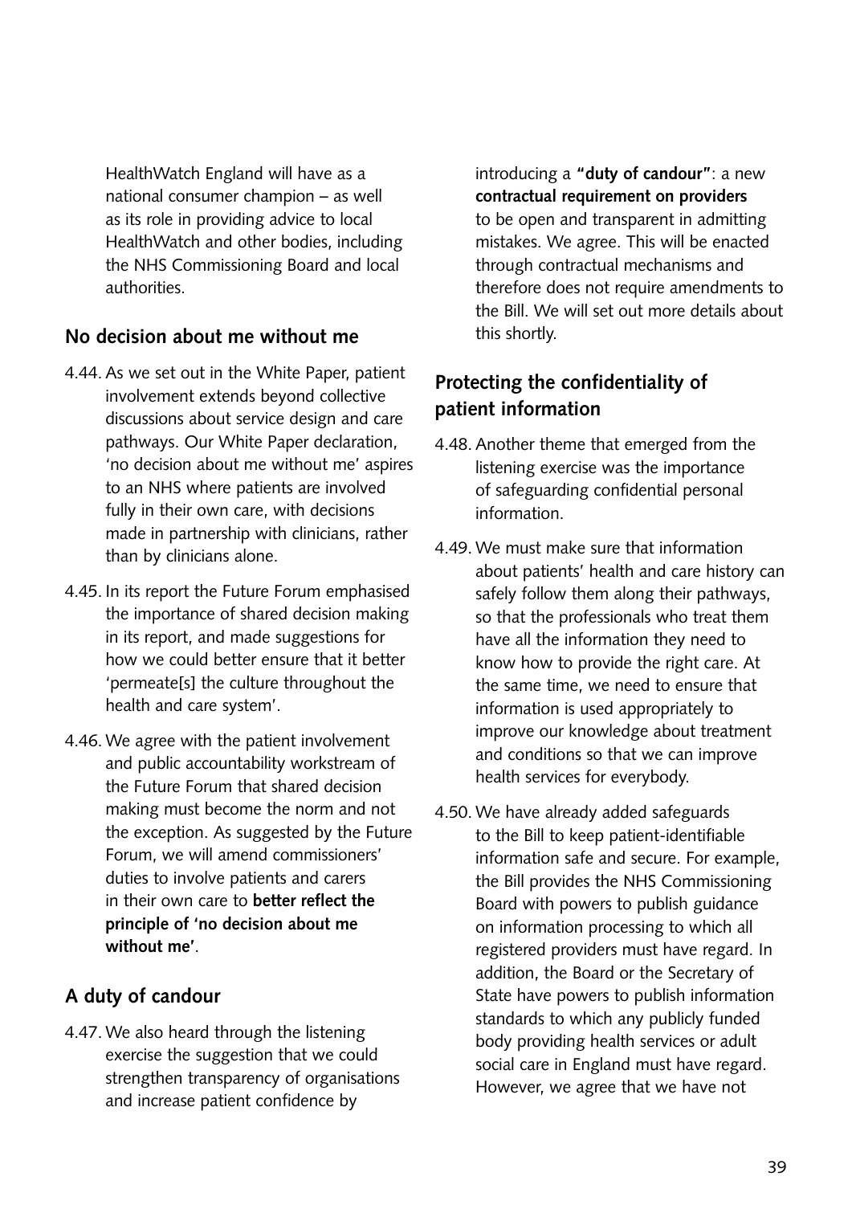HealthWatch England will have as a national consumer champion – as well as its role in providing advice to local HealthWatch and other bodies, including the NHS Commissioning Board and local authorities.

## No decision about me without me

4.44. As we set out in the White Paper, patient involvement extends beyond collective discussions about service design and care pathways. Our White Paper declaration, 'no decision about me without me' aspires to an NHS where patients are involved fully in their own care, with decisions made in partnership with clinicians, rather than by clinicians alone.

4.45. In its report the Future Forum emphasised the importance of shared decision making in its report, and made suggestions for how we could better ensure that it better 'permeate[s] the culture throughout the health and care system'.

4.46. We agree with the patient involvement and public accountability workstream of the Future Forum that shared decision making must become the norm and not the exception. As suggested by the Future Forum, we will amend commissioners' duties to involve patients and carers in their own care to **better reflect the principle of 'no decision about me without me'**.

## A duty of candour

4.47. We also heard through the listening exercise the suggestion that we could strengthen transparency of organisations and increase patient confidence by introducing a **"duty of candour"**: a new **contractual requirement on providers** to be open and transparent in admitting mistakes. We agree. This will be enacted through contractual mechanisms and therefore does not require amendments to the Bill. We will set out more details about this shortly.

## Protecting the confidentiality of patient information

4.48. Another theme that emerged from the listening exercise was the importance of safeguarding confidential personal information.

4.49. We must make sure that information about patients' health and care history can safely follow them along their pathways, so that the professionals who treat them have all the information they need to know how to provide the right care. At the same time, we need to ensure that information is used appropriately to improve our knowledge about treatment and conditions so that we can improve health services for everybody.

4.50. We have already added safeguards to the Bill to keep patient-identifiable information safe and secure. For example, the Bill provides the NHS Commissioning Board with powers to publish guidance on information processing to which all registered providers must have regard. In addition, the Board or the Secretary of State have powers to publish information standards to which any publicly funded body providing health services or adult social care in England must have regard. However, we agree that we have not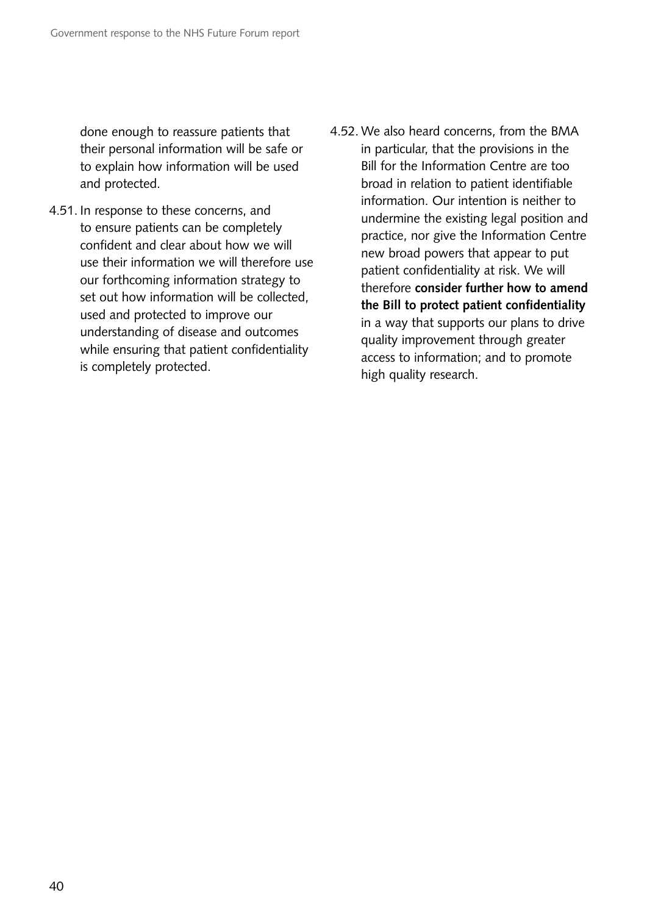done enough to reassure patients that their personal information will be safe or to explain how information will be used and protected.

4.51. In response to these concerns, and to ensure patients can be completely confident and clear about how we will use their information we will therefore use our forthcoming information strategy to set out how information will be collected, used and protected to improve our understanding of disease and outcomes while ensuring that patient confidentiality is completely protected.

4.52. We also heard concerns, from the BMA in particular, that the provisions in the Bill for the Information Centre are too broad in relation to patient identifiable information. Our intention is neither to undermine the existing legal position and practice, nor give the Information Centre new broad powers that appear to put patient confidentiality at risk. We will therefore **consider further how to amend the Bill to protect patient confidentiality** in a way that supports our plans to drive quality improvement through greater access to information; and to promote high quality research.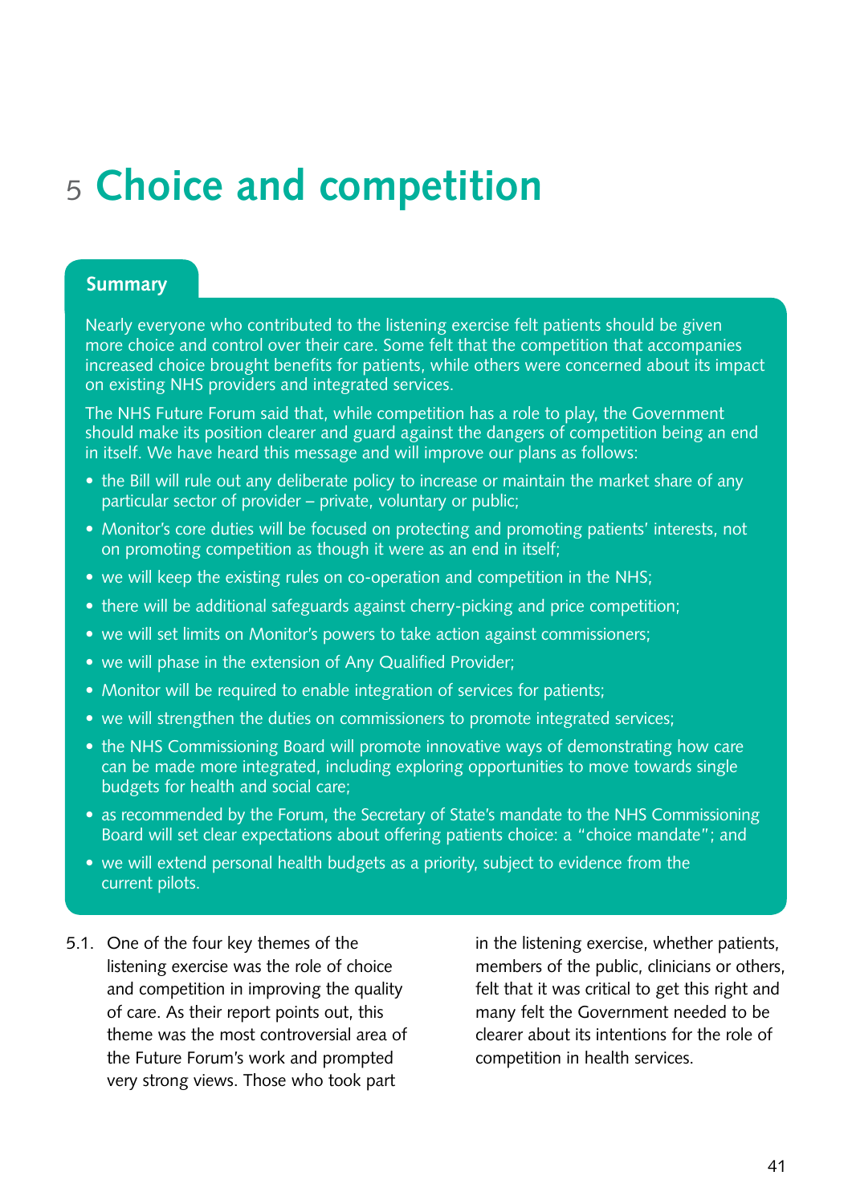# 5 Choice and competition

## Summary

Nearly everyone who contributed to the listening exercise felt patients should be given more choice and control over their care. Some felt that the competition that accompanies increased choice brought benefits for patients, while others were concerned about its impact on existing NHS providers and integrated services.

The NHS Future Forum said that, while competition has a role to play, the Government should make its position clearer and guard against the dangers of competition being an end in itself. We have heard this message and will improve our plans as follows:

- the Bill will rule out any deliberate policy to increase or maintain the market share of any particular sector of provider – private, voluntary or public;
- Monitor's core duties will be focused on protecting and promoting patients' interests, not on promoting competition as though it were as an end in itself;
- we will keep the existing rules on co-operation and competition in the NHS;
- there will be additional safeguards against cherry-picking and price competition;
- we will set limits on Monitor's powers to take action against commissioners;
- we will phase in the extension of Any Qualified Provider;
- Monitor will be required to enable integration of services for patients;
- we will strengthen the duties on commissioners to promote integrated services;
- the NHS Commissioning Board will promote innovative ways of demonstrating how care can be made more integrated, including exploring opportunities to move towards single budgets for health and social care;
- as recommended by the Forum, the Secretary of State's mandate to the NHS Commissioning Board will set clear expectations about offering patients choice: a "choice mandate"; and
- we will extend personal health budgets as a priority, subject to evidence from the current pilots.

5.1. One of the four key themes of the listening exercise was the role of choice and competition in improving the quality of care. As their report points out, this theme was the most controversial area of the Future Forum's work and prompted very strong views. Those who took part in the listening exercise, whether patients, members of the public, clinicians or others, felt that it was critical to get this right and many felt the Government needed to be clearer about its intentions for the role of competition in health services.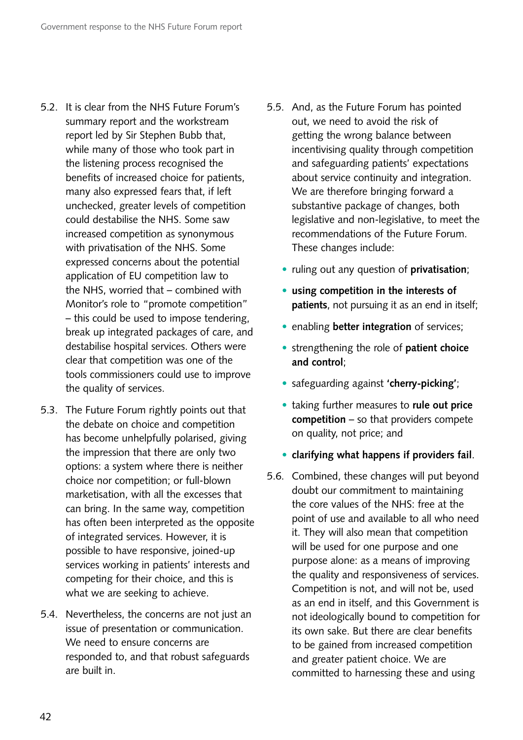5.2. It is clear from the NHS Future Forum's summary report and the workstream report led by Sir Stephen Bubb that, while many of those who took part in the listening process recognised the benefits of increased choice for patients, many also expressed fears that, if left unchecked, greater levels of competition could destabilise the NHS. Some saw increased competition as synonymous with privatisation of the NHS. Some expressed concerns about the potential application of EU competition law to the NHS, worried that – combined with Monitor's role to "promote competition" – this could be used to impose tendering, break up integrated packages of care, and destabilise hospital services. Others were clear that competition was one of the tools commissioners could use to improve the quality of services.

5.3. The Future Forum rightly points out that the debate on choice and competition has become unhelpfully polarised, giving the impression that there are only two options: a system where there is neither choice nor competition; or full-blown marketisation, with all the excesses that can bring. In the same way, competition has often been interpreted as the opposite of integrated services. However, it is possible to have responsive, joined-up services working in patients' interests and competing for their choice, and this is what we are seeking to achieve.

5.4. Nevertheless, the concerns are not just an issue of presentation or communication. We need to ensure concerns are responded to, and that robust safeguards are built in.

5.5. And, as the Future Forum has pointed out, we need to avoid the risk of getting the wrong balance between incentivising quality through competition and safeguarding patients' expectations about service continuity and integration. We are therefore bringing forward a substantive package of changes, both legislative and non-legislative, to meet the recommendations of the Future Forum. These changes include:

- ruling out any question of **privatisation**;
- **using competition in the interests of patients**, not pursuing it as an end in itself;
- enabling **better integration** of services;
- strengthening the role of **patient choice and control**;
- safeguarding against **'cherry-picking'**;
- taking further measures to **rule out price competition** – so that providers compete on quality, not price; and
- **clarifying what happens if providers fail**.

5.6. Combined, these changes will put beyond doubt our commitment to maintaining the core values of the NHS: free at the point of use and available to all who need it. They will also mean that competition will be used for one purpose and one purpose alone: as a means of improving the quality and responsiveness of services. Competition is not, and will not be, used as an end in itself, and this Government is not ideologically bound to competition for its own sake. But there are clear benefits to be gained from increased competition and greater patient choice. We are committed to harnessing these and using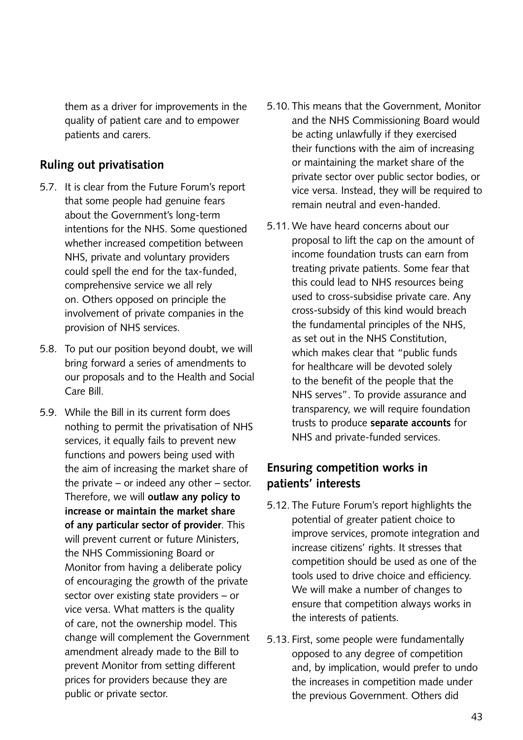them as a driver for improvements in the quality of patient care and to empower patients and carers.

## Ruling out privatisation

5.7. It is clear from the Future Forum's report that some people had genuine fears about the Government's long-term intentions for the NHS. Some questioned whether increased competition between NHS, private and voluntary providers could spell the end for the tax-funded, comprehensive service we all rely on. Others opposed on principle the involvement of private companies in the provision of NHS services.

5.8. To put our position beyond doubt, we will bring forward a series of amendments to our proposals and to the Health and Social Care Bill.

5.9. While the Bill in its current form does nothing to permit the privatisation of NHS services, it equally fails to prevent new functions and powers being used with the aim of increasing the market share of the private – or indeed any other – sector. Therefore, we will **outlaw any policy to increase or maintain the market share of any particular sector of provider**. This will prevent current or future Ministers, the NHS Commissioning Board or Monitor from having a deliberate policy of encouraging the growth of the private sector over existing state providers – or vice versa. What matters is the quality of care, not the ownership model. This change will complement the Government amendment already made to the Bill to prevent Monitor from setting different prices for providers because they are public or private sector.

5.10. This means that the Government, Monitor and the NHS Commissioning Board would be acting unlawfully if they exercised their functions with the aim of increasing or maintaining the market share of the private sector over public sector bodies, or vice versa. Instead, they will be required to remain neutral and even-handed.

5.11. We have heard concerns about our proposal to lift the cap on the amount of income foundation trusts can earn from treating private patients. Some fear that this could lead to NHS resources being used to cross-subsidise private care. Any cross-subsidy of this kind would breach the fundamental principles of the NHS, as set out in the NHS Constitution, which makes clear that "public funds for healthcare will be devoted solely to the benefit of the people that the NHS serves". To provide assurance and transparency, we will require foundation trusts to produce **separate accounts** for NHS and private-funded services.

## Ensuring competition works in patients' interests

5.12. The Future Forum's report highlights the potential of greater patient choice to improve services, promote integration and increase citizens' rights. It stresses that competition should be used as one of the tools used to drive choice and efficiency. We will make a number of changes to ensure that competition always works in the interests of patients.

5.13. First, some people were fundamentally opposed to any degree of competition and, by implication, would prefer to undo the increases in competition made under the previous Government. Others did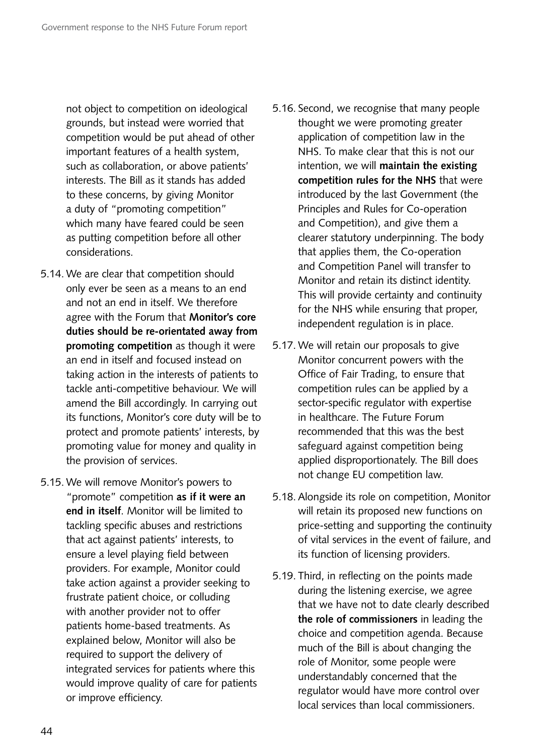not object to competition on ideological grounds, but instead were worried that competition would be put ahead of other important features of a health system, such as collaboration, or above patients' interests. The Bill as it stands has added to these concerns, by giving Monitor a duty of "promoting competition" which many have feared could be seen as putting competition before all other considerations.

5.14. We are clear that competition should only ever be seen as a means to an end and not an end in itself. We therefore agree with the Forum that **Monitor's core duties should be re-orientated away from promoting competition** as though it were an end in itself and focused instead on taking action in the interests of patients to tackle anti-competitive behaviour. We will amend the Bill accordingly. In carrying out its functions, Monitor's core duty will be to protect and promote patients' interests, by promoting value for money and quality in the provision of services.

5.15. We will remove Monitor's powers to "promote" competition **as if it were an end in itself**. Monitor will be limited to tackling specific abuses and restrictions that act against patients' interests, to ensure a level playing field between providers. For example, Monitor could take action against a provider seeking to frustrate patient choice, or colluding with another provider not to offer patients home-based treatments. As explained below, Monitor will also be required to support the delivery of integrated services for patients where this would improve quality of care for patients or improve efficiency.

5.16. Second, we recognise that many people thought we were promoting greater application of competition law in the NHS. To make clear that this is not our intention, we will **maintain the existing competition rules for the NHS** that were introduced by the last Government (the Principles and Rules for Co-operation and Competition), and give them a clearer statutory underpinning. The body that applies them, the Co-operation and Competition Panel will transfer to Monitor and retain its distinct identity. This will provide certainty and continuity for the NHS while ensuring that proper, independent regulation is in place.

5.17. We will retain our proposals to give Monitor concurrent powers with the Office of Fair Trading, to ensure that competition rules can be applied by a sector-specific regulator with expertise in healthcare. The Future Forum recommended that this was the best safeguard against competition being applied disproportionately. The Bill does not change EU competition law.

5.18. Alongside its role on competition, Monitor will retain its proposed new functions on price-setting and supporting the continuity of vital services in the event of failure, and its function of licensing providers.

5.19. Third, in reflecting on the points made during the listening exercise, we agree that we have not to date clearly described **the role of commissioners** in leading the choice and competition agenda. Because much of the Bill is about changing the role of Monitor, some people were understandably concerned that the regulator would have more control over local services than local commissioners.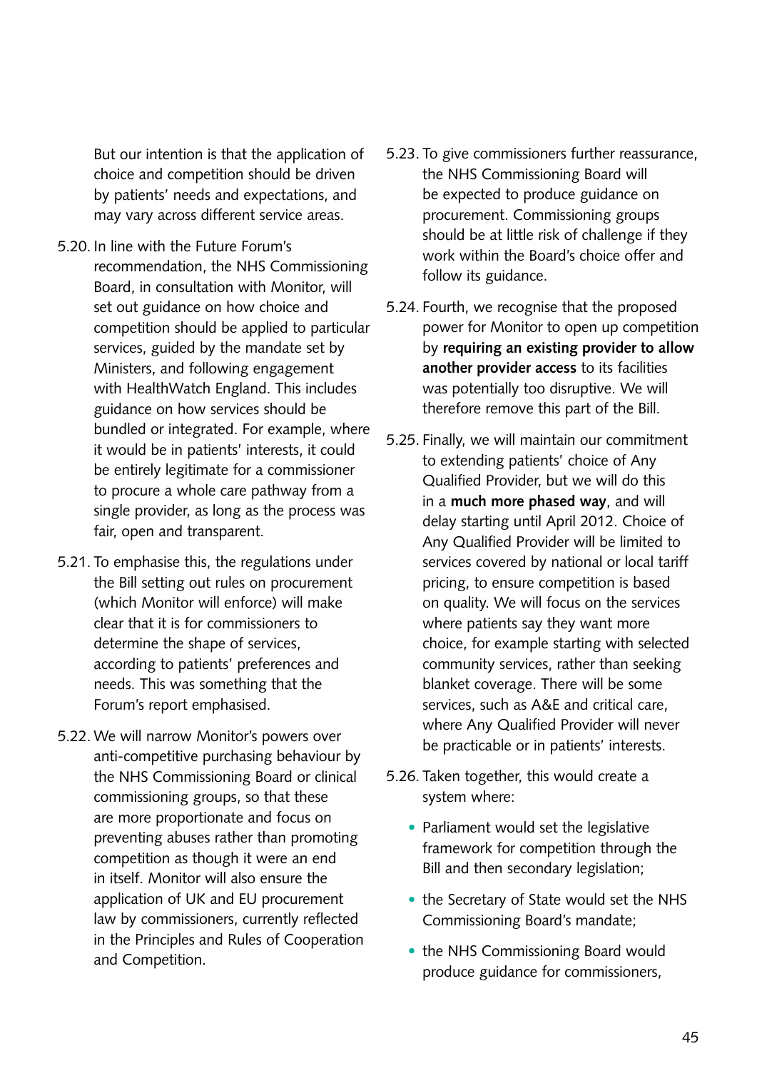But our intention is that the application of choice and competition should be driven by patients' needs and expectations, and may vary across different service areas.

5.20. In line with the Future Forum's recommendation, the NHS Commissioning Board, in consultation with Monitor, will set out guidance on how choice and competition should be applied to particular services, guided by the mandate set by Ministers, and following engagement with HealthWatch England. This includes guidance on how services should be bundled or integrated. For example, where it would be in patients' interests, it could be entirely legitimate for a commissioner to procure a whole care pathway from a single provider, as long as the process was fair, open and transparent.

5.21. To emphasise this, the regulations under the Bill setting out rules on procurement (which Monitor will enforce) will make clear that it is for commissioners to determine the shape of services, according to patients' preferences and needs. This was something that the Forum's report emphasised.

5.22. We will narrow Monitor's powers over anti-competitive purchasing behaviour by the NHS Commissioning Board or clinical commissioning groups, so that these are more proportionate and focus on preventing abuses rather than promoting competition as though it were an end in itself. Monitor will also ensure the application of UK and EU procurement law by commissioners, currently reflected in the Principles and Rules of Cooperation and Competition.

5.23. To give commissioners further reassurance, the NHS Commissioning Board will be expected to produce guidance on procurement. Commissioning groups should be at little risk of challenge if they work within the Board's choice offer and follow its guidance.

5.24. Fourth, we recognise that the proposed power for Monitor to open up competition by **requiring an existing provider to allow another provider access** to its facilities was potentially too disruptive. We will therefore remove this part of the Bill.

5.25. Finally, we will maintain our commitment to extending patients' choice of Any Qualified Provider, but we will do this in a **much more phased way**, and will delay starting until April 2012. Choice of Any Qualified Provider will be limited to services covered by national or local tariff pricing, to ensure competition is based on quality. We will focus on the services where patients say they want more choice, for example starting with selected community services, rather than seeking blanket coverage. There will be some services, such as A&E and critical care, where Any Qualified Provider will never be practicable or in patients' interests.

5.26. Taken together, this would create a system where:

- Parliament would set the legislative framework for competition through the Bill and then secondary legislation;
- the Secretary of State would set the NHS Commissioning Board's mandate;
- the NHS Commissioning Board would produce guidance for commissioners,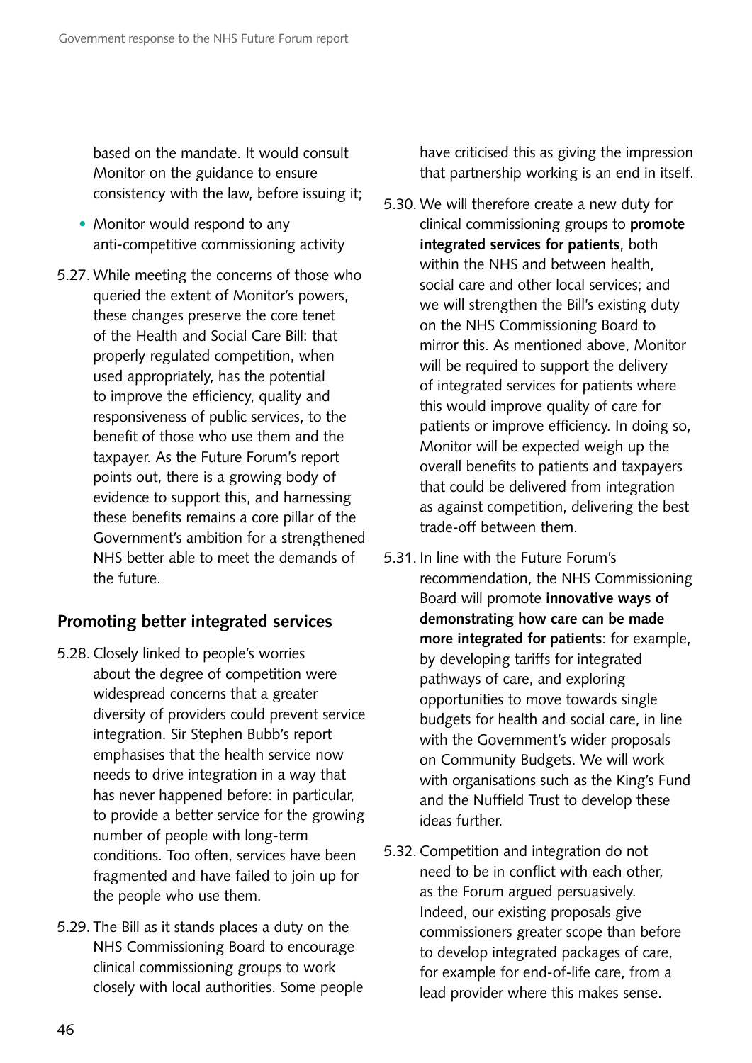based on the mandate. It would consult Monitor on the guidance to ensure consistency with the law, before issuing it;

- Monitor would respond to any anti-competitive commissioning activity

5.27. While meeting the concerns of those who queried the extent of Monitor's powers, these changes preserve the core tenet of the Health and Social Care Bill: that properly regulated competition, when used appropriately, has the potential to improve the efficiency, quality and responsiveness of public services, to the benefit of those who use them and the taxpayer. As the Future Forum's report points out, there is a growing body of evidence to support this, and harnessing these benefits remains a core pillar of the Government's ambition for a strengthened NHS better able to meet the demands of the future.

## Promoting better integrated services

5.28. Closely linked to people's worries about the degree of competition were widespread concerns that a greater diversity of providers could prevent service integration. Sir Stephen Bubb's report emphasises that the health service now needs to drive integration in a way that has never happened before: in particular, to provide a better service for the growing number of people with long-term conditions. Too often, services have been fragmented and have failed to join up for the people who use them.

5.29. The Bill as it stands places a duty on the NHS Commissioning Board to encourage clinical commissioning groups to work closely with local authorities. Some people have criticised this as giving the impression that partnership working is an end in itself.

5.30. We will therefore create a new duty for clinical commissioning groups to **promote integrated services for patients**, both within the NHS and between health, social care and other local services; and we will strengthen the Bill's existing duty on the NHS Commissioning Board to mirror this. As mentioned above, Monitor will be required to support the delivery of integrated services for patients where this would improve quality of care for patients or improve efficiency. In doing so, Monitor will be expected weigh up the overall benefits to patients and taxpayers that could be delivered from integration as against competition, delivering the best trade-off between them.

5.31. In line with the Future Forum's recommendation, the NHS Commissioning Board will promote **innovative ways of demonstrating how care can be made more integrated for patients**: for example, by developing tariffs for integrated pathways of care, and exploring opportunities to move towards single budgets for health and social care, in line with the Government's wider proposals on Community Budgets. We will work with organisations such as the King's Fund and the Nuffield Trust to develop these ideas further.

5.32. Competition and integration do not need to be in conflict with each other, as the Forum argued persuasively. Indeed, our existing proposals give commissioners greater scope than before to develop integrated packages of care, for example for end-of-life care, from a lead provider where this makes sense.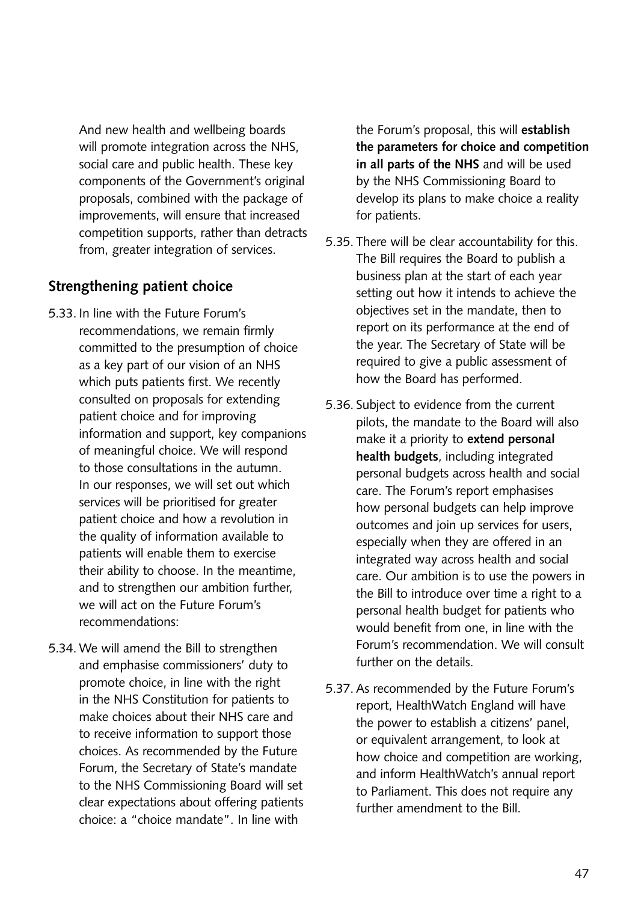And new health and wellbeing boards will promote integration across the NHS, social care and public health. These key components of the Government's original proposals, combined with the package of improvements, will ensure that increased competition supports, rather than detracts from, greater integration of services.

## Strengthening patient choice

5.33. In line with the Future Forum's recommendations, we remain firmly committed to the presumption of choice as a key part of our vision of an NHS which puts patients first. We recently consulted on proposals for extending patient choice and for improving information and support, key companions of meaningful choice. We will respond to those consultations in the autumn. In our responses, we will set out which services will be prioritised for greater patient choice and how a revolution in the quality of information available to patients will enable them to exercise their ability to choose. In the meantime, and to strengthen our ambition further, we will act on the Future Forum's recommendations:

5.34. We will amend the Bill to strengthen and emphasise commissioners' duty to promote choice, in line with the right in the NHS Constitution for patients to make choices about their NHS care and to receive information to support those choices. As recommended by the Future Forum, the Secretary of State's mandate to the NHS Commissioning Board will set clear expectations about offering patients choice: a "choice mandate". In line with the Forum's proposal, this will **establish the parameters for choice and competition in all parts of the NHS** and will be used by the NHS Commissioning Board to develop its plans to make choice a reality for patients.

5.35. There will be clear accountability for this. The Bill requires the Board to publish a business plan at the start of each year setting out how it intends to achieve the objectives set in the mandate, then to report on its performance at the end of the year. The Secretary of State will be required to give a public assessment of how the Board has performed.

5.36. Subject to evidence from the current pilots, the mandate to the Board will also make it a priority to **extend personal health budgets**, including integrated personal budgets across health and social care. The Forum's report emphasises how personal budgets can help improve outcomes and join up services for users, especially when they are offered in an integrated way across health and social care. Our ambition is to use the powers in the Bill to introduce over time a right to a personal health budget for patients who would benefit from one, in line with the Forum's recommendation. We will consult further on the details.

5.37. As recommended by the Future Forum's report, HealthWatch England will have the power to establish a citizens' panel, or equivalent arrangement, to look at how choice and competition are working, and inform HealthWatch's annual report to Parliament. This does not require any further amendment to the Bill.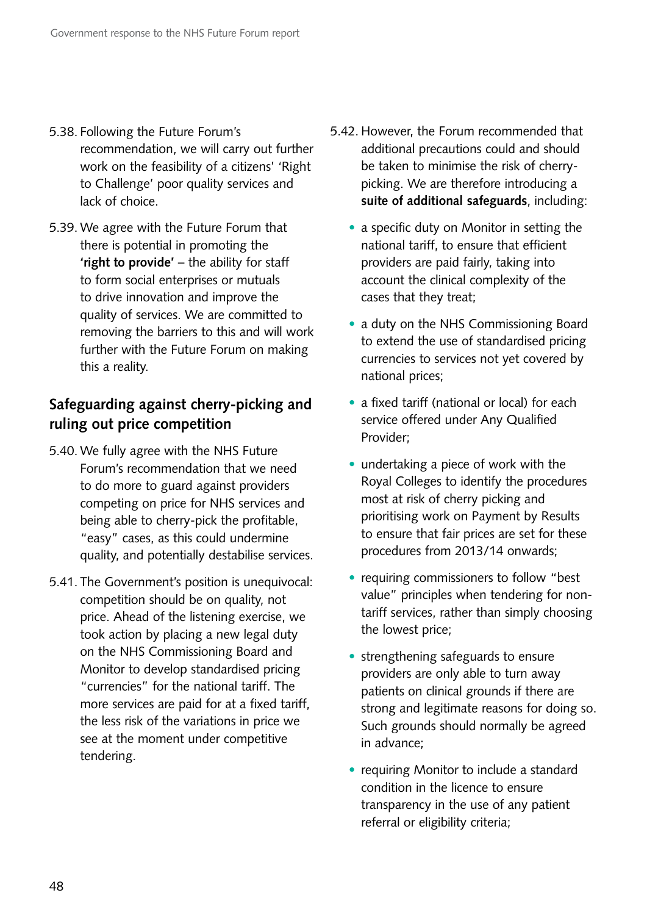5.38. Following the Future Forum's recommendation, we will carry out further work on the feasibility of a citizens' 'Right to Challenge' poor quality services and lack of choice.

5.39. We agree with the Future Forum that there is potential in promoting the **'right to provide'** – the ability for staff to form social enterprises or mutuals to drive innovation and improve the quality of services. We are committed to removing the barriers to this and will work further with the Future Forum on making this a reality.

## Safeguarding against cherry-picking and ruling out price competition

5.40. We fully agree with the NHS Future Forum's recommendation that we need to do more to guard against providers competing on price for NHS services and being able to cherry-pick the profitable, "easy" cases, as this could undermine quality, and potentially destabilise services.

5.41. The Government's position is unequivocal: competition should be on quality, not price. Ahead of the listening exercise, we took action by placing a new legal duty on the NHS Commissioning Board and Monitor to develop standardised pricing "currencies" for the national tariff. The more services are paid for at a fixed tariff, the less risk of the variations in price we see at the moment under competitive tendering.

5.42. However, the Forum recommended that additional precautions could and should be taken to minimise the risk of cherry-picking. We are therefore introducing a **suite of additional safeguards**, including:

- a specific duty on Monitor in setting the national tariff, to ensure that efficient providers are paid fairly, taking into account the clinical complexity of the cases that they treat;
- a duty on the NHS Commissioning Board to extend the use of standardised pricing currencies to services not yet covered by national prices;
- a fixed tariff (national or local) for each service offered under Any Qualified Provider;
- undertaking a piece of work with the Royal Colleges to identify the procedures most at risk of cherry picking and prioritising work on Payment by Results to ensure that fair prices are set for these procedures from 2013/14 onwards;
- requiring commissioners to follow "best value" principles when tendering for non-tariff services, rather than simply choosing the lowest price;
- strengthening safeguards to ensure providers are only able to turn away patients on clinical grounds if there are strong and legitimate reasons for doing so. Such grounds should normally be agreed in advance;
- requiring Monitor to include a standard condition in the licence to ensure transparency in the use of any patient referral or eligibility criteria;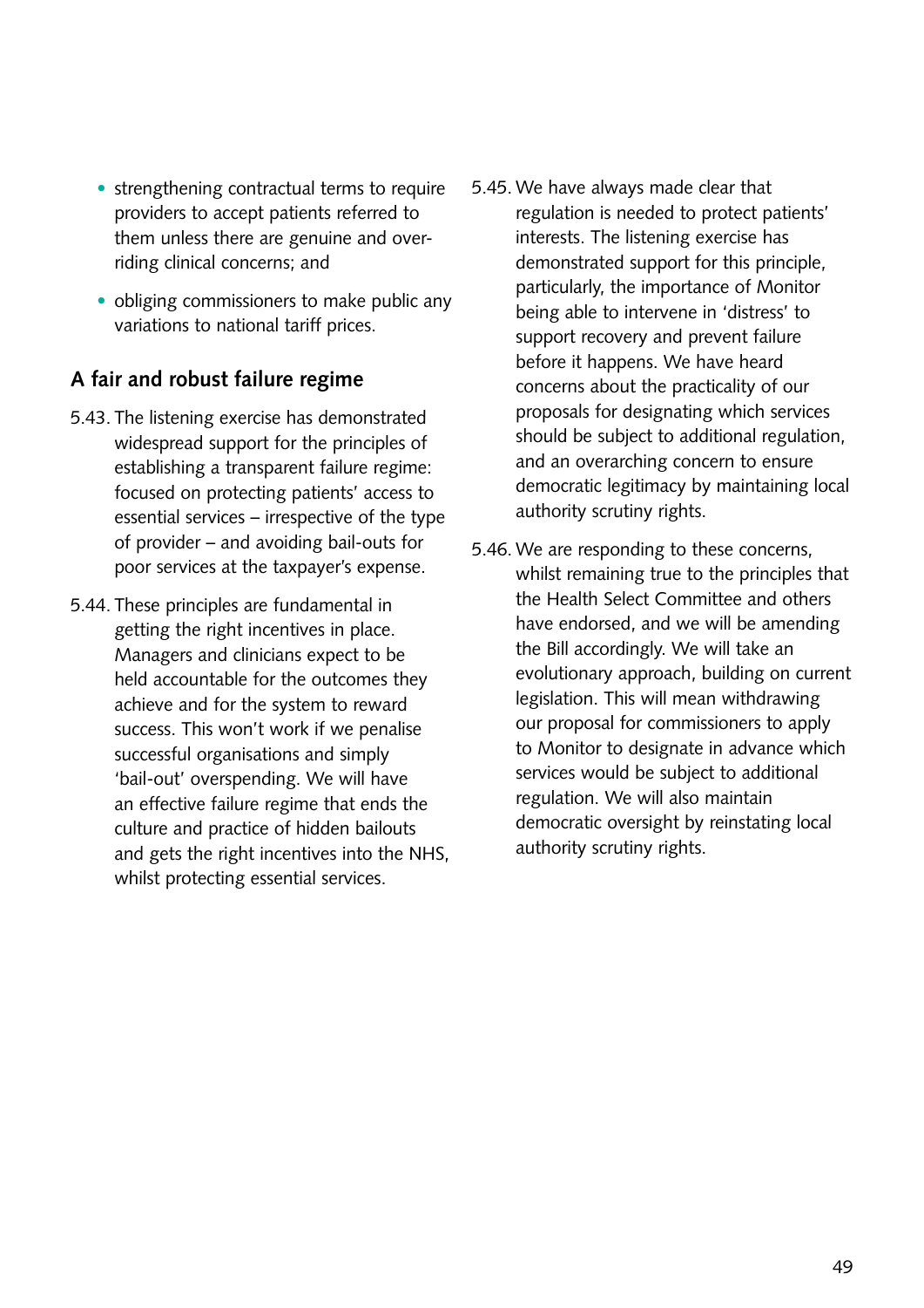- strengthening contractual terms to require providers to accept patients referred to them unless there are genuine and over-riding clinical concerns; and
- obliging commissioners to make public any variations to national tariff prices.

## A fair and robust failure regime

5.43. The listening exercise has demonstrated widespread support for the principles of establishing a transparent failure regime: focused on protecting patients' access to essential services – irrespective of the type of provider – and avoiding bail-outs for poor services at the taxpayer's expense.

5.44. These principles are fundamental in getting the right incentives in place. Managers and clinicians expect to be held accountable for the outcomes they achieve and for the system to reward success. This won't work if we penalise successful organisations and simply 'bail-out' overspending. We will have an effective failure regime that ends the culture and practice of hidden bailouts and gets the right incentives into the NHS, whilst protecting essential services.

5.45. We have always made clear that regulation is needed to protect patients' interests. The listening exercise has demonstrated support for this principle, particularly, the importance of Monitor being able to intervene in 'distress' to support recovery and prevent failure before it happens. We have heard concerns about the practicality of our proposals for designating which services should be subject to additional regulation, and an overarching concern to ensure democratic legitimacy by maintaining local authority scrutiny rights.

5.46. We are responding to these concerns, whilst remaining true to the principles that the Health Select Committee and others have endorsed, and we will be amending the Bill accordingly. We will take an evolutionary approach, building on current legislation. This will mean withdrawing our proposal for commissioners to apply to Monitor to designate in advance which services would be subject to additional regulation. We will also maintain democratic oversight by reinstating local authority scrutiny rights.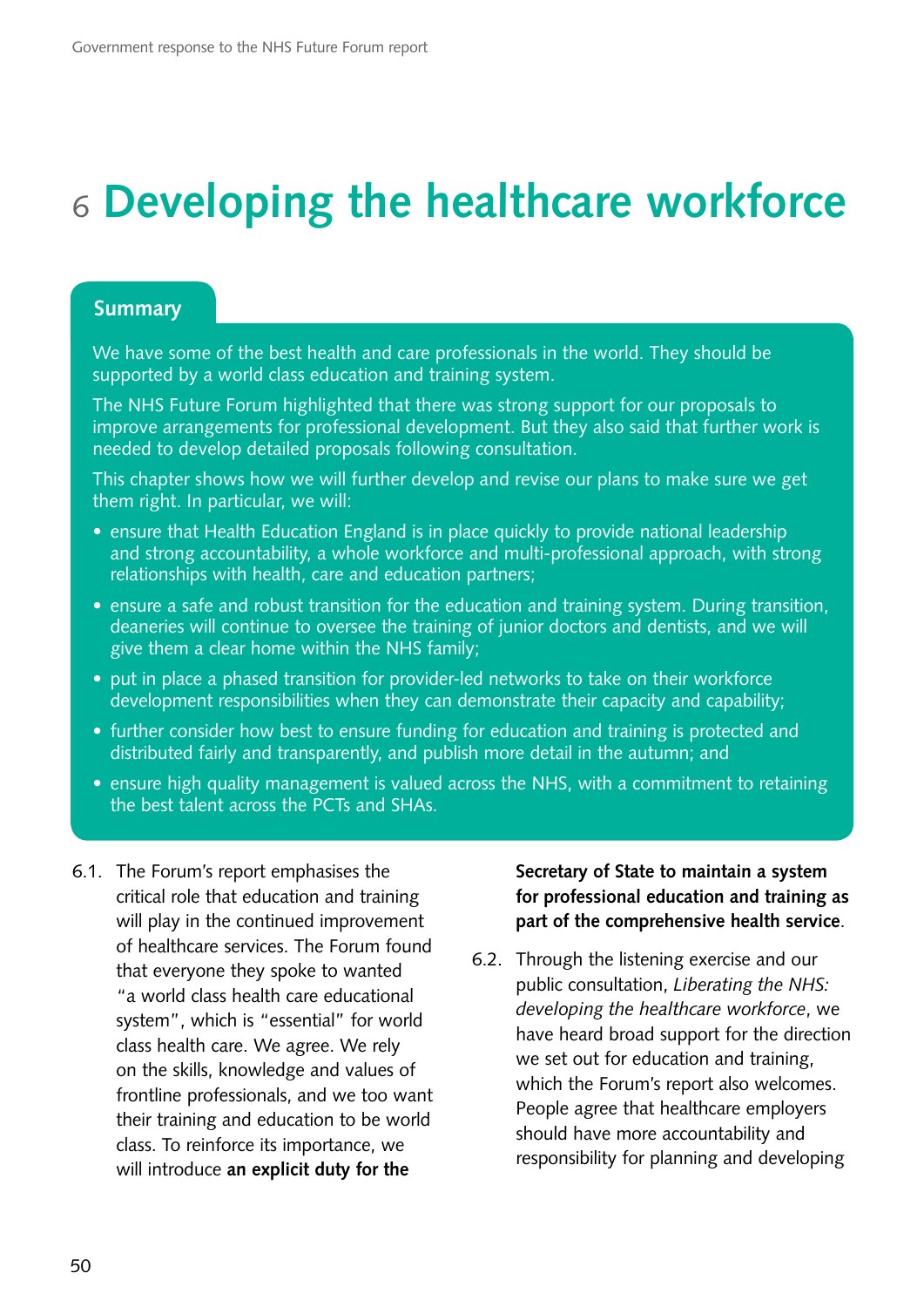# 6 Developing the healthcare workforce

## Summary

We have some of the best health and care professionals in the world. They should be supported by a world class education and training system.

The NHS Future Forum highlighted that there was strong support for our proposals to improve arrangements for professional development. But they also said that further work is needed to develop detailed proposals following consultation.

This chapter shows how we will further develop and revise our plans to make sure we get them right. In particular, we will:

- ensure that Health Education England is in place quickly to provide national leadership and strong accountability, a whole workforce and multi-professional approach, with strong relationships with health, care and education partners;
- ensure a safe and robust transition for the education and training system. During transition, deaneries will continue to oversee the training of junior doctors and dentists, and we will give them a clear home within the NHS family;
- put in place a phased transition for provider-led networks to take on their workforce development responsibilities when they can demonstrate their capacity and capability;
- further consider how best to ensure funding for education and training is protected and distributed fairly and transparently, and publish more detail in the autumn; and
- ensure high quality management is valued across the NHS, with a commitment to retaining the best talent across the PCTs and SHAs.

6.1. The Forum's report emphasises the critical role that education and training will play in the continued improvement of healthcare services. The Forum found that everyone they spoke to wanted "a world class health care educational system", which is "essential" for world class health care. We agree. We rely on the skills, knowledge and values of frontline professionals, and we too want their training and education to be world class. To reinforce its importance, we will introduce **an explicit duty for the Secretary of State to maintain a system for professional education and training as part of the comprehensive health service**.

6.2. Through the listening exercise and our public consultation, *Liberating the NHS: developing the healthcare workforce*, we have heard broad support for the direction we set out for education and training, which the Forum's report also welcomes. People agree that healthcare employers should have more accountability and responsibility for planning and developing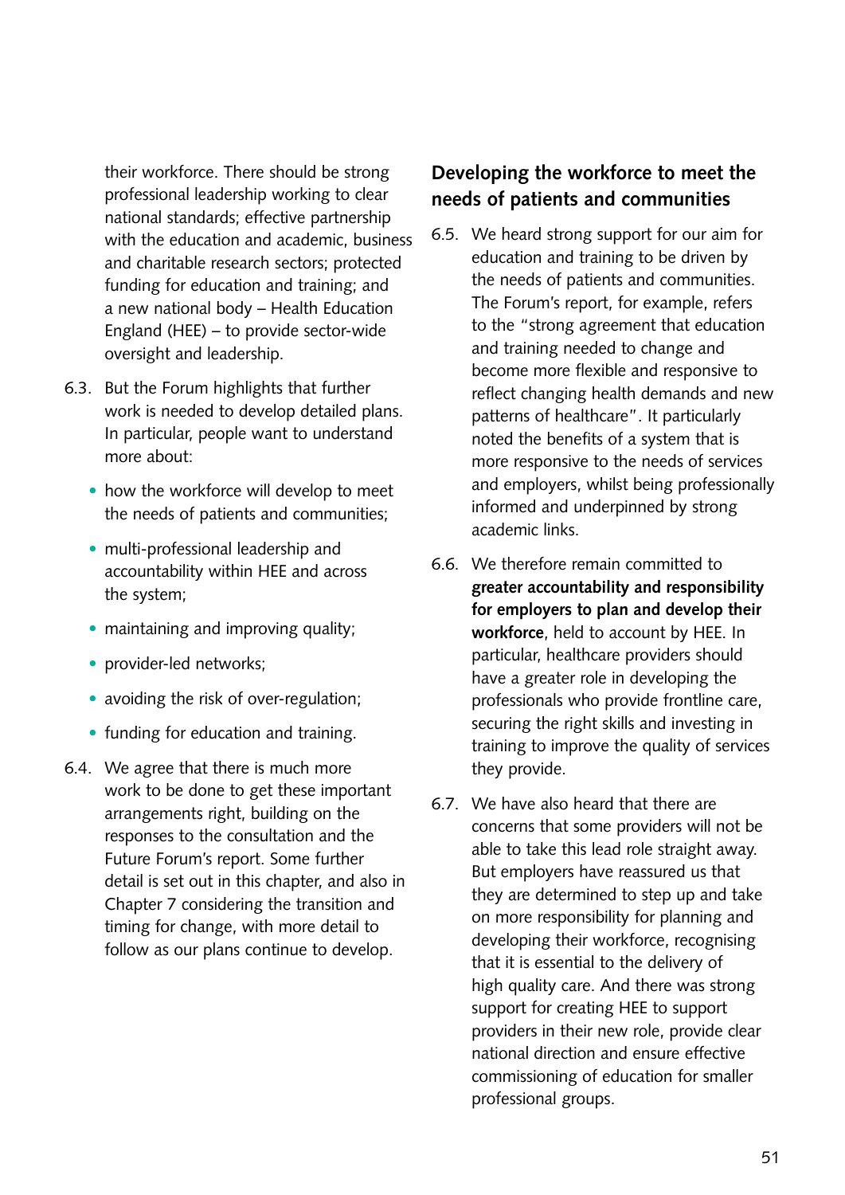their workforce. There should be strong professional leadership working to clear national standards; effective partnership with the education and academic, business and charitable research sectors; protected funding for education and training; and a new national body – Health Education England (HEE) – to provide sector-wide oversight and leadership.

6.3. But the Forum highlights that further work is needed to develop detailed plans. In particular, people want to understand more about:

- how the workforce will develop to meet the needs of patients and communities;
- multi-professional leadership and accountability within HEE and across the system;
- maintaining and improving quality;
- provider-led networks;
- avoiding the risk of over-regulation;
- funding for education and training.

6.4. We agree that there is much more work to be done to get these important arrangements right, building on the responses to the consultation and the Future Forum's report. Some further detail is set out in this chapter, and also in Chapter 7 considering the transition and timing for change, with more detail to follow as our plans continue to develop.

## Developing the workforce to meet the needs of patients and communities

6.5. We heard strong support for our aim for education and training to be driven by the needs of patients and communities. The Forum's report, for example, refers to the "strong agreement that education and training needed to change and become more flexible and responsive to reflect changing health demands and new patterns of healthcare". It particularly noted the benefits of a system that is more responsive to the needs of services and employers, whilst being professionally informed and underpinned by strong academic links.

6.6. We therefore remain committed to **greater accountability and responsibility for employers to plan and develop their workforce**, held to account by HEE. In particular, healthcare providers should have a greater role in developing the professionals who provide frontline care, securing the right skills and investing in training to improve the quality of services they provide.

6.7. We have also heard that there are concerns that some providers will not be able to take this lead role straight away. But employers have reassured us that they are determined to step up and take on more responsibility for planning and developing their workforce, recognising that it is essential to the delivery of high quality care. And there was strong support for creating HEE to support providers in their new role, provide clear national direction and ensure effective commissioning of education for smaller professional groups.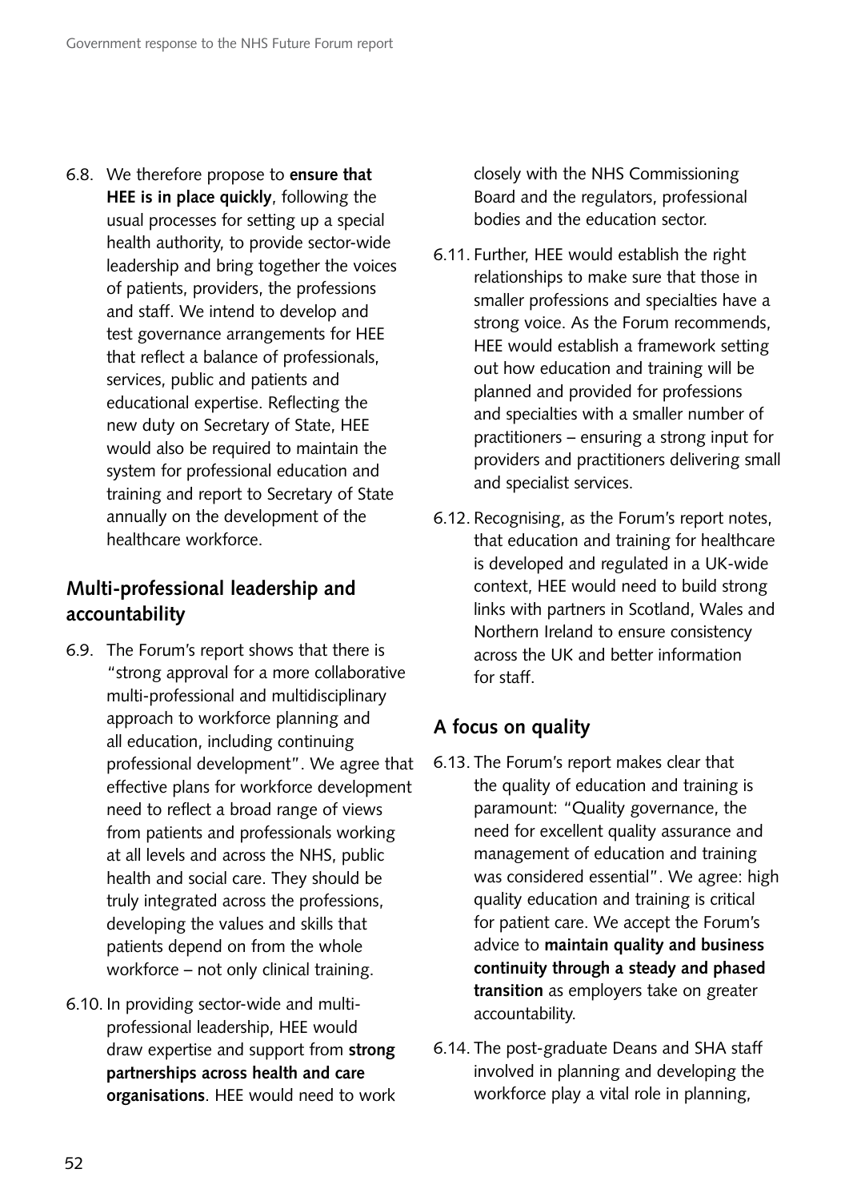6.8. We therefore propose to **ensure that HEE is in place quickly**, following the usual processes for setting up a special health authority, to provide sector-wide leadership and bring together the voices of patients, providers, the professions and staff. We intend to develop and test governance arrangements for HEE that reflect a balance of professionals, services, public and patients and educational expertise. Reflecting the new duty on Secretary of State, HEE would also be required to maintain the system for professional education and training and report to Secretary of State annually on the development of the healthcare workforce.

## Multi-professional leadership and accountability

6.9. The Forum's report shows that there is "strong approval for a more collaborative multi-professional and multidisciplinary approach to workforce planning and all education, including continuing professional development". We agree that effective plans for workforce development need to reflect a broad range of views from patients and professionals working at all levels and across the NHS, public health and social care. They should be truly integrated across the professions, developing the values and skills that patients depend on from the whole workforce – not only clinical training.

6.10. In providing sector-wide and multi-professional leadership, HEE would draw expertise and support from **strong partnerships across health and care organisations**. HEE would need to work closely with the NHS Commissioning Board and the regulators, professional bodies and the education sector.

6.11. Further, HEE would establish the right relationships to make sure that those in smaller professions and specialties have a strong voice. As the Forum recommends, HEE would establish a framework setting out how education and training will be planned and provided for professions and specialties with a smaller number of practitioners – ensuring a strong input for providers and practitioners delivering small and specialist services.

6.12. Recognising, as the Forum's report notes, that education and training for healthcare is developed and regulated in a UK-wide context, HEE would need to build strong links with partners in Scotland, Wales and Northern Ireland to ensure consistency across the UK and better information for staff.

## A focus on quality

6.13. The Forum's report makes clear that the quality of education and training is paramount: "Quality governance, the need for excellent quality assurance and management of education and training was considered essential". We agree: high quality education and training is critical for patient care. We accept the Forum's advice to **maintain quality and business continuity through a steady and phased transition** as employers take on greater accountability.

6.14. The post-graduate Deans and SHA staff involved in planning and developing the workforce play a vital role in planning,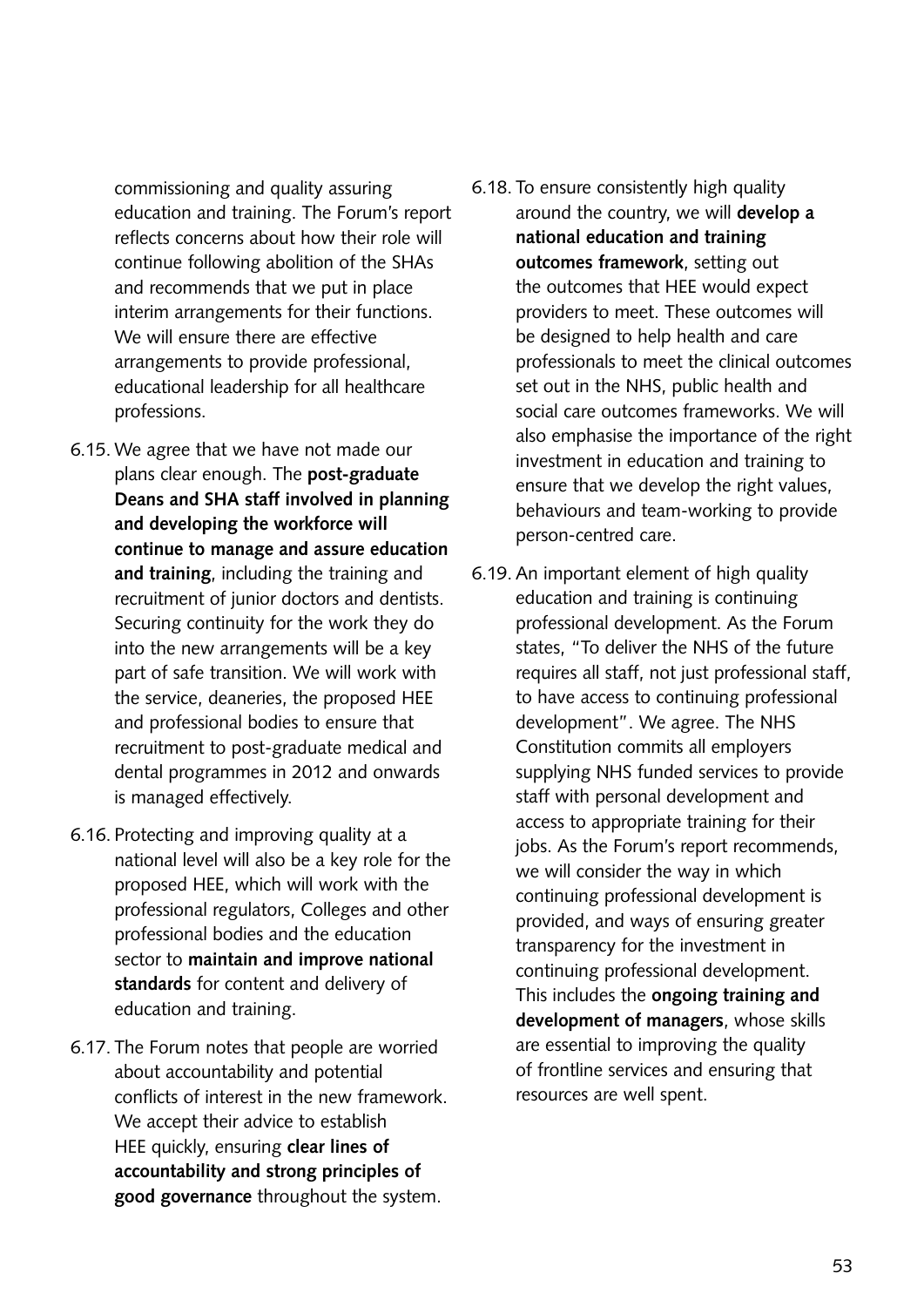commissioning and quality assuring education and training. The Forum's report reflects concerns about how their role will continue following abolition of the SHAs and recommends that we put in place interim arrangements for their functions. We will ensure there are effective arrangements to provide professional, educational leadership for all healthcare professions.

6.15. We agree that we have not made our plans clear enough. The **post-graduate Deans and SHA staff involved in planning and developing the workforce will continue to manage and assure education and training**, including the training and recruitment of junior doctors and dentists. Securing continuity for the work they do into the new arrangements will be a key part of safe transition. We will work with the service, deaneries, the proposed HEE and professional bodies to ensure that recruitment to post-graduate medical and dental programmes in 2012 and onwards is managed effectively.

6.16. Protecting and improving quality at a national level will also be a key role for the proposed HEE, which will work with the professional regulators, Colleges and other professional bodies and the education sector to **maintain and improve national standards** for content and delivery of education and training.

6.17. The Forum notes that people are worried about accountability and potential conflicts of interest in the new framework. We accept their advice to establish HEE quickly, ensuring **clear lines of accountability and strong principles of good governance** throughout the system.

6.18. To ensure consistently high quality around the country, we will **develop a national education and training outcomes framework**, setting out the outcomes that HEE would expect providers to meet. These outcomes will be designed to help health and care professionals to meet the clinical outcomes set out in the NHS, public health and social care outcomes frameworks. We will also emphasise the importance of the right investment in education and training to ensure that we develop the right values, behaviours and team-working to provide person-centred care.

6.19. An important element of high quality education and training is continuing professional development. As the Forum states, "To deliver the NHS of the future requires all staff, not just professional staff, to have access to continuing professional development". We agree. The NHS Constitution commits all employers supplying NHS funded services to provide staff with personal development and access to appropriate training for their jobs. As the Forum's report recommends, we will consider the way in which continuing professional development is provided, and ways of ensuring greater transparency for the investment in continuing professional development. This includes the **ongoing training and development of managers**, whose skills are essential to improving the quality of frontline services and ensuring that resources are well spent.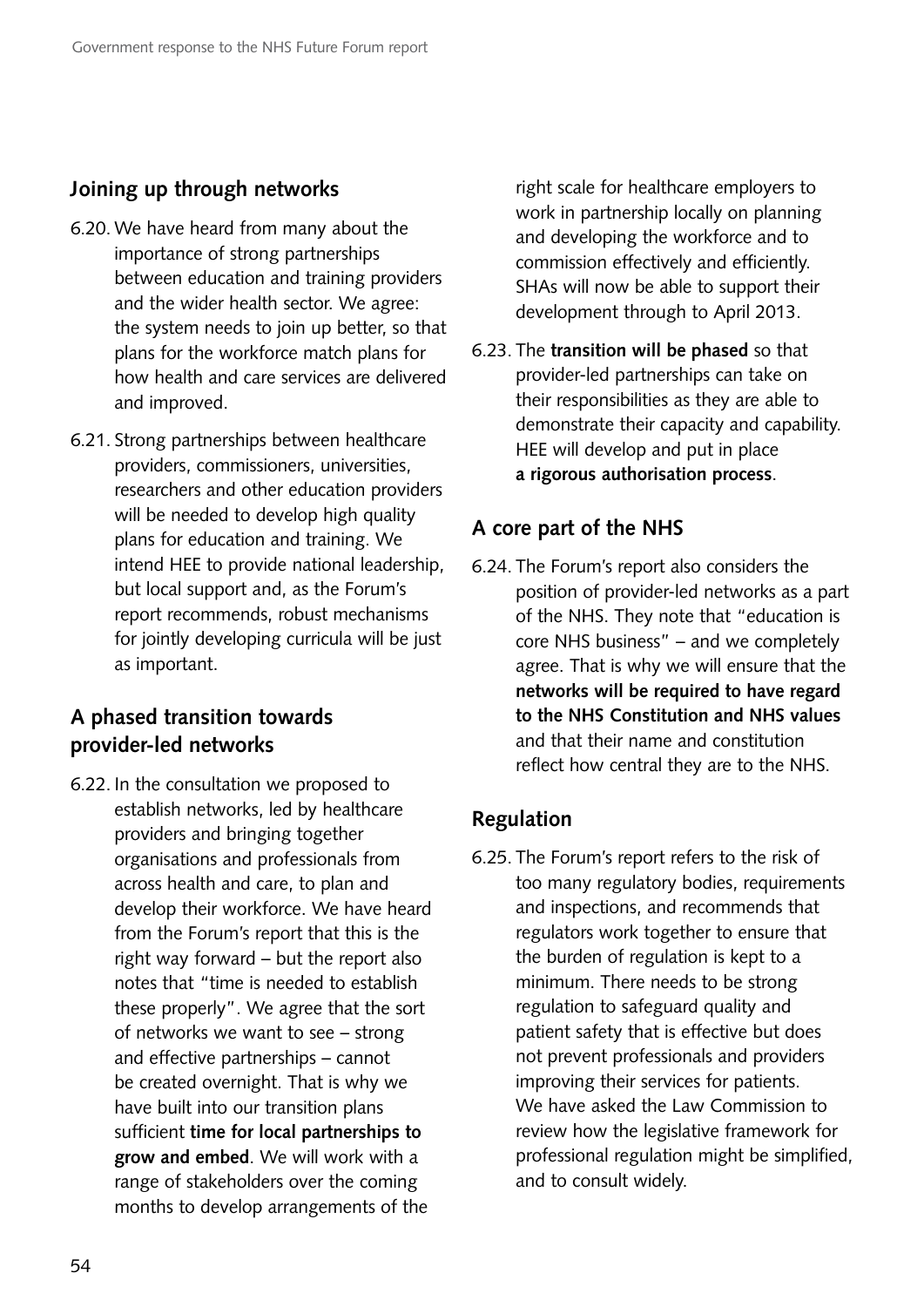## Joining up through networks

6.20. We have heard from many about the importance of strong partnerships between education and training providers and the wider health sector. We agree: the system needs to join up better, so that plans for the workforce match plans for how health and care services are delivered and improved.

6.21. Strong partnerships between healthcare providers, commissioners, universities, researchers and other education providers will be needed to develop high quality plans for education and training. We intend HEE to provide national leadership, but local support and, as the Forum's report recommends, robust mechanisms for jointly developing curricula will be just as important.

## A phased transition towards provider-led networks

6.22. In the consultation we proposed to establish networks, led by healthcare providers and bringing together organisations and professionals from across health and care, to plan and develop their workforce. We have heard from the Forum's report that this is the right way forward – but the report also notes that "time is needed to establish these properly". We agree that the sort of networks we want to see – strong and effective partnerships – cannot be created overnight. That is why we have built into our transition plans sufficient **time for local partnerships to grow and embed**. We will work with a range of stakeholders over the coming months to develop arrangements of the right scale for healthcare employers to work in partnership locally on planning and developing the workforce and to commission effectively and efficiently. SHAs will now be able to support their development through to April 2013.

6.23. The **transition will be phased** so that provider-led partnerships can take on their responsibilities as they are able to demonstrate their capacity and capability. HEE will develop and put in place **a rigorous authorisation process**.

## A core part of the NHS

6.24. The Forum's report also considers the position of provider-led networks as a part of the NHS. They note that "education is core NHS business" – and we completely agree. That is why we will ensure that the **networks will be required to have regard to the NHS Constitution and NHS values** and that their name and constitution reflect how central they are to the NHS.

## Regulation

6.25. The Forum's report refers to the risk of too many regulatory bodies, requirements and inspections, and recommends that regulators work together to ensure that the burden of regulation is kept to a minimum. There needs to be strong regulation to safeguard quality and patient safety that is effective but does not prevent professionals and providers improving their services for patients. We have asked the Law Commission to review how the legislative framework for professional regulation might be simplified, and to consult widely.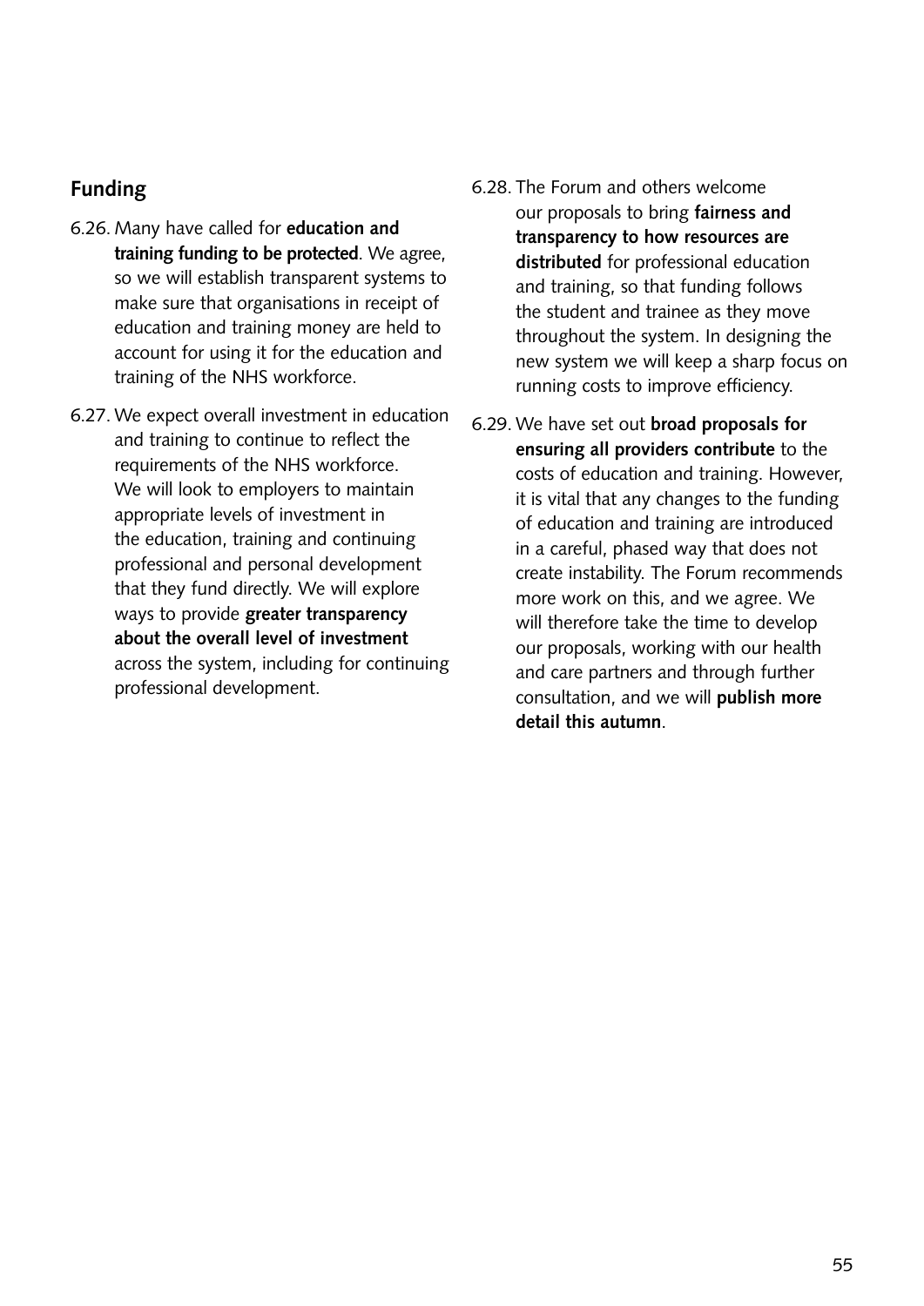## Funding

6.26. Many have called for **education and training funding to be protected**. We agree, so we will establish transparent systems to make sure that organisations in receipt of education and training money are held to account for using it for the education and training of the NHS workforce.

6.27. We expect overall investment in education and training to continue to reflect the requirements of the NHS workforce. We will look to employers to maintain appropriate levels of investment in the education, training and continuing professional and personal development that they fund directly. We will explore ways to provide **greater transparency about the overall level of investment** across the system, including for continuing professional development.

6.28. The Forum and others welcome our proposals to bring **fairness and transparency to how resources are distributed** for professional education and training, so that funding follows the student and trainee as they move throughout the system. In designing the new system we will keep a sharp focus on running costs to improve efficiency.

6.29. We have set out **broad proposals for ensuring all providers contribute** to the costs of education and training. However, it is vital that any changes to the funding of education and training are introduced in a careful, phased way that does not create instability. The Forum recommends more work on this, and we agree. We will therefore take the time to develop our proposals, working with our health and care partners and through further consultation, and we will **publish more detail this autumn**.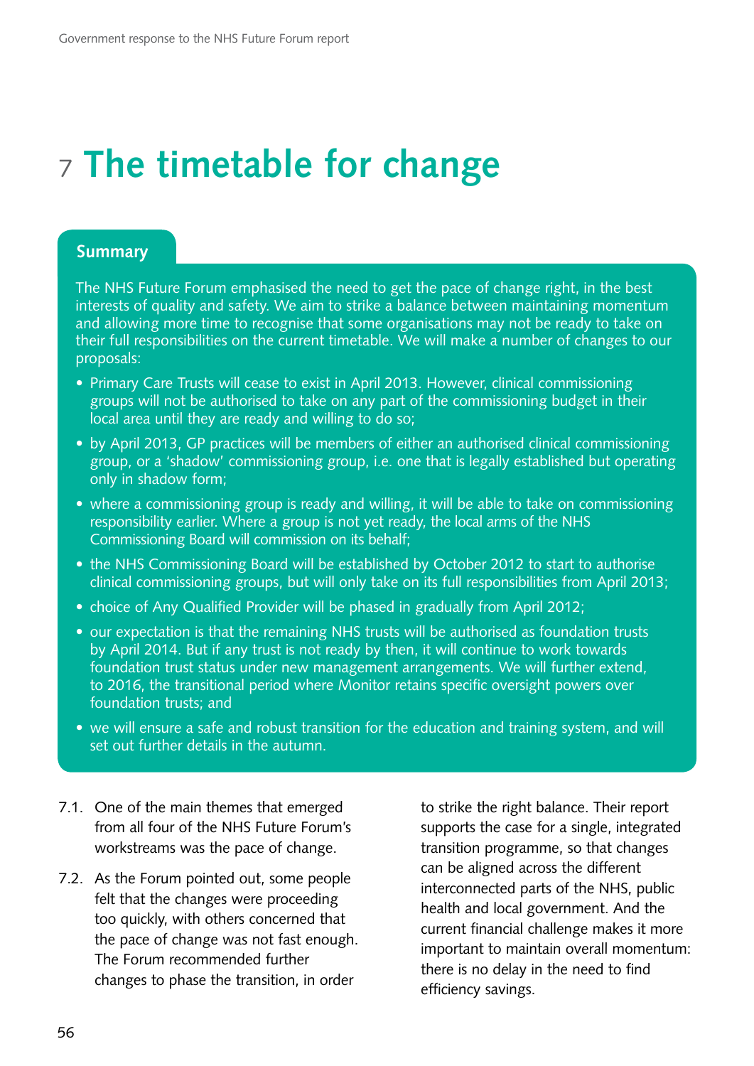# 7 The timetable for change

## Summary

The NHS Future Forum emphasised the need to get the pace of change right, in the best interests of quality and safety. We aim to strike a balance between maintaining momentum and allowing more time to recognise that some organisations may not be ready to take on their full responsibilities on the current timetable. We will make a number of changes to our proposals:

- Primary Care Trusts will cease to exist in April 2013. However, clinical commissioning groups will not be authorised to take on any part of the commissioning budget in their local area until they are ready and willing to do so;
- by April 2013, GP practices will be members of either an authorised clinical commissioning group, or a 'shadow' commissioning group, i.e. one that is legally established but operating only in shadow form;
- where a commissioning group is ready and willing, it will be able to take on commissioning responsibility earlier. Where a group is not yet ready, the local arms of the NHS Commissioning Board will commission on its behalf;
- the NHS Commissioning Board will be established by October 2012 to start to authorise clinical commissioning groups, but will only take on its full responsibilities from April 2013;
- choice of Any Qualified Provider will be phased in gradually from April 2012;
- our expectation is that the remaining NHS trusts will be authorised as foundation trusts by April 2014. But if any trust is not ready by then, it will continue to work towards foundation trust status under new management arrangements. We will further extend, to 2016, the transitional period where Monitor retains specific oversight powers over foundation trusts; and
- we will ensure a safe and robust transition for the education and training system, and will set out further details in the autumn.

7.1. One of the main themes that emerged from all four of the NHS Future Forum's workstreams was the pace of change.

7.2. As the Forum pointed out, some people felt that the changes were proceeding too quickly, with others concerned that the pace of change was not fast enough. The Forum recommended further changes to phase the transition, in order to strike the right balance. Their report supports the case for a single, integrated transition programme, so that changes can be aligned across the different interconnected parts of the NHS, public health and local government. And the current financial challenge makes it more important to maintain overall momentum: there is no delay in the need to find efficiency savings.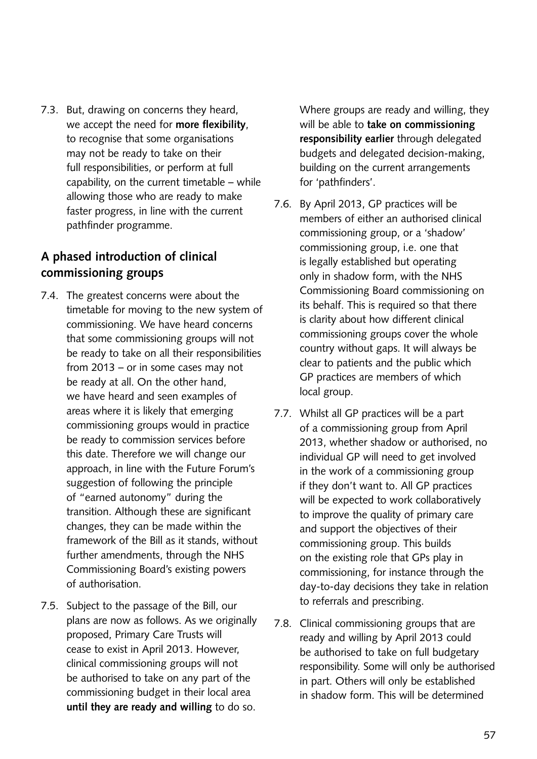7.3. But, drawing on concerns they heard, we accept the need for **more flexibility**, to recognise that some organisations may not be ready to take on their full responsibilities, or perform at full capability, on the current timetable – while allowing those who are ready to make faster progress, in line with the current pathfinder programme.

## A phased introduction of clinical commissioning groups

7.4. The greatest concerns were about the timetable for moving to the new system of commissioning. We have heard concerns that some commissioning groups will not be ready to take on all their responsibilities from 2013 – or in some cases may not be ready at all. On the other hand, we have heard and seen examples of areas where it is likely that emerging commissioning groups would in practice be ready to commission services before this date. Therefore we will change our approach, in line with the Future Forum's suggestion of following the principle of "earned autonomy" during the transition. Although these are significant changes, they can be made within the framework of the Bill as it stands, without further amendments, through the NHS Commissioning Board's existing powers of authorisation.

7.5. Subject to the passage of the Bill, our plans are now as follows. As we originally proposed, Primary Care Trusts will cease to exist in April 2013. However, clinical commissioning groups will not be authorised to take on any part of the commissioning budget in their local area **until they are ready and willing** to do so. Where groups are ready and willing, they will be able to **take on commissioning responsibility earlier** through delegated budgets and delegated decision-making, building on the current arrangements for 'pathfinders'.

7.6. By April 2013, GP practices will be members of either an authorised clinical commissioning group, or a 'shadow' commissioning group, i.e. one that is legally established but operating only in shadow form, with the NHS Commissioning Board commissioning on its behalf. This is required so that there is clarity about how different clinical commissioning groups cover the whole country without gaps. It will always be clear to patients and the public which GP practices are members of which local group.

7.7. Whilst all GP practices will be a part of a commissioning group from April 2013, whether shadow or authorised, no individual GP will need to get involved in the work of a commissioning group if they don't want to. All GP practices will be expected to work collaboratively to improve the quality of primary care and support the objectives of their commissioning group. This builds on the existing role that GPs play in commissioning, for instance through the day-to-day decisions they take in relation to referrals and prescribing.

7.8. Clinical commissioning groups that are ready and willing by April 2013 could be authorised to take on full budgetary responsibility. Some will only be authorised in part. Others will only be established in shadow form. This will be determined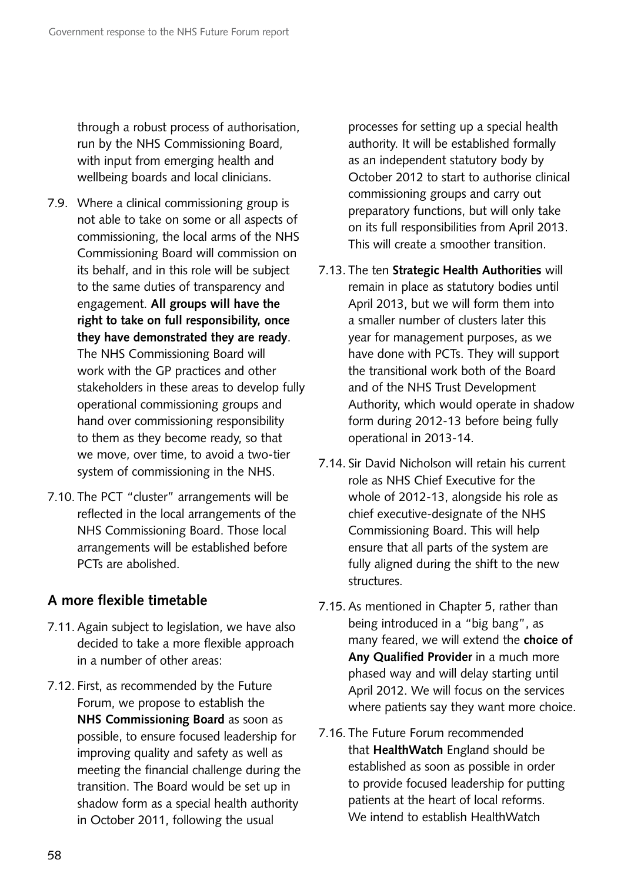through a robust process of authorisation, run by the NHS Commissioning Board, with input from emerging health and wellbeing boards and local clinicians.

7.9. Where a clinical commissioning group is not able to take on some or all aspects of commissioning, the local arms of the NHS Commissioning Board will commission on its behalf, and in this role will be subject to the same duties of transparency and engagement. **All groups will have the right to take on full responsibility, once they have demonstrated they are ready**. The NHS Commissioning Board will work with the GP practices and other stakeholders in these areas to develop fully operational commissioning groups and hand over commissioning responsibility to them as they become ready, so that we move, over time, to avoid a two-tier system of commissioning in the NHS.

7.10. The PCT "cluster" arrangements will be reflected in the local arrangements of the NHS Commissioning Board. Those local arrangements will be established before PCTs are abolished.

## A more flexible timetable

7.11. Again subject to legislation, we have also decided to take a more flexible approach in a number of other areas:

7.12. First, as recommended by the Future Forum, we propose to establish the **NHS Commissioning Board** as soon as possible, to ensure focused leadership for improving quality and safety as well as meeting the financial challenge during the transition. The Board would be set up in shadow form as a special health authority in October 2011, following the usual processes for setting up a special health authority. It will be established formally as an independent statutory body by October 2012 to start to authorise clinical commissioning groups and carry out preparatory functions, but will only take on its full responsibilities from April 2013. This will create a smoother transition.

7.13. The ten **Strategic Health Authorities** will remain in place as statutory bodies until April 2013, but we will form them into a smaller number of clusters later this year for management purposes, as we have done with PCTs. They will support the transitional work both of the Board and of the NHS Trust Development Authority, which would operate in shadow form during 2012-13 before being fully operational in 2013-14.

7.14. Sir David Nicholson will retain his current role as NHS Chief Executive for the whole of 2012-13, alongside his role as chief executive-designate of the NHS Commissioning Board. This will help ensure that all parts of the system are fully aligned during the shift to the new structures.

7.15. As mentioned in Chapter 5, rather than being introduced in a "big bang", as many feared, we will extend the **choice of Any Qualified Provider** in a much more phased way and will delay starting until April 2012. We will focus on the services where patients say they want more choice.

7.16. The Future Forum recommended that **HealthWatch** England should be established as soon as possible in order to provide focused leadership for putting patients at the heart of local reforms. We intend to establish HealthWatch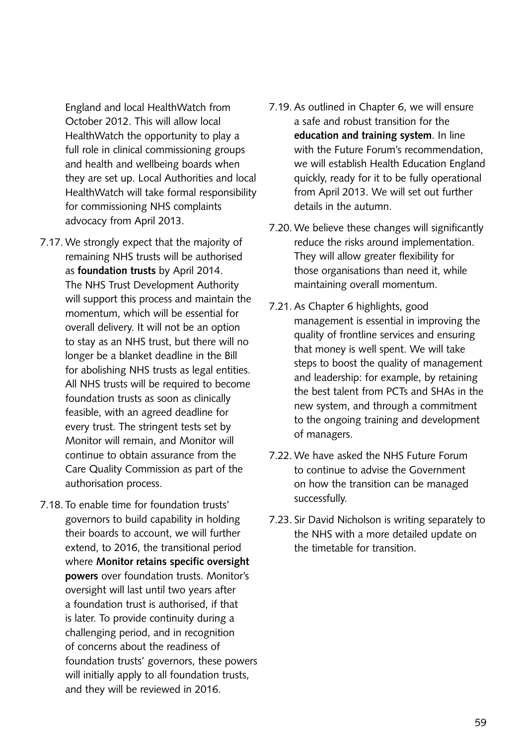England and local HealthWatch from October 2012. This will allow local HealthWatch the opportunity to play a full role in clinical commissioning groups and health and wellbeing boards when they are set up. Local Authorities and local HealthWatch will take formal responsibility for commissioning NHS complaints advocacy from April 2013.

7.17. We strongly expect that the majority of remaining NHS trusts will be authorised as **foundation trusts** by April 2014. The NHS Trust Development Authority will support this process and maintain the momentum, which will be essential for overall delivery. It will not be an option to stay as an NHS trust, but there will no longer be a blanket deadline in the Bill for abolishing NHS trusts as legal entities. All NHS trusts will be required to become foundation trusts as soon as clinically feasible, with an agreed deadline for every trust. The stringent tests set by Monitor will remain, and Monitor will continue to obtain assurance from the Care Quality Commission as part of the authorisation process.

7.18. To enable time for foundation trusts' governors to build capability in holding their boards to account, we will further extend, to 2016, the transitional period where **Monitor retains specific oversight powers** over foundation trusts. Monitor's oversight will last until two years after a foundation trust is authorised, if that is later. To provide continuity during a challenging period, and in recognition of concerns about the readiness of foundation trusts' governors, these powers will initially apply to all foundation trusts, and they will be reviewed in 2016.

7.19. As outlined in Chapter 6, we will ensure a safe and robust transition for the **education and training system**. In line with the Future Forum's recommendation, we will establish Health Education England quickly, ready for it to be fully operational from April 2013. We will set out further details in the autumn.

7.20. We believe these changes will significantly reduce the risks around implementation. They will allow greater flexibility for those organisations than need it, while maintaining overall momentum.

7.21. As Chapter 6 highlights, good management is essential in improving the quality of frontline services and ensuring that money is well spent. We will take steps to boost the quality of management and leadership: for example, by retaining the best talent from PCTs and SHAs in the new system, and through a commitment to the ongoing training and development of managers.

7.22. We have asked the NHS Future Forum to continue to advise the Government on how the transition can be managed successfully.

7.23. Sir David Nicholson is writing separately to the NHS with a more detailed update on the timetable for transition.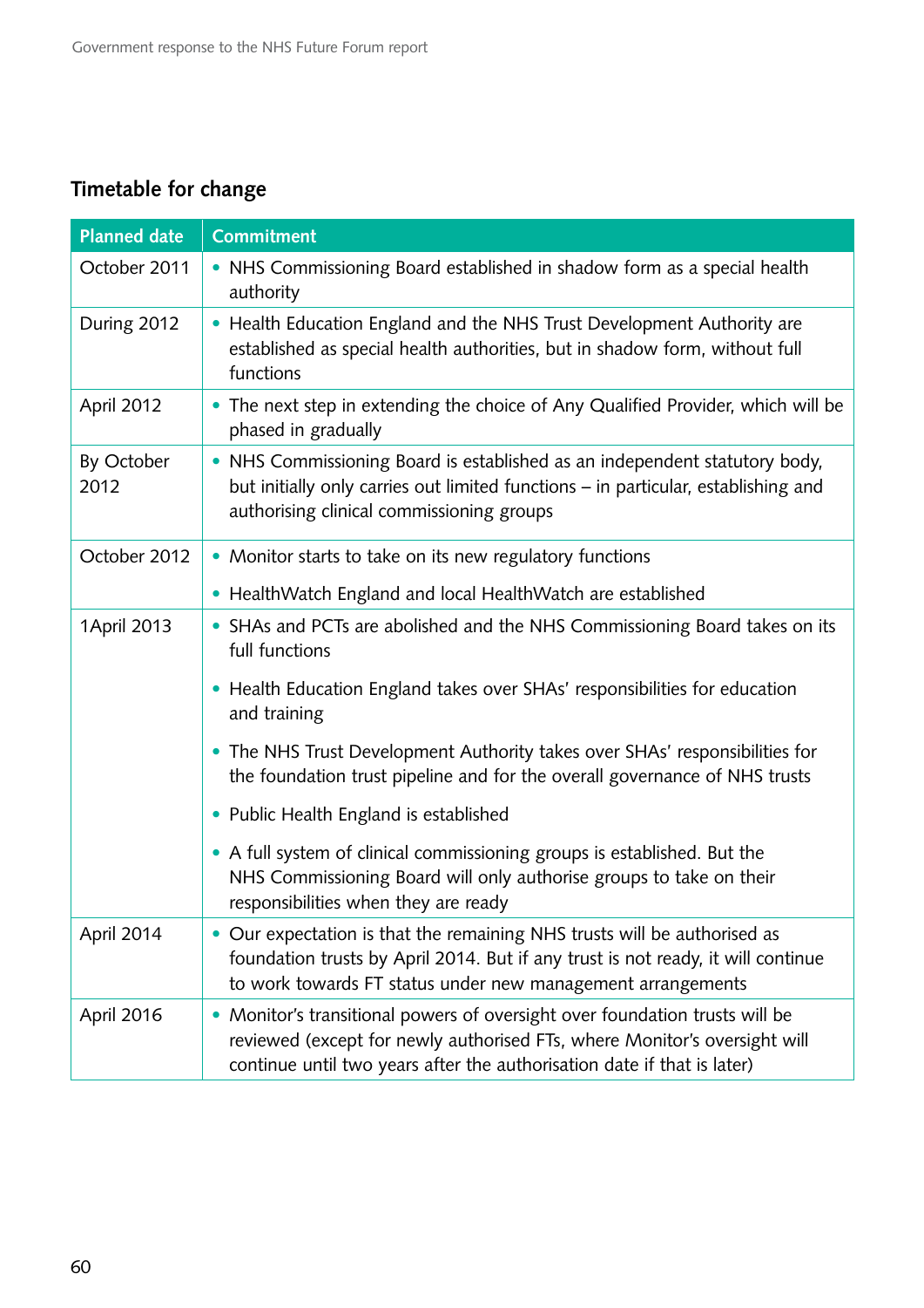## Timetable for change

| Planned date | Commitment |
|---|---|
| October 2011 | • NHS Commissioning Board established in shadow form as a special health authority |
| During 2012 | • Health Education England and the NHS Trust Development Authority are established as special health authorities, but in shadow form, without full functions |
| April 2012 | • The next step in extending the choice of Any Qualified Provider, which will be phased in gradually |
| By October 2012 | • NHS Commissioning Board is established as an independent statutory body, but initially only carries out limited functions – in particular, establishing and authorising clinical commissioning groups |
| October 2012 | • Monitor starts to take on its new regulatory functions<br>• HealthWatch England and local HealthWatch are established |
| 1April 2013 | • SHAs and PCTs are abolished and the NHS Commissioning Board takes on its full functions<br>• Health Education England takes over SHAs' responsibilities for education and training<br>• The NHS Trust Development Authority takes over SHAs' responsibilities for the foundation trust pipeline and for the overall governance of NHS trusts<br>• Public Health England is established<br>• A full system of clinical commissioning groups is established. But the NHS Commissioning Board will only authorise groups to take on their responsibilities when they are ready |
| April 2014 | • Our expectation is that the remaining NHS trusts will be authorised as foundation trusts by April 2014. But if any trust is not ready, it will continue to work towards FT status under new management arrangements |
| April 2016 | • Monitor's transitional powers of oversight over foundation trusts will be reviewed (except for newly authorised FTs, where Monitor's oversight will continue until two years after the authorisation date if that is later) |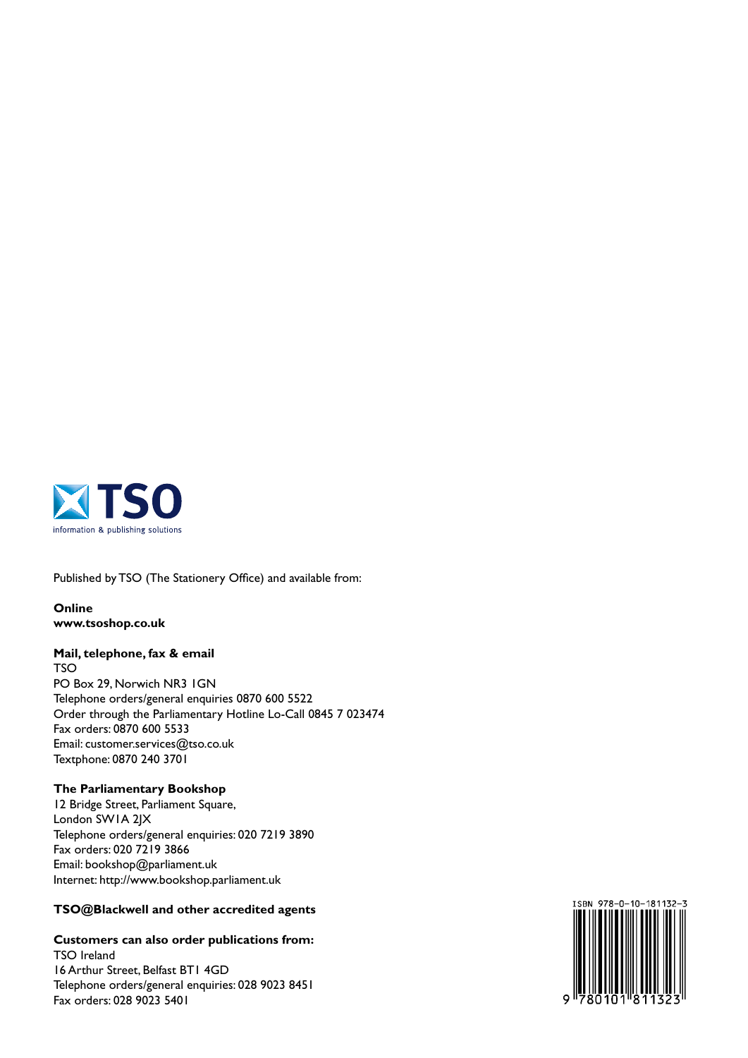TSO

information & publishing solutions

Published by TSO (The Stationery Office) and available from:

**Online**
**www.tsoshop.co.uk**

**Mail, telephone, fax & email**
TSO
PO Box 29, Norwich NR3 1GN
Telephone orders/general enquiries 0870 600 5522
Order through the Parliamentary Hotline Lo-Call 0845 7 023474
Fax orders: 0870 600 5533
Email: customer.services@tso.co.uk
Textphone: 0870 240 3701

**The Parliamentary Bookshop**
12 Bridge Street, Parliament Square,
London SW1A 2JX
Telephone orders/general enquiries: 020 7219 3890
Fax orders: 020 7219 3866
Email: bookshop@parliament.uk
Internet: http://www.bookshop.parliament.uk

**TSO@Blackwell and other accredited agents**

**Customers can also order publications from:**
TSO Ireland
16 Arthur Street, Belfast BT1 4GD
Telephone orders/general enquiries: 028 9023 8451
Fax orders: 028 9023 5401

ISBN 978-0-10-181132-3

9 780101 811323